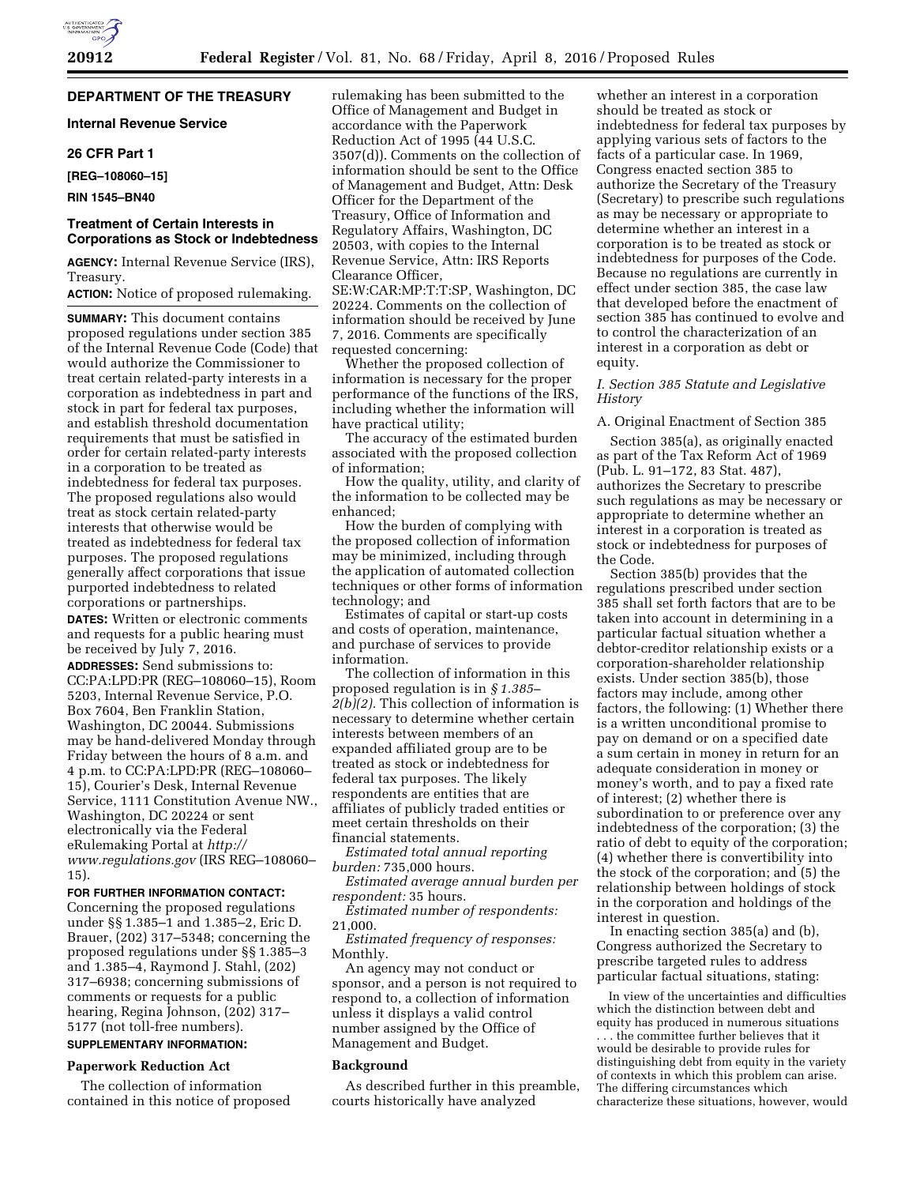**DEPARTMENT OF THE TREASURY**

**Internal Revenue Service**

**26 CFR Part 1**

**[REG–108060–15]**

**RIN 1545–BN40**

## Treatment of Certain Interests in Corporations as Stock or Indebtedness

**AGENCY:** Internal Revenue Service (IRS), Treasury.

**ACTION:** Notice of proposed rulemaking.

**SUMMARY:** This document contains proposed regulations under section 385 of the Internal Revenue Code (Code) that would authorize the Commissioner to treat certain related-party interests in a corporation as indebtedness in part and stock in part for federal tax purposes, and establish threshold documentation requirements that must be satisfied in order for certain related-party interests in a corporation to be treated as indebtedness for federal tax purposes. The proposed regulations also would treat as stock certain related-party interests that otherwise would be treated as indebtedness for federal tax purposes. The proposed regulations generally affect corporations that issue purported indebtedness to related corporations or partnerships.

**DATES:** Written or electronic comments and requests for a public hearing must be received by July 7, 2016.

**ADDRESSES:** Send submissions to: CC:PA:LPD:PR (REG–108060–15), Room 5203, Internal Revenue Service, P.O. Box 7604, Ben Franklin Station, Washington, DC 20044. Submissions may be hand-delivered Monday through Friday between the hours of 8 a.m. and 4 p.m. to CC:PA:LPD:PR (REG–108060–15), Courier's Desk, Internal Revenue Service, 1111 Constitution Avenue NW., Washington, DC 20224 or sent electronically via the Federal eRulemaking Portal at *http://www.regulations.gov* (IRS REG–108060–15).

**FOR FURTHER INFORMATION CONTACT:** Concerning the proposed regulations under §§ 1.385–1 and 1.385–2, Eric D. Brauer, (202) 317–5348; concerning the proposed regulations under §§ 1.385–3 and 1.385–4, Raymond J. Stahl, (202) 317–6938; concerning submissions of comments or requests for a public hearing, Regina Johnson, (202) 317–5177 (not toll-free numbers).

**SUPPLEMENTARY INFORMATION:**

### Paperwork Reduction Act

The collection of information contained in this notice of proposed rulemaking has been submitted to the Office of Management and Budget in accordance with the Paperwork Reduction Act of 1995 (44 U.S.C. 3507(d)). Comments on the collection of information should be sent to the Office of Management and Budget, Attn: Desk Officer for the Department of the Treasury, Office of Information and Regulatory Affairs, Washington, DC 20503, with copies to the Internal Revenue Service, Attn: IRS Reports Clearance Officer, SE:W:CAR:MP:T:T:SP, Washington, DC 20224. Comments on the collection of information should be received by June 7, 2016. Comments are specifically requested concerning:

Whether the proposed collection of information is necessary for the proper performance of the functions of the IRS, including whether the information will have practical utility;

The accuracy of the estimated burden associated with the proposed collection of information;

How the quality, utility, and clarity of the information to be collected may be enhanced;

How the burden of complying with the proposed collection of information may be minimized, including through the application of automated collection techniques or other forms of information technology; and

Estimates of capital or start-up costs and costs of operation, maintenance, and purchase of services to provide information.

The collection of information in this proposed regulation is in *§ 1.385–2(b)(2).* This collection of information is necessary to determine whether certain interests between members of an expanded affiliated group are to be treated as stock or indebtedness for federal tax purposes. The likely respondents are entities that are affiliates of publicly traded entities or meet certain thresholds on their financial statements.

*Estimated total annual reporting burden:* 735,000 hours.

*Estimated average annual burden per respondent:* 35 hours.

*Estimated number of respondents:* 21,000.

*Estimated frequency of responses:* Monthly.

An agency may not conduct or sponsor, and a person is not required to respond to, a collection of information unless it displays a valid control number assigned by the Office of Management and Budget.

### Background

As described further in this preamble, courts historically have analyzed whether an interest in a corporation should be treated as stock or indebtedness for federal tax purposes by applying various sets of factors to the facts of a particular case. In 1969, Congress enacted section 385 to authorize the Secretary of the Treasury (Secretary) to prescribe such regulations as may be necessary or appropriate to determine whether an interest in a corporation is to be treated as stock or indebtedness for purposes of the Code. Because no regulations are currently in effect under section 385, the case law that developed before the enactment of section 385 has continued to evolve and to control the characterization of an interest in a corporation as debt or equity.

#### *I. Section 385 Statute and Legislative History*

A. Original Enactment of Section 385

Section 385(a), as originally enacted as part of the Tax Reform Act of 1969 (Pub. L. 91–172, 83 Stat. 487), authorizes the Secretary to prescribe such regulations as may be necessary or appropriate to determine whether an interest in a corporation is treated as stock or indebtedness for purposes of the Code.

Section 385(b) provides that the regulations prescribed under section 385 shall set forth factors that are to be taken into account in determining in a particular factual situation whether a debtor-creditor relationship exists or a corporation-shareholder relationship exists. Under section 385(b), those factors may include, among other factors, the following: (1) Whether there is a written unconditional promise to pay on demand or on a specified date a sum certain in money in return for an adequate consideration in money or money's worth, and to pay a fixed rate of interest; (2) whether there is subordination to or preference over any indebtedness of the corporation; (3) the ratio of debt to equity of the corporation; (4) whether there is convertibility into the stock of the corporation; and (5) the relationship between holdings of stock in the corporation and holdings of the interest in question.

In enacting section 385(a) and (b), Congress authorized the Secretary to prescribe targeted rules to address particular factual situations, stating:

> In view of the uncertainties and difficulties which the distinction between debt and equity has produced in numerous situations . . . the committee further believes that it would be desirable to provide rules for distinguishing debt from equity in the variety of contexts in which this problem can arise. The differing circumstances which characterize these situations, however, would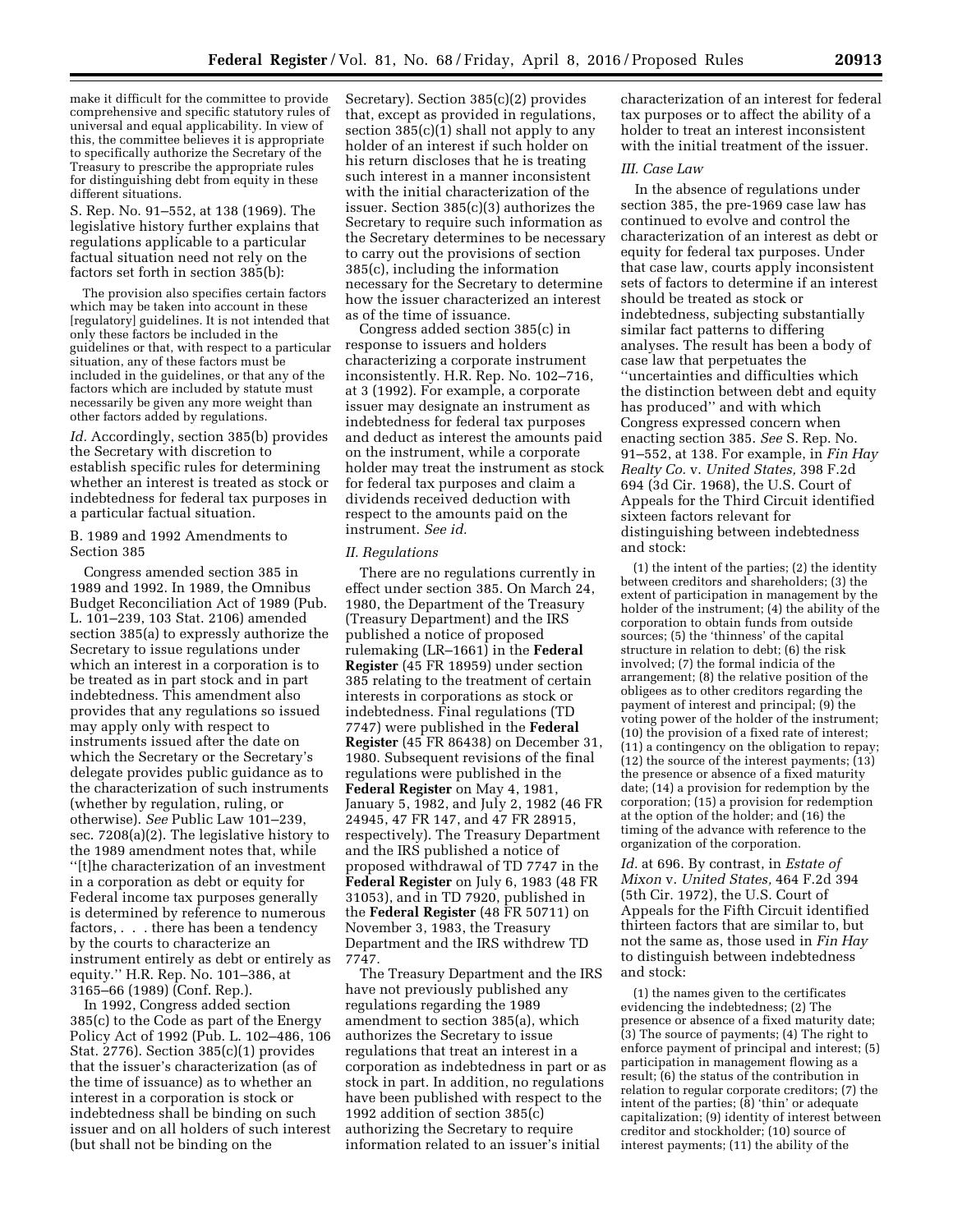make it difficult for the committee to provide comprehensive and specific statutory rules of universal and equal applicability. In view of this, the committee believes it is appropriate to specifically authorize the Secretary of the Treasury to prescribe the appropriate rules for distinguishing debt from equity in these different situations.

S. Rep. No. 91–552, at 138 (1969). The legislative history further explains that regulations applicable to a particular factual situation need not rely on the factors set forth in section 385(b):

> The provision also specifies certain factors which may be taken into account in these [regulatory] guidelines. It is not intended that only these factors be included in the guidelines or that, with respect to a particular situation, any of these factors must be included in the guidelines, or that any of the factors which are included by statute must necessarily be given any more weight than other factors added by regulations.

*Id.* Accordingly, section 385(b) provides the Secretary with discretion to establish specific rules for determining whether an interest is treated as stock or indebtedness for federal tax purposes in a particular factual situation.

B. 1989 and 1992 Amendments to Section 385

Congress amended section 385 in 1989 and 1992. In 1989, the Omnibus Budget Reconciliation Act of 1989 (Pub. L. 101–239, 103 Stat. 2106) amended section 385(a) to expressly authorize the Secretary to issue regulations under which an interest in a corporation is to be treated as in part stock and in part indebtedness. This amendment also provides that any regulations so issued may apply only with respect to instruments issued after the date on which the Secretary or the Secretary's delegate provides public guidance as to the characterization of such instruments (whether by regulation, ruling, or otherwise). *See* Public Law 101–239, sec. 7208(a)(2). The legislative history to the 1989 amendment notes that, while "[t]he characterization of an investment in a corporation as debt or equity for Federal income tax purposes generally is determined by reference to numerous factors, . . . there has been a tendency by the courts to characterize an instrument entirely as debt or entirely as equity." H.R. Rep. No. 101–386, at 3165–66 (1989) (Conf. Rep.).

In 1992, Congress added section 385(c) to the Code as part of the Energy Policy Act of 1992 (Pub. L. 102–486, 106 Stat. 2776). Section 385(c)(1) provides that the issuer's characterization (as of the time of issuance) as to whether an interest in a corporation is stock or indebtedness shall be binding on such issuer and on all holders of such interest (but shall not be binding on the Secretary). Section 385(c)(2) provides that, except as provided in regulations, section 385(c)(1) shall not apply to any holder of an interest if such holder on his return discloses that he is treating such interest in a manner inconsistent with the initial characterization of the issuer. Section 385(c)(3) authorizes the Secretary to require such information as the Secretary determines to be necessary to carry out the provisions of section 385(c), including the information necessary for the Secretary to determine how the issuer characterized an interest as of the time of issuance.

Congress added section 385(c) in response to issuers and holders characterizing a corporate instrument inconsistently. H.R. Rep. No. 102–716, at 3 (1992). For example, a corporate issuer may designate an instrument as indebtedness for federal tax purposes and deduct as interest the amounts paid on the instrument, while a corporate holder may treat the instrument as stock for federal tax purposes and claim a dividends received deduction with respect to the amounts paid on the instrument. *See id.*

### *II. Regulations*

There are no regulations currently in effect under section 385. On March 24, 1980, the Department of the Treasury (Treasury Department) and the IRS published a notice of proposed rulemaking (LR–1661) in the **Federal Register** (45 FR 18959) under section 385 relating to the treatment of certain interests in corporations as stock or indebtedness. Final regulations (TD 7747) were published in the **Federal Register** (45 FR 86438) on December 31, 1980. Subsequent revisions of the final regulations were published in the **Federal Register** on May 4, 1981, January 5, 1982, and July 2, 1982 (46 FR 24945, 47 FR 147, and 47 FR 28915, respectively). The Treasury Department and the IRS published a notice of proposed withdrawal of TD 7747 in the **Federal Register** on July 6, 1983 (48 FR 31053), and in TD 7920, published in the **Federal Register** (48 FR 50711) on November 3, 1983, the Treasury Department and the IRS withdrew TD 7747.

The Treasury Department and the IRS have not previously published any regulations regarding the 1989 amendment to section 385(a), which authorizes the Secretary to issue regulations that treat an interest in a corporation as indebtedness in part or as stock in part. In addition, no regulations have been published with respect to the 1992 addition of section 385(c) authorizing the Secretary to require information related to an issuer's initial characterization of an interest for federal tax purposes or to affect the ability of a holder to treat an interest inconsistent with the initial treatment of the issuer.

### *III. Case Law*

In the absence of regulations under section 385, the pre-1969 case law has continued to evolve and control the characterization of an interest as debt or equity for federal tax purposes. Under that case law, courts apply inconsistent sets of factors to determine if an interest should be treated as stock or indebtedness, subjecting substantially similar fact patterns to differing analyses. The result has been a body of case law that perpetuates the "uncertainties and difficulties which the distinction between debt and equity has produced" and with which Congress expressed concern when enacting section 385. *See* S. Rep. No. 91–552, at 138. For example, in *Fin Hay Realty Co.* v. *United States,* 398 F.2d 694 (3d Cir. 1968), the U.S. Court of Appeals for the Third Circuit identified sixteen factors relevant for distinguishing between indebtedness and stock:

> (1) the intent of the parties; (2) the identity between creditors and shareholders; (3) the extent of participation in management by the holder of the instrument; (4) the ability of the corporation to obtain funds from outside sources; (5) the 'thinness' of the capital structure in relation to debt; (6) the risk involved; (7) the formal indicia of the arrangement; (8) the relative position of the obligees as to other creditors regarding the payment of interest and principal; (9) the voting power of the holder of the instrument; (10) the provision of a fixed rate of interest; (11) a contingency on the obligation to repay; (12) the source of the interest payments; (13) the presence or absence of a fixed maturity date; (14) a provision for redemption by the corporation; (15) a provision for redemption at the option of the holder; and (16) the timing of the advance with reference to the organization of the corporation.

*Id.* at 696. By contrast, in *Estate of Mixon* v. *United States,* 464 F.2d 394 (5th Cir. 1972), the U.S. Court of Appeals for the Fifth Circuit identified thirteen factors that are similar to, but not the same as, those used in *Fin Hay* to distinguish between indebtedness and stock:

> (1) the names given to the certificates evidencing the indebtedness; (2) The presence or absence of a fixed maturity date; (3) The source of payments; (4) The right to enforce payment of principal and interest; (5) participation in management flowing as a result; (6) the status of the contribution in relation to regular corporate creditors; (7) the intent of the parties; (8) 'thin' or adequate capitalization; (9) identity of interest between creditor and stockholder; (10) source of interest payments; (11) the ability of the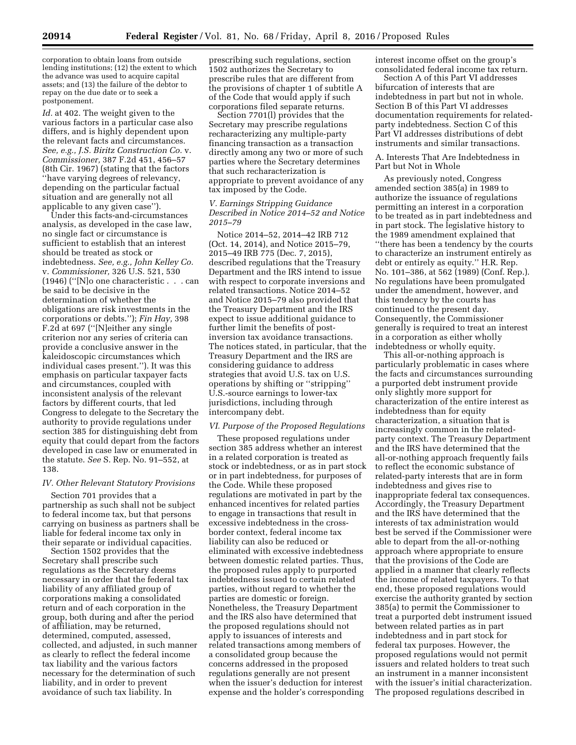corporation to obtain loans from outside lending institutions; (12) the extent to which the advance was used to acquire capital assets; and (13) the failure of the debtor to repay on the due date or to seek a postponement.

*Id.* at 402. The weight given to the various factors in a particular case also differs, and is highly dependent upon the relevant facts and circumstances. *See, e.g., J.S. Biritz Construction Co.* v. *Commissioner,* 387 F.2d 451, 456–57 (8th Cir. 1967) (stating that the factors ''have varying degrees of relevancy, depending on the particular factual situation and are generally not all applicable to any given case'').

Under this facts-and-circumstances analysis, as developed in the case law, no single fact or circumstance is sufficient to establish that an interest should be treated as stock or indebtedness. *See, e.g., John Kelley Co.* v. *Commissioner,* 326 U.S. 521, 530 (1946) (''[N]o one characteristic . . . can be said to be decisive in the determination of whether the obligations are risk investments in the corporations or debts.''); *Fin Hay,* 398 F.2d at 697 (''[N]either any single criterion nor any series of criteria can provide a conclusive answer in the kaleidoscopic circumstances which individual cases present.''). It was this emphasis on particular taxpayer facts and circumstances, coupled with inconsistent analysis of the relevant factors by different courts, that led Congress to delegate to the Secretary the authority to provide regulations under section 385 for distinguishing debt from equity that could depart from the factors developed in case law or enumerated in the statute. *See* S. Rep. No. 91–552, at 138.

### *IV. Other Relevant Statutory Provisions*

Section 701 provides that a partnership as such shall not be subject to federal income tax, but that persons carrying on business as partners shall be liable for federal income tax only in their separate or individual capacities.

Section 1502 provides that the Secretary shall prescribe such regulations as the Secretary deems necessary in order that the federal tax liability of any affiliated group of corporations making a consolidated return and of each corporation in the group, both during and after the period of affiliation, may be returned, determined, computed, assessed, collected, and adjusted, in such manner as clearly to reflect the federal income tax liability and the various factors necessary for the determination of such liability, and in order to prevent avoidance of such tax liability. In prescribing such regulations, section 1502 authorizes the Secretary to prescribe rules that are different from the provisions of chapter 1 of subtitle A of the Code that would apply if such corporations filed separate returns.

Section 7701(l) provides that the Secretary may prescribe regulations recharacterizing any multiple-party financing transaction as a transaction directly among any two or more of such parties where the Secretary determines that such recharacterization is appropriate to prevent avoidance of any tax imposed by the Code.

### *V. Earnings Stripping Guidance Described in Notice 2014–52 and Notice 2015–79*

Notice 2014–52, 2014–42 IRB 712 (Oct. 14, 2014), and Notice 2015–79, 2015–49 IRB 775 (Dec. 7, 2015), described regulations that the Treasury Department and the IRS intend to issue with respect to corporate inversions and related transactions. Notice 2014–52 and Notice 2015–79 also provided that the Treasury Department and the IRS expect to issue additional guidance to further limit the benefits of post-inversion tax avoidance transactions. The notices stated, in particular, that the Treasury Department and the IRS are considering guidance to address strategies that avoid U.S. tax on U.S. operations by shifting or ''stripping'' U.S.-source earnings to lower-tax jurisdictions, including through intercompany debt.

### *VI. Purpose of the Proposed Regulations*

These proposed regulations under section 385 address whether an interest in a related corporation is treated as stock or indebtedness, or as in part stock or in part indebtedness, for purposes of the Code. While these proposed regulations are motivated in part by the enhanced incentives for related parties to engage in transactions that result in excessive indebtedness in the cross-border context, federal income tax liability can also be reduced or eliminated with excessive indebtedness between domestic related parties. Thus, the proposed rules apply to purported indebtedness issued to certain related parties, without regard to whether the parties are domestic or foreign. Nonetheless, the Treasury Department and the IRS also have determined that the proposed regulations should not apply to issuances of interests and related transactions among members of a consolidated group because the concerns addressed in the proposed regulations generally are not present when the issuer's deduction for interest expense and the holder's corresponding interest income offset on the group's consolidated federal income tax return.

Section A of this Part VI addresses bifurcation of interests that are indebtedness in part but not in whole. Section B of this Part VI addresses documentation requirements for related-party indebtedness. Section C of this Part VI addresses distributions of debt instruments and similar transactions.

#### A. Interests That Are Indebtedness in Part but Not in Whole

As previously noted, Congress amended section 385(a) in 1989 to authorize the issuance of regulations permitting an interest in a corporation to be treated as in part indebtedness and in part stock. The legislative history to the 1989 amendment explained that ''there has been a tendency by the courts to characterize an instrument entirely as debt or entirely as equity.'' H.R. Rep. No. 101–386, at 562 (1989) (Conf. Rep.). No regulations have been promulgated under the amendment, however, and this tendency by the courts has continued to the present day. Consequently, the Commissioner generally is required to treat an interest in a corporation as either wholly indebtedness or wholly equity.

This all-or-nothing approach is particularly problematic in cases where the facts and circumstances surrounding a purported debt instrument provide only slightly more support for characterization of the entire interest as indebtedness than for equity characterization, a situation that is increasingly common in the related-party context. The Treasury Department and the IRS have determined that the all-or-nothing approach frequently fails to reflect the economic substance of related-party interests that are in form indebtedness and gives rise to inappropriate federal tax consequences. Accordingly, the Treasury Department and the IRS have determined that the interests of tax administration would best be served if the Commissioner were able to depart from the all-or-nothing approach where appropriate to ensure that the provisions of the Code are applied in a manner that clearly reflects the income of related taxpayers. To that end, these proposed regulations would exercise the authority granted by section 385(a) to permit the Commissioner to treat a purported debt instrument issued between related parties as in part indebtedness and in part stock for federal tax purposes. However, the proposed regulations would not permit issuers and related holders to treat such an instrument in a manner inconsistent with the issuer's initial characterization. The proposed regulations described in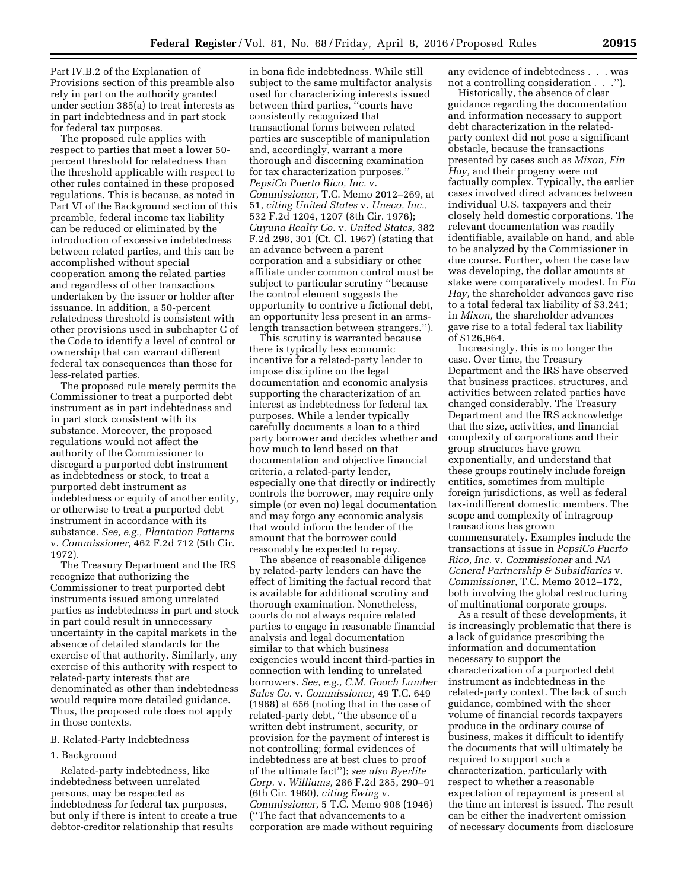Part IV.B.2 of the Explanation of Provisions section of this preamble also rely in part on the authority granted under section 385(a) to treat interests as in part indebtedness and in part stock for federal tax purposes.

The proposed rule applies with respect to parties that meet a lower 50-percent threshold for relatedness than the threshold applicable with respect to other rules contained in these proposed regulations. This is because, as noted in Part VI of the Background section of this preamble, federal income tax liability can be reduced or eliminated by the introduction of excessive indebtedness between related parties, and this can be accomplished without special cooperation among the related parties and regardless of other transactions undertaken by the issuer or holder after issuance. In addition, a 50-percent relatedness threshold is consistent with other provisions used in subchapter C of the Code to identify a level of control or ownership that can warrant different federal tax consequences than those for less-related parties.

The proposed rule merely permits the Commissioner to treat a purported debt instrument as in part indebtedness and in part stock consistent with its substance. Moreover, the proposed regulations would not affect the authority of the Commissioner to disregard a purported debt instrument as indebtedness or stock, to treat a purported debt instrument as indebtedness or equity of another entity, or otherwise to treat a purported debt instrument in accordance with its substance. *See, e.g., Plantation Patterns* v. *Commissioner,* 462 F.2d 712 (5th Cir. 1972).

The Treasury Department and the IRS recognize that authorizing the Commissioner to treat purported debt instruments issued among unrelated parties as indebtedness in part and stock in part could result in unnecessary uncertainty in the capital markets in the absence of detailed standards for the exercise of that authority. Similarly, any exercise of this authority with respect to related-party interests that are denominated as other than indebtedness would require more detailed guidance. Thus, the proposed rule does not apply in those contexts.

B. Related-Party Indebtedness

1. Background

Related-party indebtedness, like indebtedness between unrelated persons, may be respected as indebtedness for federal tax purposes, but only if there is intent to create a true debtor-creditor relationship that results in bona fide indebtedness. While still subject to the same multifactor analysis used for characterizing interests issued between third parties, "courts have consistently recognized that transactional forms between related parties are susceptible of manipulation and, accordingly, warrant a more thorough and discerning examination for tax characterization purposes." *PepsiCo Puerto Rico, Inc.* v. *Commissioner,* T.C. Memo 2012–269, at 51, *citing United States* v. *Uneco, Inc.,* 532 F.2d 1204, 1207 (8th Cir. 1976); *Cuyuna Realty Co.* v. *United States,* 382 F.2d 298, 301 (Ct. Cl. 1967) (stating that an advance between a parent corporation and a subsidiary or other affiliate under common control must be subject to particular scrutiny "because the control element suggests the opportunity to contrive a fictional debt, an opportunity less present in an arms-length transaction between strangers.").

This scrutiny is warranted because there is typically less economic incentive for a related-party lender to impose discipline on the legal documentation and economic analysis supporting the characterization of an interest as indebtedness for federal tax purposes. While a lender typically carefully documents a loan to a third party borrower and decides whether and how much to lend based on that documentation and objective financial criteria, a related-party lender, especially one that directly or indirectly controls the borrower, may require only simple (or even no) legal documentation and may forgo any economic analysis that would inform the lender of the amount that the borrower could reasonably be expected to repay.

The absence of reasonable diligence by related-party lenders can have the effect of limiting the factual record that is available for additional scrutiny and thorough examination. Nonetheless, courts do not always require related parties to engage in reasonable financial analysis and legal documentation similar to that which business exigencies would incent third-parties in connection with lending to unrelated borrowers. *See, e.g., C.M. Gooch Lumber Sales Co.* v. *Commissioner,* 49 T.C. 649 (1968) at 656 (noting that in the case of related-party debt, "the absence of a written debt instrument, security, or provision for the payment of interest is not controlling; formal evidences of indebtedness are at best clues to proof of the ultimate fact"); *see also Byerlite Corp.* v. *Williams,* 286 F.2d 285, 290–91 (6th Cir. 1960), *citing Ewing* v. *Commissioner,* 5 T.C. Memo 908 (1946) ("The fact that advancements to a corporation are made without requiring any evidence of indebtedness . . . was not a controlling consideration . . .").

Historically, the absence of clear guidance regarding the documentation and information necessary to support debt characterization in the related-party context did not pose a significant obstacle, because the transactions presented by cases such as *Mixon, Fin Hay,* and their progeny were not factually complex. Typically, the earlier cases involved direct advances between individual U.S. taxpayers and their closely held domestic corporations. The relevant documentation was readily identifiable, available on hand, and able to be analyzed by the Commissioner in due course. Further, when the case law was developing, the dollar amounts at stake were comparatively modest. In *Fin Hay,* the shareholder advances gave rise to a total federal tax liability of $3,241; in *Mixon,* the shareholder advances gave rise to a total federal tax liability of $126,964.

Increasingly, this is no longer the case. Over time, the Treasury Department and the IRS have observed that business practices, structures, and activities between related parties have changed considerably. The Treasury Department and the IRS acknowledge that the size, activities, and financial complexity of corporations and their group structures have grown exponentially, and understand that these groups routinely include foreign entities, sometimes from multiple foreign jurisdictions, as well as federal tax-indifferent domestic members. The scope and complexity of intragroup transactions has grown commensurately. Examples include the transactions at issue in *PepsiCo Puerto Rico, Inc.* v. *Commissioner* and *NA General Partnership & Subsidiaries* v. *Commissioner,* T.C. Memo 2012–172, both involving the global restructuring of multinational corporate groups.

As a result of these developments, it is increasingly problematic that there is a lack of guidance prescribing the information and documentation necessary to support the characterization of a purported debt instrument as indebtedness in the related-party context. The lack of such guidance, combined with the sheer volume of financial records taxpayers produce in the ordinary course of business, makes it difficult to identify the documents that will ultimately be required to support such a characterization, particularly with respect to whether a reasonable expectation of repayment is present at the time an interest is issued. The result can be either the inadvertent omission of necessary documents from disclosure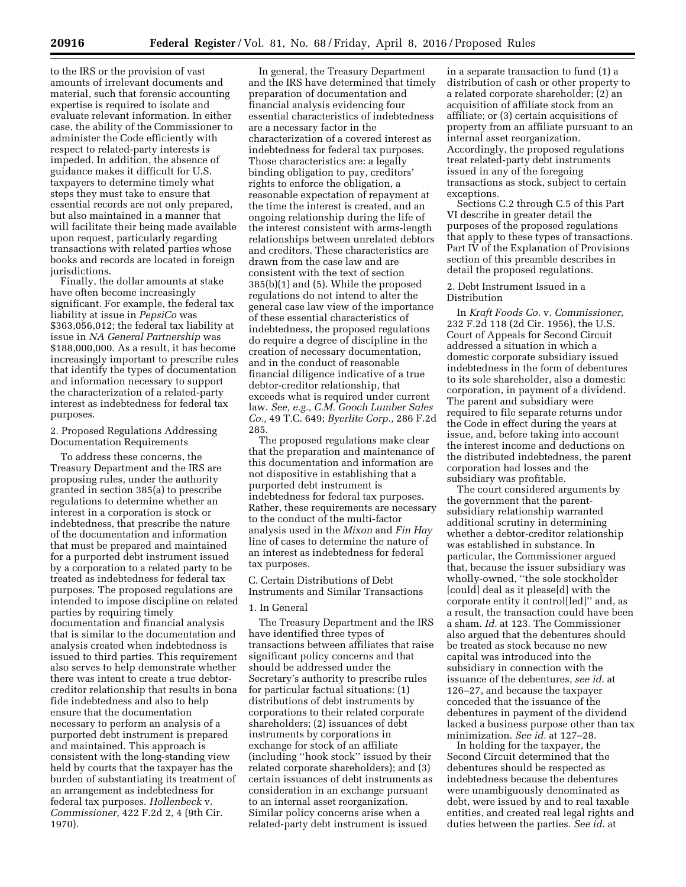to the IRS or the provision of vast amounts of irrelevant documents and material, such that forensic accounting expertise is required to isolate and evaluate relevant information. In either case, the ability of the Commissioner to administer the Code efficiently with respect to related-party interests is impeded. In addition, the absence of guidance makes it difficult for U.S. taxpayers to determine timely what steps they must take to ensure that essential records are not only prepared, but also maintained in a manner that will facilitate their being made available upon request, particularly regarding transactions with related parties whose books and records are located in foreign jurisdictions.

Finally, the dollar amounts at stake have often become increasingly significant. For example, the federal tax liability at issue in *PepsiCo* was $363,056,012; the federal tax liability at issue in *NA General Partnership* was $188,000,000. As a result, it has become increasingly important to prescribe rules that identify the types of documentation and information necessary to support the characterization of a related-party interest as indebtedness for federal tax purposes.

2. Proposed Regulations Addressing Documentation Requirements

To address these concerns, the Treasury Department and the IRS are proposing rules, under the authority granted in section 385(a) to prescribe regulations to determine whether an interest in a corporation is stock or indebtedness, that prescribe the nature of the documentation and information that must be prepared and maintained for a purported debt instrument issued by a corporation to a related party to be treated as indebtedness for federal tax purposes. The proposed regulations are intended to impose discipline on related parties by requiring timely documentation and financial analysis that is similar to the documentation and analysis created when indebtedness is issued to third parties. This requirement also serves to help demonstrate whether there was intent to create a true debtor-creditor relationship that results in bona fide indebtedness and also to help ensure that the documentation necessary to perform an analysis of a purported debt instrument is prepared and maintained. This approach is consistent with the long-standing view held by courts that the taxpayer has the burden of substantiating its treatment of an arrangement as indebtedness for federal tax purposes. *Hollenbeck* v. *Commissioner,* 422 F.2d 2, 4 (9th Cir. 1970).

In general, the Treasury Department and the IRS have determined that timely preparation of documentation and financial analysis evidencing four essential characteristics of indebtedness are a necessary factor in the characterization of a covered interest as indebtedness for federal tax purposes. Those characteristics are: a legally binding obligation to pay, creditors' rights to enforce the obligation, a reasonable expectation of repayment at the time the interest is created, and an ongoing relationship during the life of the interest consistent with arms-length relationships between unrelated debtors and creditors. These characteristics are drawn from the case law and are consistent with the text of section 385(b)(1) and (5). While the proposed regulations do not intend to alter the general case law view of the importance of these essential characteristics of indebtedness, the proposed regulations do require a degree of discipline in the creation of necessary documentation, and in the conduct of reasonable financial diligence indicative of a true debtor-creditor relationship, that exceeds what is required under current law. *See, e.g., C.M. Gooch Lumber Sales Co.,* 49 T.C. 649; *Byerlite Corp.,* 286 F.2d 285.

The proposed regulations make clear that the preparation and maintenance of this documentation and information are not dispositive in establishing that a purported debt instrument is indebtedness for federal tax purposes. Rather, these requirements are necessary to the conduct of the multi-factor analysis used in the *Mixon* and *Fin Hay* line of cases to determine the nature of an interest as indebtedness for federal tax purposes.

C. Certain Distributions of Debt Instruments and Similar Transactions

1. In General

The Treasury Department and the IRS have identified three types of transactions between affiliates that raise significant policy concerns and that should be addressed under the Secretary's authority to prescribe rules for particular factual situations: (1) distributions of debt instruments by corporations to their related corporate shareholders; (2) issuances of debt instruments by corporations in exchange for stock of an affiliate (including "hook stock" issued by their related corporate shareholders); and (3) certain issuances of debt instruments as consideration in an exchange pursuant to an internal asset reorganization. Similar policy concerns arise when a related-party debt instrument is issued in a separate transaction to fund (1) a distribution of cash or other property to a related corporate shareholder; (2) an acquisition of affiliate stock from an affiliate; or (3) certain acquisitions of property from an affiliate pursuant to an internal asset reorganization. Accordingly, the proposed regulations treat related-party debt instruments issued in any of the foregoing transactions as stock, subject to certain exceptions.

Sections C.2 through C.5 of this Part VI describe in greater detail the purposes of the proposed regulations that apply to these types of transactions. Part IV of the Explanation of Provisions section of this preamble describes in detail the proposed regulations.

2. Debt Instrument Issued in a Distribution

In *Kraft Foods Co.* v. *Commissioner,* 232 F.2d 118 (2d Cir. 1956), the U.S. Court of Appeals for Second Circuit addressed a situation in which a domestic corporate subsidiary issued indebtedness in the form of debentures to its sole shareholder, also a domestic corporation, in payment of a dividend. The parent and subsidiary were required to file separate returns under the Code in effect during the years at issue, and, before taking into account the interest income and deductions on the distributed indebtedness, the parent corporation had losses and the subsidiary was profitable.

The court considered arguments by the government that the parent-subsidiary relationship warranted additional scrutiny in determining whether a debtor-creditor relationship was established in substance. In particular, the Commissioner argued that, because the issuer subsidiary was wholly-owned, "the sole stockholder [could] deal as it please[d] with the corporate entity it control[led]" and, as a result, the transaction could have been a sham. *Id.* at 123. The Commissioner also argued that the debentures should be treated as stock because no new capital was introduced into the subsidiary in connection with the issuance of the debentures, *see id.* at 126–27, and because the taxpayer conceded that the issuance of the debentures in payment of the dividend lacked a business purpose other than tax minimization. *See id.* at 127–28.

In holding for the taxpayer, the Second Circuit determined that the debentures should be respected as indebtedness because the debentures were unambiguously denominated as debt, were issued by and to real taxable entities, and created real legal rights and duties between the parties. *See id.* at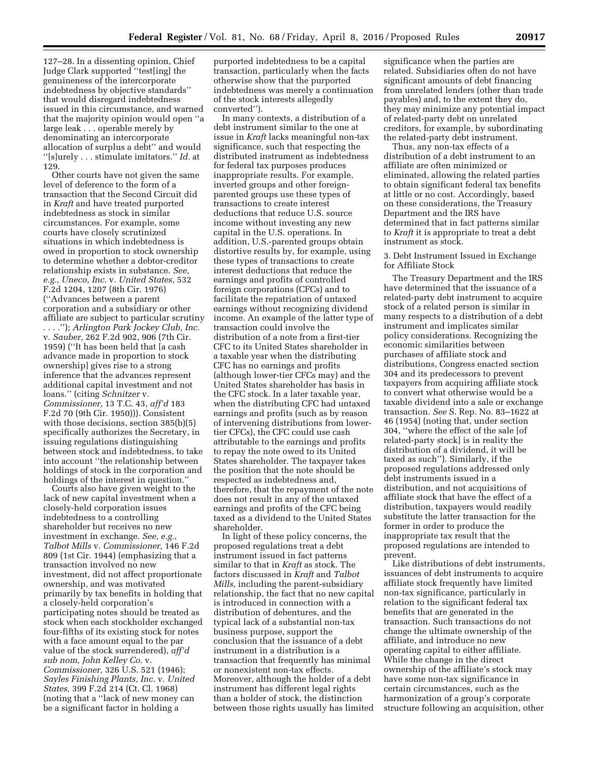127–28. In a dissenting opinion, Chief Judge Clark supported ''test[ing] the genuineness of the intercorporate indebtedness by objective standards'' that would disregard indebtedness issued in this circumstance, and warned that the majority opinion would open ''a large leak . . . operable merely by denominating an intercorporate allocation of surplus a debt'' and would ''[s]urely . . . stimulate imitators.'' *Id.* at 129.

Other courts have not given the same level of deference to the form of a transaction that the Second Circuit did in *Kraft* and have treated purported indebtedness as stock in similar circumstances. For example, some courts have closely scrutinized situations in which indebtedness is owed in proportion to stock ownership to determine whether a debtor-creditor relationship exists in substance. *See, e.g., Uneco, Inc.* v. *United States,* 532 F.2d 1204, 1207 (8th Cir. 1976) (''Advances between a parent corporation and a subsidiary or other affiliate are subject to particular scrutiny . . . .''); *Arlington Park Jockey Club, Inc.* v. *Sauber,* 262 F.2d 902, 906 (7th Cir. 1959) (''It has been held that [a cash advance made in proportion to stock ownership] gives rise to a strong inference that the advances represent additional capital investment and not loans.'' (citing *Schnitzer* v. *Commissioner,* 13 T.C. 43, *aff'd* 183 F.2d 70 (9th Cir. 1950))). Consistent with those decisions, section 385(b)(5) specifically authorizes the Secretary, in issuing regulations distinguishing between stock and indebtedness, to take into account ''the relationship between holdings of stock in the corporation and holdings of the interest in question.''

Courts also have given weight to the lack of new capital investment when a closely-held corporation issues indebtedness to a controlling shareholder but receives no new investment in exchange. *See, e.g., Talbot Mills* v. *Commissioner,* 146 F.2d 809 (1st Cir. 1944) (emphasizing that a transaction involved no new investment, did not affect proportionate ownership, and was motivated primarily by tax benefits in holding that a closely-held corporation's participating notes should be treated as stock when each stockholder exchanged four-fifths of its existing stock for notes with a face amount equal to the par value of the stock surrendered), *aff'd sub nom, John Kelley Co.* v. *Commissioner,* 326 U.S. 521 (1946); *Sayles Finishing Plants, Inc.* v. *United States,* 399 F.2d 214 (Ct. Cl. 1968) (noting that a ''lack of new money can be a significant factor in holding a purported indebtedness to be a capital transaction, particularly when the facts otherwise show that the purported indebtedness was merely a continuation of the stock interests allegedly converted'').

In many contexts, a distribution of a debt instrument similar to the one at issue in *Kraft* lacks meaningful non-tax significance, such that respecting the distributed instrument as indebtedness for federal tax purposes produces inappropriate results. For example, inverted groups and other foreign-parented groups use these types of transactions to create interest deductions that reduce U.S. source income without investing any new capital in the U.S. operations. In addition, U.S.-parented groups obtain distortive results by, for example, using these types of transactions to create interest deductions that reduce the earnings and profits of controlled foreign corporations (CFCs) and to facilitate the repatriation of untaxed earnings without recognizing dividend income. An example of the latter type of transaction could involve the distribution of a note from a first-tier CFC to its United States shareholder in a taxable year when the distributing CFC has no earnings and profits (although lower-tier CFCs may) and the United States shareholder has basis in the CFC stock. In a later taxable year, when the distributing CFC had untaxed earnings and profits (such as by reason of intervening distributions from lower-tier CFCs), the CFC could use cash attributable to the earnings and profits to repay the note owed to its United States shareholder. The taxpayer takes the position that the note should be respected as indebtedness and, therefore, that the repayment of the note does not result in any of the untaxed earnings and profits of the CFC being taxed as a dividend to the United States shareholder.

In light of these policy concerns, the proposed regulations treat a debt instrument issued in fact patterns similar to that in *Kraft* as stock. The factors discussed in *Kraft* and *Talbot Mills,* including the parent-subsidiary relationship, the fact that no new capital is introduced in connection with a distribution of debentures, and the typical lack of a substantial non-tax business purpose, support the conclusion that the issuance of a debt instrument in a distribution is a transaction that frequently has minimal or nonexistent non-tax effects. Moreover, although the holder of a debt instrument has different legal rights than a holder of stock, the distinction between those rights usually has limited significance when the parties are related. Subsidiaries often do not have significant amounts of debt financing from unrelated lenders (other than trade payables) and, to the extent they do, they may minimize any potential impact of related-party debt on unrelated creditors, for example, by subordinating the related-party debt instrument.

Thus, any non-tax effects of a distribution of a debt instrument to an affiliate are often minimized or eliminated, allowing the related parties to obtain significant federal tax benefits at little or no cost. Accordingly, based on these considerations, the Treasury Department and the IRS have determined that in fact patterns similar to *Kraft* it is appropriate to treat a debt instrument as stock.

3. Debt Instrument Issued in Exchange for Affiliate Stock

The Treasury Department and the IRS have determined that the issuance of a related-party debt instrument to acquire stock of a related person is similar in many respects to a distribution of a debt instrument and implicates similar policy considerations. Recognizing the economic similarities between purchases of affiliate stock and distributions, Congress enacted section 304 and its predecessors to prevent taxpayers from acquiring affiliate stock to convert what otherwise would be a taxable dividend into a sale or exchange transaction. *See* S. Rep. No. 83–1622 at 46 (1954) (noting that, under section 304, ''where the effect of the sale [of related-party stock] is in reality the distribution of a dividend, it will be taxed as such''). Similarly, if the proposed regulations addressed only debt instruments issued in a distribution, and not acquisitions of affiliate stock that have the effect of a distribution, taxpayers would readily substitute the latter transaction for the former in order to produce the inappropriate tax result that the proposed regulations are intended to prevent.

Like distributions of debt instruments, issuances of debt instruments to acquire affiliate stock frequently have limited non-tax significance, particularly in relation to the significant federal tax benefits that are generated in the transaction. Such transactions do not change the ultimate ownership of the affiliate, and introduce no new operating capital to either affiliate. While the change in the direct ownership of the affiliate's stock may have some non-tax significance in certain circumstances, such as the harmonization of a group's corporate structure following an acquisition, other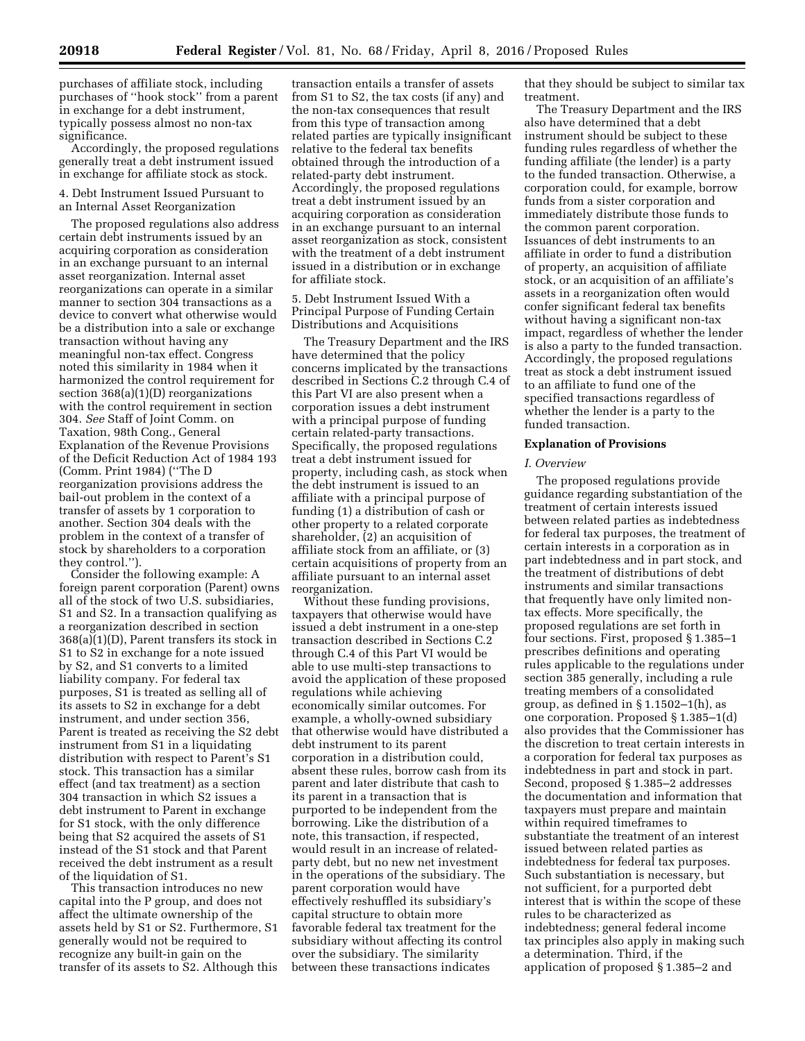purchases of affiliate stock, including purchases of ''hook stock'' from a parent in exchange for a debt instrument, typically possess almost no non-tax significance.

Accordingly, the proposed regulations generally treat a debt instrument issued in exchange for affiliate stock as stock.

4. Debt Instrument Issued Pursuant to an Internal Asset Reorganization

The proposed regulations also address certain debt instruments issued by an acquiring corporation as consideration in an exchange pursuant to an internal asset reorganization. Internal asset reorganizations can operate in a similar manner to section 304 transactions as a device to convert what otherwise would be a distribution into a sale or exchange transaction without having any meaningful non-tax effect. Congress noted this similarity in 1984 when it harmonized the control requirement for section 368(a)(1)(D) reorganizations with the control requirement in section 304. *See* Staff of Joint Comm. on Taxation, 98th Cong., General Explanation of the Revenue Provisions of the Deficit Reduction Act of 1984 193 (Comm. Print 1984) (''The D reorganization provisions address the bail-out problem in the context of a transfer of assets by 1 corporation to another. Section 304 deals with the problem in the context of a transfer of stock by shareholders to a corporation they control.'').

Consider the following example: A foreign parent corporation (Parent) owns all of the stock of two U.S. subsidiaries, S1 and S2. In a transaction qualifying as a reorganization described in section 368(a)(1)(D), Parent transfers its stock in S1 to S2 in exchange for a note issued by S2, and S1 converts to a limited liability company. For federal tax purposes, S1 is treated as selling all of its assets to S2 in exchange for a debt instrument, and under section 356, Parent is treated as receiving the S2 debt instrument from S1 in a liquidating distribution with respect to Parent's S1 stock. This transaction has a similar effect (and tax treatment) as a section 304 transaction in which S2 issues a debt instrument to Parent in exchange for S1 stock, with the only difference being that S2 acquired the assets of S1 instead of the S1 stock and that Parent received the debt instrument as a result of the liquidation of S1.

This transaction introduces no new capital into the P group, and does not affect the ultimate ownership of the assets held by S1 or S2. Furthermore, S1 generally would not be required to recognize any built-in gain on the transfer of its assets to S2. Although this transaction entails a transfer of assets from S1 to S2, the tax costs (if any) and the non-tax consequences that result from this type of transaction among related parties are typically insignificant relative to the federal tax benefits obtained through the introduction of a related-party debt instrument. Accordingly, the proposed regulations treat a debt instrument issued by an acquiring corporation as consideration in an exchange pursuant to an internal asset reorganization as stock, consistent with the treatment of a debt instrument issued in a distribution or in exchange for affiliate stock.

5. Debt Instrument Issued With a Principal Purpose of Funding Certain Distributions and Acquisitions

The Treasury Department and the IRS have determined that the policy concerns implicated by the transactions described in Sections C.2 through C.4 of this Part VI are also present when a corporation issues a debt instrument with a principal purpose of funding certain related-party transactions. Specifically, the proposed regulations treat a debt instrument issued for property, including cash, as stock when the debt instrument is issued to an affiliate with a principal purpose of funding (1) a distribution of cash or other property to a related corporate shareholder, (2) an acquisition of affiliate stock from an affiliate, or (3) certain acquisitions of property from an affiliate pursuant to an internal asset reorganization.

Without these funding provisions, taxpayers that otherwise would have issued a debt instrument in a one-step transaction described in Sections C.2 through C.4 of this Part VI would be able to use multi-step transactions to avoid the application of these proposed regulations while achieving economically similar outcomes. For example, a wholly-owned subsidiary that otherwise would have distributed a debt instrument to its parent corporation in a distribution could, absent these rules, borrow cash from its parent and later distribute that cash to its parent in a transaction that is purported to be independent from the borrowing. Like the distribution of a note, this transaction, if respected, would result in an increase of related-party debt, but no new net investment in the operations of the subsidiary. The parent corporation would have effectively reshuffled its subsidiary's capital structure to obtain more favorable federal tax treatment for the subsidiary without affecting its control over the subsidiary. The similarity between these transactions indicates that they should be subject to similar tax treatment.

The Treasury Department and the IRS also have determined that a debt instrument should be subject to these funding rules regardless of whether the funding affiliate (the lender) is a party to the funded transaction. Otherwise, a corporation could, for example, borrow funds from a sister corporation and immediately distribute those funds to the common parent corporation. Issuances of debt instruments to an affiliate in order to fund a distribution of property, an acquisition of affiliate stock, or an acquisition of an affiliate's assets in a reorganization often would confer significant federal tax benefits without having a significant non-tax impact, regardless of whether the lender is also a party to the funded transaction. Accordingly, the proposed regulations treat as stock a debt instrument issued to an affiliate to fund one of the specified transactions regardless of whether the lender is a party to the funded transaction.

## Explanation of Provisions

### *I. Overview*

The proposed regulations provide guidance regarding substantiation of the treatment of certain interests issued between related parties as indebtedness for federal tax purposes, the treatment of certain interests in a corporation as in part indebtedness and in part stock, and the treatment of distributions of debt instruments and similar transactions that frequently have only limited non-tax effects. More specifically, the proposed regulations are set forth in four sections. First, proposed § 1.385–1 prescribes definitions and operating rules applicable to the regulations under section 385 generally, including a rule treating members of a consolidated group, as defined in § 1.1502–1(h), as one corporation. Proposed § 1.385–1(d) also provides that the Commissioner has the discretion to treat certain interests in a corporation for federal tax purposes as indebtedness in part and stock in part. Second, proposed § 1.385–2 addresses the documentation and information that taxpayers must prepare and maintain within required timeframes to substantiate the treatment of an interest issued between related parties as indebtedness for federal tax purposes. Such substantiation is necessary, but not sufficient, for a purported debt interest that is within the scope of these rules to be characterized as indebtedness; general federal income tax principles also apply in making such a determination. Third, if the application of proposed § 1.385–2 and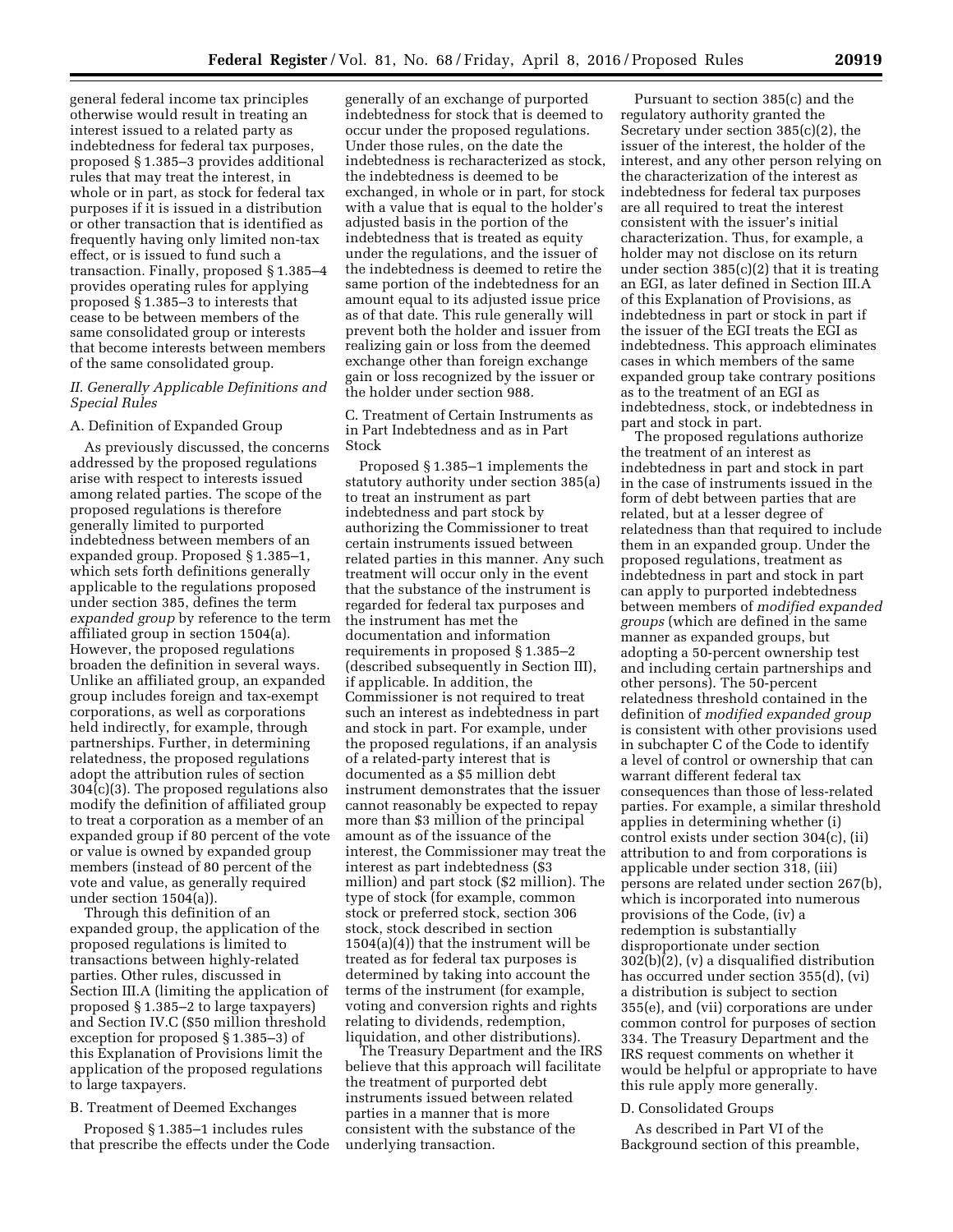general federal income tax principles otherwise would result in treating an interest issued to a related party as indebtedness for federal tax purposes, proposed § 1.385–3 provides additional rules that may treat the interest, in whole or in part, as stock for federal tax purposes if it is issued in a distribution or other transaction that is identified as frequently having only limited non-tax effect, or is issued to fund such a transaction. Finally, proposed § 1.385–4 provides operating rules for applying proposed § 1.385–3 to interests that cease to be between members of the same consolidated group or interests that become interests between members of the same consolidated group.

## II. Generally Applicable Definitions and Special Rules

### A. Definition of Expanded Group

As previously discussed, the concerns addressed by the proposed regulations arise with respect to interests issued among related parties. The scope of the proposed regulations is therefore generally limited to purported indebtedness between members of an expanded group. Proposed § 1.385–1, which sets forth definitions generally applicable to the regulations proposed under section 385, defines the term *expanded group* by reference to the term affiliated group in section 1504(a). However, the proposed regulations broaden the definition in several ways. Unlike an affiliated group, an expanded group includes foreign and tax-exempt corporations, as well as corporations held indirectly, for example, through partnerships. Further, in determining relatedness, the proposed regulations adopt the attribution rules of section 304(c)(3). The proposed regulations also modify the definition of affiliated group to treat a corporation as a member of an expanded group if 80 percent of the vote or value is owned by expanded group members (instead of 80 percent of the vote and value, as generally required under section 1504(a)).

Through this definition of an expanded group, the application of the proposed regulations is limited to transactions between highly-related parties. Other rules, discussed in Section III.A (limiting the application of proposed § 1.385–2 to large taxpayers) and Section IV.C ($50 million threshold exception for proposed § 1.385–3) of this Explanation of Provisions limit the application of the proposed regulations to large taxpayers.

### B. Treatment of Deemed Exchanges

Proposed § 1.385–1 includes rules that prescribe the effects under the Code generally of an exchange of purported indebtedness for stock that is deemed to occur under the proposed regulations. Under those rules, on the date the indebtedness is recharacterized as stock, the indebtedness is deemed to be exchanged, in whole or in part, for stock with a value that is equal to the holder's adjusted basis in the portion of the indebtedness that is treated as equity under the regulations, and the issuer of the indebtedness is deemed to retire the same portion of the indebtedness for an amount equal to its adjusted issue price as of that date. This rule generally will prevent both the holder and issuer from realizing gain or loss from the deemed exchange other than foreign exchange gain or loss recognized by the issuer or the holder under section 988.

### C. Treatment of Certain Instruments as in Part Indebtedness and as in Part Stock

Proposed § 1.385–1 implements the statutory authority under section 385(a) to treat an instrument as part indebtedness and part stock by authorizing the Commissioner to treat certain instruments issued between related parties in this manner. Any such treatment will occur only in the event that the substance of the instrument is regarded for federal tax purposes and the instrument has met the documentation and information requirements in proposed § 1.385–2 (described subsequently in Section III), if applicable. In addition, the Commissioner is not required to treat such an interest as indebtedness in part and stock in part. For example, under the proposed regulations, if an analysis of a related-party interest that is documented as a $5 million debt instrument demonstrates that the issuer cannot reasonably be expected to repay more than $3 million of the principal amount as of the issuance of the interest, the Commissioner may treat the interest as part indebtedness ($3 million) and part stock ($2 million). The type of stock (for example, common stock or preferred stock, section 306 stock, stock described in section 1504(a)(4)) that the instrument will be treated as for federal tax purposes is determined by taking into account the terms of the instrument (for example, voting and conversion rights and rights relating to dividends, redemption, liquidation, and other distributions).

The Treasury Department and the IRS believe that this approach will facilitate the treatment of purported debt instruments issued between related parties in a manner that is more consistent with the substance of the underlying transaction.

Pursuant to section 385(c) and the regulatory authority granted the Secretary under section 385(c)(2), the issuer of the interest, the holder of the interest, and any other person relying on the characterization of the interest as indebtedness for federal tax purposes are all required to treat the interest consistent with the issuer's initial characterization. Thus, for example, a holder may not disclose on its return under section 385(c)(2) that it is treating an EGI, as later defined in Section III.A of this Explanation of Provisions, as indebtedness in part or stock in part if the issuer of the EGI treats the EGI as indebtedness. This approach eliminates cases in which members of the same expanded group take contrary positions as to the treatment of an EGI as indebtedness, stock, or indebtedness in part and stock in part.

The proposed regulations authorize the treatment of an interest as indebtedness in part and stock in part in the case of instruments issued in the form of debt between parties that are related, but at a lesser degree of relatedness than that required to include them in an expanded group. Under the proposed regulations, treatment as indebtedness in part and stock in part can apply to purported indebtedness between members of *modified expanded groups* (which are defined in the same manner as expanded groups, but adopting a 50-percent ownership test and including certain partnerships and other persons). The 50-percent relatedness threshold contained in the definition of *modified expanded group* is consistent with other provisions used in subchapter C of the Code to identify a level of control or ownership that can warrant different federal tax consequences than those of less-related parties. For example, a similar threshold applies in determining whether (i) control exists under section 304(c), (ii) attribution to and from corporations is applicable under section 318, (iii) persons are related under section 267(b), which is incorporated into numerous provisions of the Code, (iv) a redemption is substantially disproportionate under section 302(b)(2), (v) a disqualified distribution has occurred under section 355(d), (vi) a distribution is subject to section 355(e), and (vii) corporations are under common control for purposes of section 334. The Treasury Department and the IRS request comments on whether it would be helpful or appropriate to have this rule apply more generally.

### D. Consolidated Groups

As described in Part VI of the Background section of this preamble,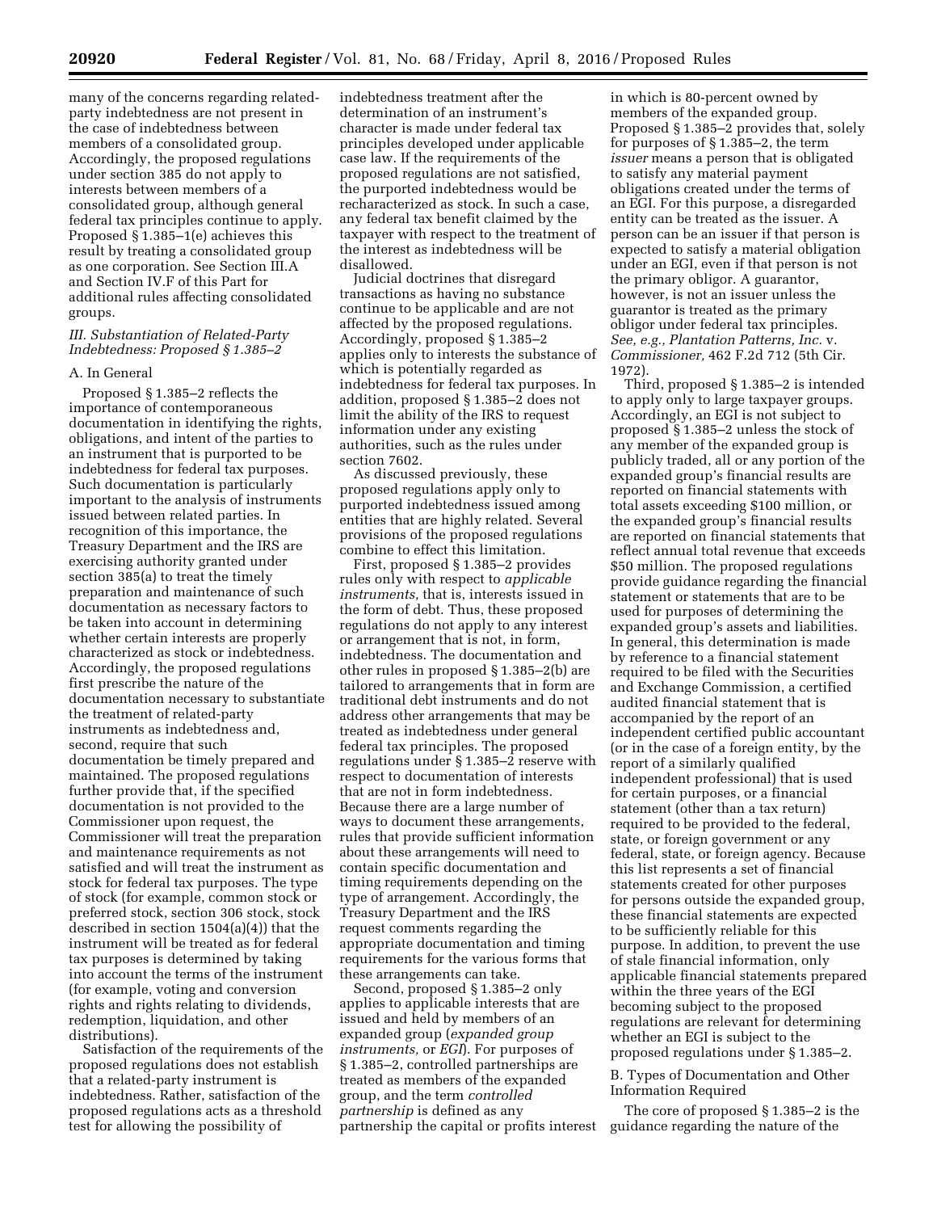many of the concerns regarding related-party indebtedness are not present in the case of indebtedness between members of a consolidated group. Accordingly, the proposed regulations under section 385 do not apply to interests between members of a consolidated group, although general federal tax principles continue to apply. Proposed § 1.385–1(e) achieves this result by treating a consolidated group as one corporation. See Section III.A and Section IV.F of this Part for additional rules affecting consolidated groups.

### III. Substantiation of Related-Party Indebtedness: Proposed § 1.385–2

#### A. In General

Proposed § 1.385–2 reflects the importance of contemporaneous documentation in identifying the rights, obligations, and intent of the parties to an instrument that is purported to be indebtedness for federal tax purposes. Such documentation is particularly important to the analysis of instruments issued between related parties. In recognition of this importance, the Treasury Department and the IRS are exercising authority granted under section 385(a) to treat the timely preparation and maintenance of such documentation as necessary factors to be taken into account in determining whether certain interests are properly characterized as stock or indebtedness. Accordingly, the proposed regulations first prescribe the nature of the documentation necessary to substantiate the treatment of related-party instruments as indebtedness and, second, require that such documentation be timely prepared and maintained. The proposed regulations further provide that, if the specified documentation is not provided to the Commissioner upon request, the Commissioner will treat the preparation and maintenance requirements as not satisfied and will treat the instrument as stock for federal tax purposes. The type of stock (for example, common stock or preferred stock, section 306 stock, stock described in section 1504(a)(4)) that the instrument will be treated as for federal tax purposes is determined by taking into account the terms of the instrument (for example, voting and conversion rights and rights relating to dividends, redemption, liquidation, and other distributions).

Satisfaction of the requirements of the proposed regulations does not establish that a related-party instrument is indebtedness. Rather, satisfaction of the proposed regulations acts as a threshold test for allowing the possibility of indebtedness treatment after the determination of an instrument's character is made under federal tax principles developed under applicable case law. If the requirements of the proposed regulations are not satisfied, the purported indebtedness would be recharacterized as stock. In such a case, any federal tax benefit claimed by the taxpayer with respect to the treatment of the interest as indebtedness will be disallowed.

Judicial doctrines that disregard transactions as having no substance continue to be applicable and are not affected by the proposed regulations. Accordingly, proposed § 1.385–2 applies only to interests the substance of which is potentially regarded as indebtedness for federal tax purposes. In addition, proposed § 1.385–2 does not limit the ability of the IRS to request information under any existing authorities, such as the rules under section 7602.

As discussed previously, these proposed regulations apply only to purported indebtedness issued among entities that are highly related. Several provisions of the proposed regulations combine to effect this limitation.

First, proposed § 1.385–2 provides rules only with respect to *applicable instruments,* that is, interests issued in the form of debt. Thus, these proposed regulations do not apply to any interest or arrangement that is not, in form, indebtedness. The documentation and other rules in proposed § 1.385–2(b) are tailored to arrangements that in form are traditional debt instruments and do not address other arrangements that may be treated as indebtedness under general federal tax principles. The proposed regulations under § 1.385–2 reserve with respect to documentation of interests that are not in form indebtedness. Because there are a large number of ways to document these arrangements, rules that provide sufficient information about these arrangements will need to contain specific documentation and timing requirements depending on the type of arrangement. Accordingly, the Treasury Department and the IRS request comments regarding the appropriate documentation and timing requirements for the various forms that these arrangements can take.

Second, proposed § 1.385–2 only applies to applicable interests that are issued and held by members of an expanded group (*expanded group instruments,* or *EGI*). For purposes of § 1.385–2, controlled partnerships are treated as members of the expanded group, and the term *controlled partnership* is defined as any partnership the capital or profits interest in which is 80-percent owned by members of the expanded group. Proposed § 1.385–2 provides that, solely for purposes of § 1.385–2, the term *issuer* means a person that is obligated to satisfy any material payment obligations created under the terms of an EGI. For this purpose, a disregarded entity can be treated as the issuer. A person can be an issuer if that person is expected to satisfy a material obligation under an EGI, even if that person is not the primary obligor. A guarantor, however, is not an issuer unless the guarantor is treated as the primary obligor under federal tax principles. *See, e.g., Plantation Patterns, Inc.* v. *Commissioner,* 462 F.2d 712 (5th Cir. 1972).

Third, proposed § 1.385–2 is intended to apply only to large taxpayer groups. Accordingly, an EGI is not subject to proposed § 1.385–2 unless the stock of any member of the expanded group is publicly traded, all or any portion of the expanded group's financial results are reported on financial statements with total assets exceeding $100 million, or the expanded group's financial results are reported on financial statements that reflect annual total revenue that exceeds $50 million. The proposed regulations provide guidance regarding the financial statement or statements that are to be used for purposes of determining the expanded group's assets and liabilities. In general, this determination is made by reference to a financial statement required to be filed with the Securities and Exchange Commission, a certified audited financial statement that is accompanied by the report of an independent certified public accountant (or in the case of a foreign entity, by the report of a similarly qualified independent professional) that is used for certain purposes, or a financial statement (other than a tax return) required to be provided to the federal, state, or foreign government or any federal, state, or foreign agency. Because this list represents a set of financial statements created for other purposes for persons outside the expanded group, these financial statements are expected to be sufficiently reliable for this purpose. In addition, to prevent the use of stale financial information, only applicable financial statements prepared within the three years of the EGI becoming subject to the proposed regulations are relevant for determining whether an EGI is subject to the proposed regulations under § 1.385–2.

#### B. Types of Documentation and Other Information Required

The core of proposed § 1.385–2 is the guidance regarding the nature of the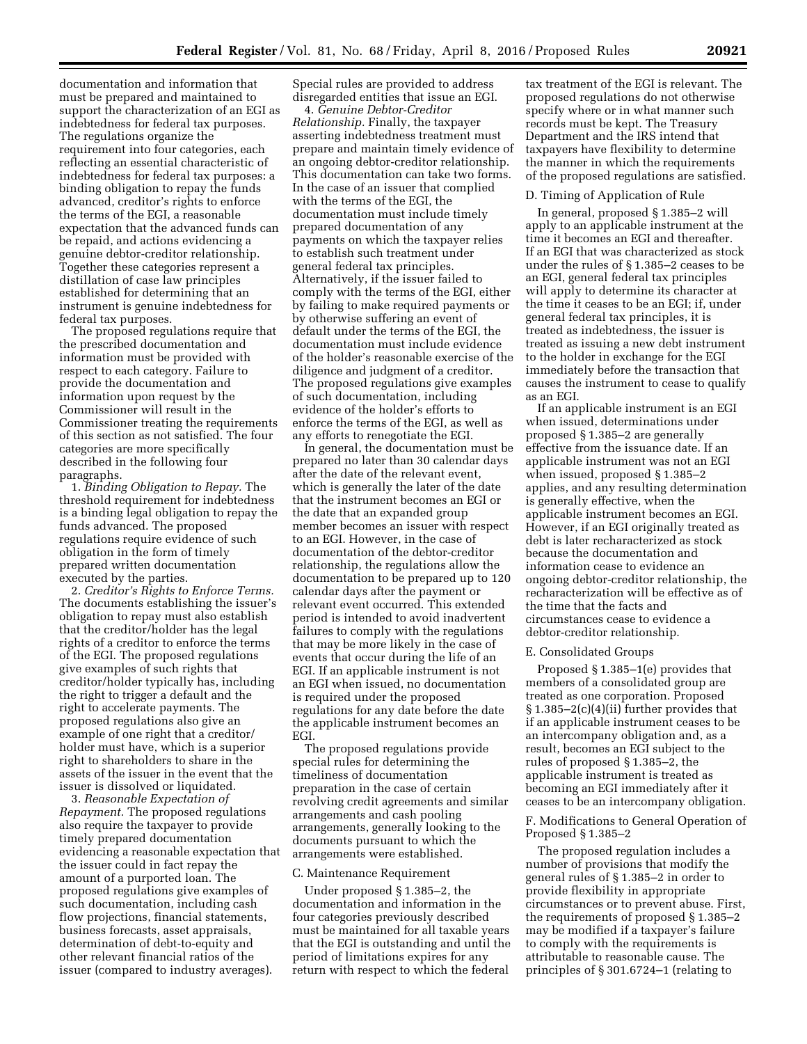documentation and information that must be prepared and maintained to support the characterization of an EGI as indebtedness for federal tax purposes. The regulations organize the requirement into four categories, each reflecting an essential characteristic of indebtedness for federal tax purposes: a binding obligation to repay the funds advanced, creditor's rights to enforce the terms of the EGI, a reasonable expectation that the advanced funds can be repaid, and actions evidencing a genuine debtor-creditor relationship. Together these categories represent a distillation of case law principles established for determining that an instrument is genuine indebtedness for federal tax purposes.

The proposed regulations require that the prescribed documentation and information must be provided with respect to each category. Failure to provide the documentation and information upon request by the Commissioner will result in the Commissioner treating the requirements of this section as not satisfied. The four categories are more specifically described in the following four paragraphs.

1. *Binding Obligation to Repay.* The threshold requirement for indebtedness is a binding legal obligation to repay the funds advanced. The proposed regulations require evidence of such obligation in the form of timely prepared written documentation executed by the parties.

2. *Creditor's Rights to Enforce Terms.* The documents establishing the issuer's obligation to repay must also establish that the creditor/holder has the legal rights of a creditor to enforce the terms of the EGI. The proposed regulations give examples of such rights that creditor/holder typically has, including the right to trigger a default and the right to accelerate payments. The proposed regulations also give an example of one right that a creditor/holder must have, which is a superior right to shareholders to share in the assets of the issuer in the event that the issuer is dissolved or liquidated.

3. *Reasonable Expectation of Repayment.* The proposed regulations also require the taxpayer to provide timely prepared documentation evidencing a reasonable expectation that the issuer could in fact repay the amount of a purported loan. The proposed regulations give examples of such documentation, including cash flow projections, financial statements, business forecasts, asset appraisals, determination of debt-to-equity and other relevant financial ratios of the issuer (compared to industry averages). Special rules are provided to address disregarded entities that issue an EGI.

4. *Genuine Debtor-Creditor Relationship.* Finally, the taxpayer asserting indebtedness treatment must prepare and maintain timely evidence of an ongoing debtor-creditor relationship. This documentation can take two forms. In the case of an issuer that complied with the terms of the EGI, the documentation must include timely prepared documentation of any payments on which the taxpayer relies to establish such treatment under general federal tax principles. Alternatively, if the issuer failed to comply with the terms of the EGI, either by failing to make required payments or by otherwise suffering an event of default under the terms of the EGI, the documentation must include evidence of the holder's reasonable exercise of the diligence and judgment of a creditor. The proposed regulations give examples of such documentation, including evidence of the holder's efforts to enforce the terms of the EGI, as well as any efforts to renegotiate the EGI.

In general, the documentation must be prepared no later than 30 calendar days after the date of the relevant event, which is generally the later of the date that the instrument becomes an EGI or the date that an expanded group member becomes an issuer with respect to an EGI. However, in the case of documentation of the debtor-creditor relationship, the regulations allow the documentation to be prepared up to 120 calendar days after the payment or relevant event occurred. This extended period is intended to avoid inadvertent failures to comply with the regulations that may be more likely in the case of events that occur during the life of an EGI. If an applicable instrument is not an EGI when issued, no documentation is required under the proposed regulations for any date before the date the applicable instrument becomes an EGI.

The proposed regulations provide special rules for determining the timeliness of documentation preparation in the case of certain revolving credit agreements and similar arrangements and cash pooling arrangements, generally looking to the documents pursuant to which the arrangements were established.

## C. Maintenance Requirement

Under proposed § 1.385–2, the documentation and information in the four categories previously described must be maintained for all taxable years that the EGI is outstanding and until the period of limitations expires for any return with respect to which the federal tax treatment of the EGI is relevant. The proposed regulations do not otherwise specify where or in what manner such records must be kept. The Treasury Department and the IRS intend that taxpayers have flexibility to determine the manner in which the requirements of the proposed regulations are satisfied.

## D. Timing of Application of Rule

In general, proposed § 1.385–2 will apply to an applicable instrument at the time it becomes an EGI and thereafter. If an EGI that was characterized as stock under the rules of § 1.385–2 ceases to be an EGI, general federal tax principles will apply to determine its character at the time it ceases to be an EGI; if, under general federal tax principles, it is treated as indebtedness, the issuer is treated as issuing a new debt instrument to the holder in exchange for the EGI immediately before the transaction that causes the instrument to cease to qualify as an EGI.

If an applicable instrument is an EGI when issued, determinations under proposed § 1.385–2 are generally effective from the issuance date. If an applicable instrument was not an EGI when issued, proposed § 1.385–2 applies, and any resulting determination is generally effective, when the applicable instrument becomes an EGI. However, if an EGI originally treated as debt is later recharacterized as stock because the documentation and information cease to evidence an ongoing debtor-creditor relationship, the recharacterization will be effective as of the time that the facts and circumstances cease to evidence a debtor-creditor relationship.

## E. Consolidated Groups

Proposed § 1.385–1(e) provides that members of a consolidated group are treated as one corporation. Proposed § 1.385–2(c)(4)(ii) further provides that if an applicable instrument ceases to be an intercompany obligation and, as a result, becomes an EGI subject to the rules of proposed § 1.385–2, the applicable instrument is treated as becoming an EGI immediately after it ceases to be an intercompany obligation.

## F. Modifications to General Operation of Proposed § 1.385–2

The proposed regulation includes a number of provisions that modify the general rules of § 1.385–2 in order to provide flexibility in appropriate circumstances or to prevent abuse. First, the requirements of proposed § 1.385–2 may be modified if a taxpayer's failure to comply with the requirements is attributable to reasonable cause. The principles of § 301.6724–1 (relating to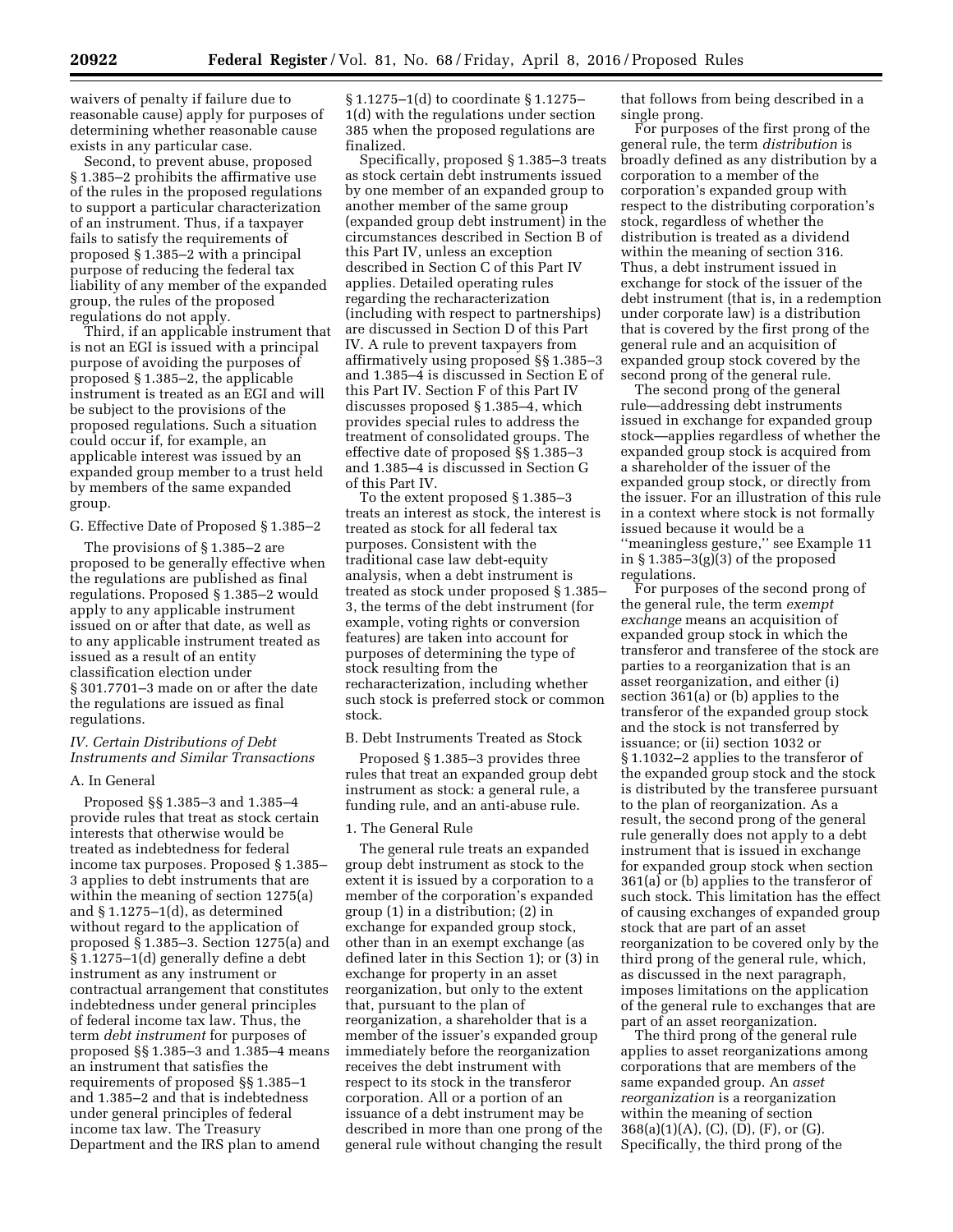waivers of penalty if failure due to reasonable cause) apply for purposes of determining whether reasonable cause exists in any particular case.

Second, to prevent abuse, proposed § 1.385–2 prohibits the affirmative use of the rules in the proposed regulations to support a particular characterization of an instrument. Thus, if a taxpayer fails to satisfy the requirements of proposed § 1.385–2 with a principal purpose of reducing the federal tax liability of any member of the expanded group, the rules of the proposed regulations do not apply.

Third, if an applicable instrument that is not an EGI is issued with a principal purpose of avoiding the purposes of proposed § 1.385–2, the applicable instrument is treated as an EGI and will be subject to the provisions of the proposed regulations. Such a situation could occur if, for example, an applicable interest was issued by an expanded group member to a trust held by members of the same expanded group.

G. Effective Date of Proposed § 1.385–2

The provisions of § 1.385–2 are proposed to be generally effective when the regulations are published as final regulations. Proposed § 1.385–2 would apply to any applicable instrument issued on or after that date, as well as to any applicable instrument treated as issued as a result of an entity classification election under § 301.7701–3 made on or after the date the regulations are issued as final regulations.

*IV. Certain Distributions of Debt Instruments and Similar Transactions*

A. In General

Proposed §§ 1.385–3 and 1.385–4 provide rules that treat as stock certain interests that otherwise would be treated as indebtedness for federal income tax purposes. Proposed § 1.385–3 applies to debt instruments that are within the meaning of section 1275(a) and § 1.1275–1(d), as determined without regard to the application of proposed § 1.385–3. Section 1275(a) and § 1.1275–1(d) generally define a debt instrument as any instrument or contractual arrangement that constitutes indebtedness under general principles of federal income tax law. Thus, the term *debt instrument* for purposes of proposed §§ 1.385–3 and 1.385–4 means an instrument that satisfies the requirements of proposed §§ 1.385–1 and 1.385–2 and that is indebtedness under general principles of federal income tax law. The Treasury Department and the IRS plan to amend § 1.1275–1(d) to coordinate § 1.1275–1(d) with the regulations under section 385 when the proposed regulations are finalized.

Specifically, proposed § 1.385–3 treats as stock certain debt instruments issued by one member of an expanded group to another member of the same group (expanded group debt instrument) in the circumstances described in Section B of this Part IV, unless an exception described in Section C of this Part IV applies. Detailed operating rules regarding the recharacterization (including with respect to partnerships) are discussed in Section D of this Part IV. A rule to prevent taxpayers from affirmatively using proposed §§ 1.385–3 and 1.385–4 is discussed in Section E of this Part IV. Section F of this Part IV discusses proposed § 1.385–4, which provides special rules to address the treatment of consolidated groups. The effective date of proposed §§ 1.385–3 and 1.385–4 is discussed in Section G of this Part IV.

To the extent proposed § 1.385–3 treats an interest as stock, the interest is treated as stock for all federal tax purposes. Consistent with the traditional case law debt-equity analysis, when a debt instrument is treated as stock under proposed § 1.385–3, the terms of the debt instrument (for example, voting rights or conversion features) are taken into account for purposes of determining the type of stock resulting from the recharacterization, including whether such stock is preferred stock or common stock.

B. Debt Instruments Treated as Stock

Proposed § 1.385–3 provides three rules that treat an expanded group debt instrument as stock: a general rule, a funding rule, and an anti-abuse rule.

1. The General Rule

The general rule treats an expanded group debt instrument as stock to the extent it is issued by a corporation to a member of the corporation's expanded group (1) in a distribution; (2) in exchange for expanded group stock, other than in an exempt exchange (as defined later in this Section 1); or (3) in exchange for property in an asset reorganization, but only to the extent that, pursuant to the plan of reorganization, a shareholder that is a member of the issuer's expanded group immediately before the reorganization receives the debt instrument with respect to its stock in the transferor corporation. All or a portion of an issuance of a debt instrument may be described in more than one prong of the general rule without changing the result that follows from being described in a single prong.

For purposes of the first prong of the general rule, the term *distribution* is broadly defined as any distribution by a corporation to a member of the corporation's expanded group with respect to the distributing corporation's stock, regardless of whether the distribution is treated as a dividend within the meaning of section 316. Thus, a debt instrument issued in exchange for stock of the issuer of the debt instrument (that is, in a redemption under corporate law) is a distribution that is covered by the first prong of the general rule and an acquisition of expanded group stock covered by the second prong of the general rule.

The second prong of the general rule—addressing debt instruments issued in exchange for expanded group stock—applies regardless of whether the expanded group stock is acquired from a shareholder of the issuer of the expanded group stock, or directly from the issuer. For an illustration of this rule in a context where stock is not formally issued because it would be a ''meaningless gesture,'' see Example 11 in § 1.385–3(g)(3) of the proposed regulations.

For purposes of the second prong of the general rule, the term *exempt exchange* means an acquisition of expanded group stock in which the transferor and transferee of the stock are parties to a reorganization that is an asset reorganization, and either (i) section 361(a) or (b) applies to the transferor of the expanded group stock and the stock is not transferred by issuance; or (ii) section 1032 or § 1.1032–2 applies to the transferor of the expanded group stock and the stock is distributed by the transferee pursuant to the plan of reorganization. As a result, the second prong of the general rule generally does not apply to a debt instrument that is issued in exchange for expanded group stock when section 361(a) or (b) applies to the transferor of such stock. This limitation has the effect of causing exchanges of expanded group stock that are part of an asset reorganization to be covered only by the third prong of the general rule, which, as discussed in the next paragraph, imposes limitations on the application of the general rule to exchanges that are part of an asset reorganization.

The third prong of the general rule applies to asset reorganizations among corporations that are members of the same expanded group. An *asset reorganization* is a reorganization within the meaning of section 368(a)(1)(A), (C), (D), (F), or (G). Specifically, the third prong of the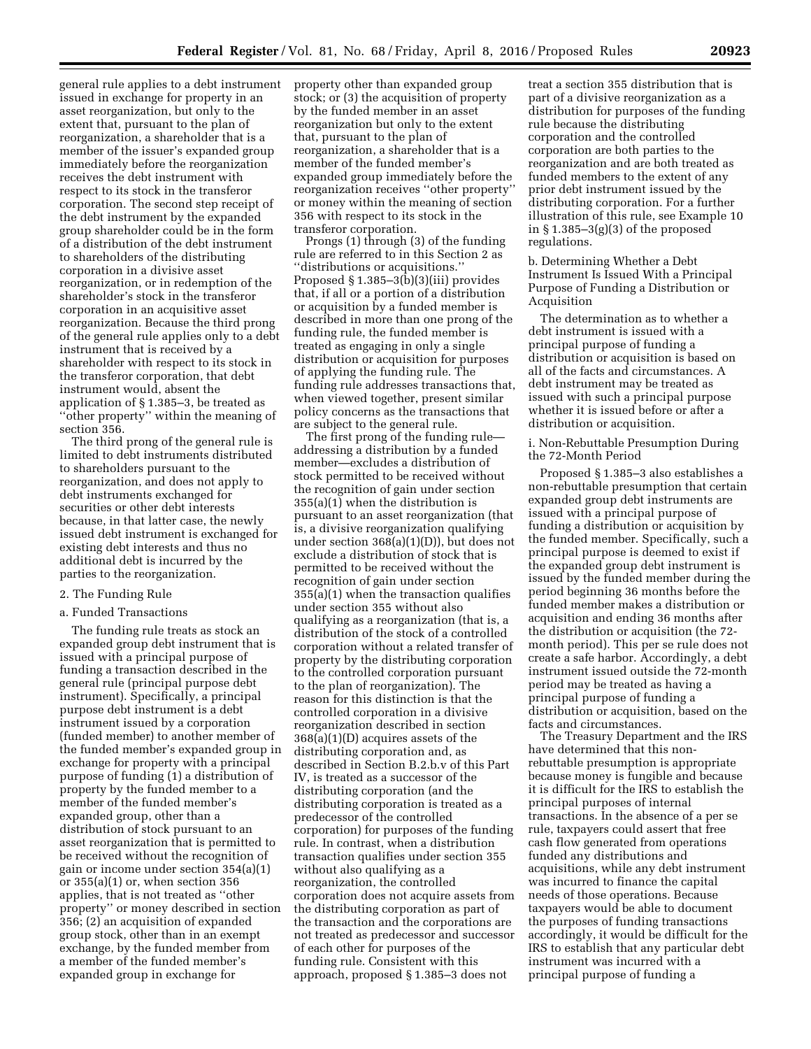general rule applies to a debt instrument issued in exchange for property in an asset reorganization, but only to the extent that, pursuant to the plan of reorganization, a shareholder that is a member of the issuer's expanded group immediately before the reorganization receives the debt instrument with respect to its stock in the transferor corporation. The second step receipt of the debt instrument by the expanded group shareholder could be in the form of a distribution of the debt instrument to shareholders of the distributing corporation in a divisive asset reorganization, or in redemption of the shareholder's stock in the transferor corporation in an acquisitive asset reorganization. Because the third prong of the general rule applies only to a debt instrument that is received by a shareholder with respect to its stock in the transferor corporation, that debt instrument would, absent the application of § 1.385–3, be treated as ''other property'' within the meaning of section 356.

The third prong of the general rule is limited to debt instruments distributed to shareholders pursuant to the reorganization, and does not apply to debt instruments exchanged for securities or other debt interests because, in that latter case, the newly issued debt instrument is exchanged for existing debt interests and thus no additional debt is incurred by the parties to the reorganization.

2. The Funding Rule

a. Funded Transactions

The funding rule treats as stock an expanded group debt instrument that is issued with a principal purpose of funding a transaction described in the general rule (principal purpose debt instrument). Specifically, a principal purpose debt instrument is a debt instrument issued by a corporation (funded member) to another member of the funded member's expanded group in exchange for property with a principal purpose of funding (1) a distribution of property by the funded member to a member of the funded member's expanded group, other than a distribution of stock pursuant to an asset reorganization that is permitted to be received without the recognition of gain or income under section 354(a)(1) or 355(a)(1) or, when section 356 applies, that is not treated as ''other property'' or money described in section 356; (2) an acquisition of expanded group stock, other than in an exempt exchange, by the funded member from a member of the funded member's expanded group in exchange for property other than expanded group stock; or (3) the acquisition of property by the funded member in an asset reorganization but only to the extent that, pursuant to the plan of reorganization, a shareholder that is a member of the funded member's expanded group immediately before the reorganization receives ''other property'' or money within the meaning of section 356 with respect to its stock in the transferor corporation.

Prongs (1) through (3) of the funding rule are referred to in this Section 2 as ''distributions or acquisitions.'' Proposed § 1.385–3(b)(3)(iii) provides that, if all or a portion of a distribution or acquisition by a funded member is described in more than one prong of the funding rule, the funded member is treated as engaging in only a single distribution or acquisition for purposes of applying the funding rule. The funding rule addresses transactions that, when viewed together, present similar policy concerns as the transactions that are subject to the general rule.

The first prong of the funding rule—addressing a distribution by a funded member—excludes a distribution of stock permitted to be received without the recognition of gain under section 355(a)(1) when the distribution is pursuant to an asset reorganization (that is, a divisive reorganization qualifying under section 368(a)(1)(D)), but does not exclude a distribution of stock that is permitted to be received without the recognition of gain under section 355(a)(1) when the transaction qualifies under section 355 without also qualifying as a reorganization (that is, a distribution of the stock of a controlled corporation without a related transfer of property by the distributing corporation to the controlled corporation pursuant to the plan of reorganization). The reason for this distinction is that the controlled corporation in a divisive reorganization described in section 368(a)(1)(D) acquires assets of the distributing corporation and, as described in Section B.2.b.v of this Part IV, is treated as a successor of the distributing corporation (and the distributing corporation is treated as a predecessor of the controlled corporation) for purposes of the funding rule. In contrast, when a distribution transaction qualifies under section 355 without also qualifying as a reorganization, the controlled corporation does not acquire assets from the distributing corporation as part of the transaction and the corporations are not treated as predecessor and successor of each other for purposes of the funding rule. Consistent with this approach, proposed § 1.385–3 does not treat a section 355 distribution that is part of a divisive reorganization as a distribution for purposes of the funding rule because the distributing corporation and the controlled corporation are both parties to the reorganization and are both treated as funded members to the extent of any prior debt instrument issued by the distributing corporation. For a further illustration of this rule, see Example 10 in § 1.385–3(g)(3) of the proposed regulations.

b. Determining Whether a Debt Instrument Is Issued With a Principal Purpose of Funding a Distribution or Acquisition

The determination as to whether a debt instrument is issued with a principal purpose of funding a distribution or acquisition is based on all of the facts and circumstances. A debt instrument may be treated as issued with such a principal purpose whether it is issued before or after a distribution or acquisition.

i. Non-Rebuttable Presumption During the 72-Month Period

Proposed § 1.385–3 also establishes a non-rebuttable presumption that certain expanded group debt instruments are issued with a principal purpose of funding a distribution or acquisition by the funded member. Specifically, such a principal purpose is deemed to exist if the expanded group debt instrument is issued by the funded member during the period beginning 36 months before the funded member makes a distribution or acquisition and ending 36 months after the distribution or acquisition (the 72-month period). This per se rule does not create a safe harbor. Accordingly, a debt instrument issued outside the 72-month period may be treated as having a principal purpose of funding a distribution or acquisition, based on the facts and circumstances.

The Treasury Department and the IRS have determined that this non-rebuttable presumption is appropriate because money is fungible and because it is difficult for the IRS to establish the principal purposes of internal transactions. In the absence of a per se rule, taxpayers could assert that free cash flow generated from operations funded any distributions and acquisitions, while any debt instrument was incurred to finance the capital needs of those operations. Because taxpayers would be able to document the purposes of funding transactions accordingly, it would be difficult for the IRS to establish that any particular debt instrument was incurred with a principal purpose of funding a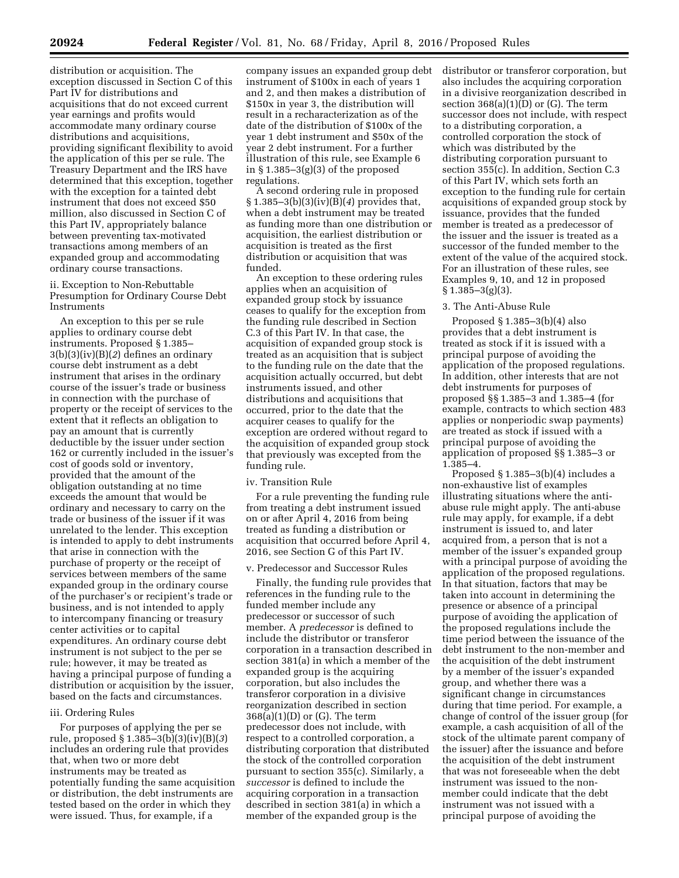distribution or acquisition. The exception discussed in Section C of this Part IV for distributions and acquisitions that do not exceed current year earnings and profits would accommodate many ordinary course distributions and acquisitions, providing significant flexibility to avoid the application of this per se rule. The Treasury Department and the IRS have determined that this exception, together with the exception for a tainted debt instrument that does not exceed $50 million, also discussed in Section C of this Part IV, appropriately balance between preventing tax-motivated transactions among members of an expanded group and accommodating ordinary course transactions.

ii. Exception to Non-Rebuttable Presumption for Ordinary Course Debt Instruments

An exception to this per se rule applies to ordinary course debt instruments. Proposed § 1.385–3(b)(3)(iv)(B)(*2*) defines an ordinary course debt instrument as a debt instrument that arises in the ordinary course of the issuer's trade or business in connection with the purchase of property or the receipt of services to the extent that it reflects an obligation to pay an amount that is currently deductible by the issuer under section 162 or currently included in the issuer's cost of goods sold or inventory, provided that the amount of the obligation outstanding at no time exceeds the amount that would be ordinary and necessary to carry on the trade or business of the issuer if it was unrelated to the lender. This exception is intended to apply to debt instruments that arise in connection with the purchase of property or the receipt of services between members of the same expanded group in the ordinary course of the purchaser's or recipient's trade or business, and is not intended to apply to intercompany financing or treasury center activities or to capital expenditures. An ordinary course debt instrument is not subject to the per se rule; however, it may be treated as having a principal purpose of funding a distribution or acquisition by the issuer, based on the facts and circumstances.

iii. Ordering Rules

For purposes of applying the per se rule, proposed § 1.385–3(b)(3)(iv)(B)(*3*) includes an ordering rule that provides that, when two or more debt instruments may be treated as potentially funding the same acquisition or distribution, the debt instruments are tested based on the order in which they were issued. Thus, for example, if a company issues an expanded group debt instrument of $100x in each of years 1 and 2, and then makes a distribution of $150x in year 3, the distribution will result in a recharacterization as of the date of the distribution of $100x of the year 1 debt instrument and $50x of the year 2 debt instrument. For a further illustration of this rule, see Example 6 in § 1.385–3(g)(3) of the proposed regulations.

A second ordering rule in proposed § 1.385–3(b)(3)(iv)(B)(*4*) provides that, when a debt instrument may be treated as funding more than one distribution or acquisition, the earliest distribution or acquisition is treated as the first distribution or acquisition that was funded.

An exception to these ordering rules applies when an acquisition of expanded group stock by issuance ceases to qualify for the exception from the funding rule described in Section C.3 of this Part IV. In that case, the acquisition of expanded group stock is treated as an acquisition that is subject to the funding rule on the date that the acquisition actually occurred, but debt instruments issued, and other distributions and acquisitions that occurred, prior to the date that the acquirer ceases to qualify for the exception are ordered without regard to the acquisition of expanded group stock that previously was excepted from the funding rule.

iv. Transition Rule

For a rule preventing the funding rule from treating a debt instrument issued on or after April 4, 2016 from being treated as funding a distribution or acquisition that occurred before April 4, 2016, see Section G of this Part IV.

v. Predecessor and Successor Rules

Finally, the funding rule provides that references in the funding rule to the funded member include any predecessor or successor of such member. A *predecessor* is defined to include the distributor or transferor corporation in a transaction described in section 381(a) in which a member of the expanded group is the acquiring corporation, but also includes the transferor corporation in a divisive reorganization described in section 368(a)(1)(D) or (G). The term predecessor does not include, with respect to a controlled corporation, a distributing corporation that distributed the stock of the controlled corporation pursuant to section 355(c). Similarly, a *successor* is defined to include the acquiring corporation in a transaction described in section 381(a) in which a member of the expanded group is the distributor or transferor corporation, but also includes the acquiring corporation in a divisive reorganization described in section 368(a)(1)(D) or (G). The term successor does not include, with respect to a distributing corporation, a controlled corporation the stock of which was distributed by the distributing corporation pursuant to section 355(c). In addition, Section C.3 of this Part IV, which sets forth an exception to the funding rule for certain acquisitions of expanded group stock by issuance, provides that the funded member is treated as a predecessor of the issuer and the issuer is treated as a successor of the funded member to the extent of the value of the acquired stock. For an illustration of these rules, see Examples 9, 10, and 12 in proposed § 1.385–3(g)(3).

3. The Anti-Abuse Rule

Proposed § 1.385–3(b)(4) also provides that a debt instrument is treated as stock if it is issued with a principal purpose of avoiding the application of the proposed regulations. In addition, other interests that are not debt instruments for purposes of proposed §§ 1.385–3 and 1.385–4 (for example, contracts to which section 483 applies or nonperiodic swap payments) are treated as stock if issued with a principal purpose of avoiding the application of proposed §§ 1.385–3 or 1.385–4.

Proposed § 1.385–3(b)(4) includes a non-exhaustive list of examples illustrating situations where the anti-abuse rule might apply. The anti-abuse rule may apply, for example, if a debt instrument is issued to, and later acquired from, a person that is not a member of the issuer's expanded group with a principal purpose of avoiding the application of the proposed regulations. In that situation, factors that may be taken into account in determining the presence or absence of a principal purpose of avoiding the application of the proposed regulations include the time period between the issuance of the debt instrument to the non-member and the acquisition of the debt instrument by a member of the issuer's expanded group, and whether there was a significant change in circumstances during that time period. For example, a change of control of the issuer group (for example, a cash acquisition of all of the stock of the ultimate parent company of the issuer) after the issuance and before the acquisition of the debt instrument that was not foreseeable when the debt instrument was issued to the non-member could indicate that the debt instrument was not issued with a principal purpose of avoiding the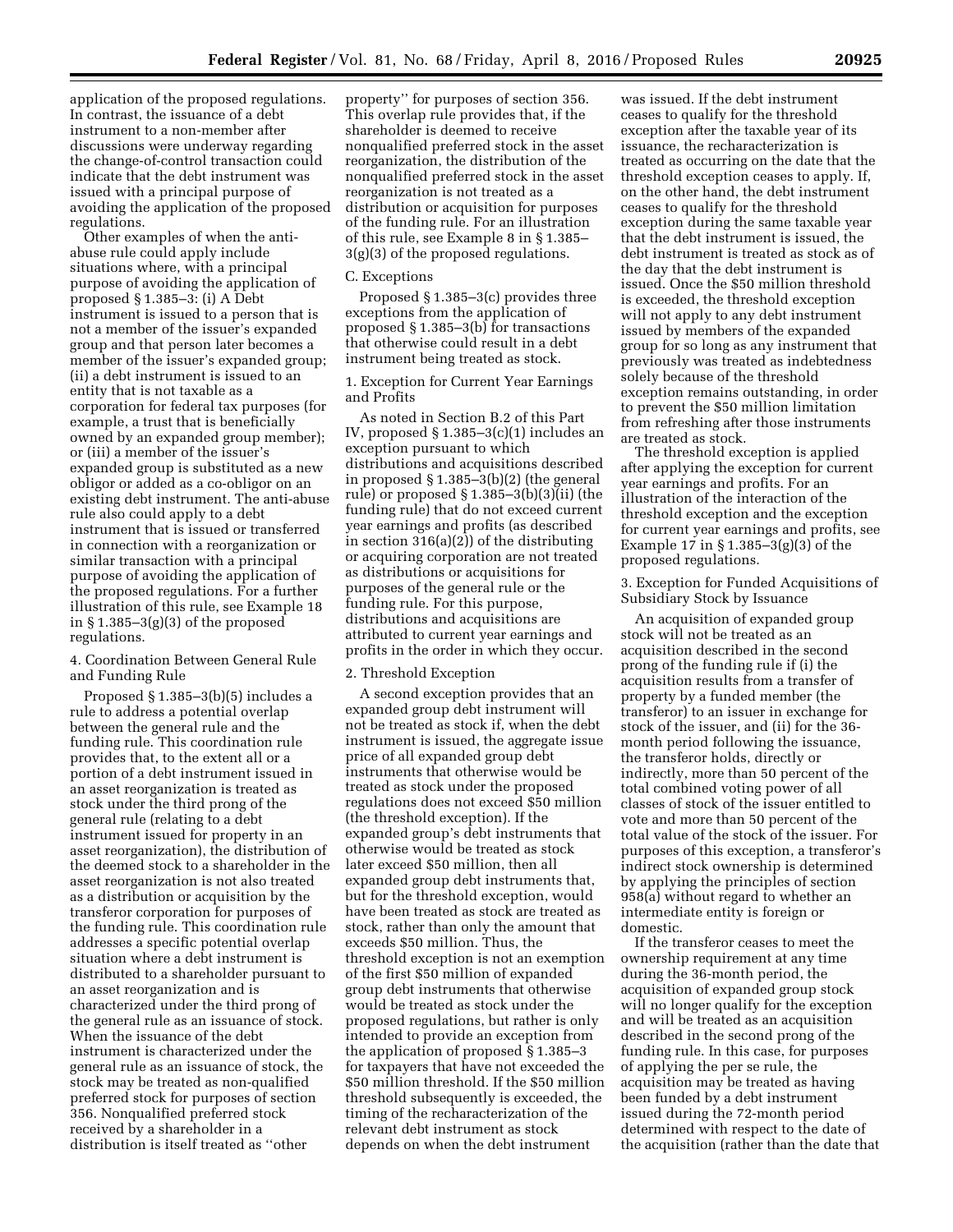application of the proposed regulations. In contrast, the issuance of a debt instrument to a non-member after discussions were underway regarding the change-of-control transaction could indicate that the debt instrument was issued with a principal purpose of avoiding the application of the proposed regulations.

Other examples of when the anti-abuse rule could apply include situations where, with a principal purpose of avoiding the application of proposed § 1.385–3: (i) A Debt instrument is issued to a person that is not a member of the issuer's expanded group and that person later becomes a member of the issuer's expanded group; (ii) a debt instrument is issued to an entity that is not taxable as a corporation for federal tax purposes (for example, a trust that is beneficially owned by an expanded group member); or (iii) a member of the issuer's expanded group is substituted as a new obligor or added as a co-obligor on an existing debt instrument. The anti-abuse rule also could apply to a debt instrument that is issued or transferred in connection with a reorganization or similar transaction with a principal purpose of avoiding the application of the proposed regulations. For a further illustration of this rule, see Example 18 in § 1.385–3(g)(3) of the proposed regulations.

4. Coordination Between General Rule and Funding Rule

Proposed § 1.385–3(b)(5) includes a rule to address a potential overlap between the general rule and the funding rule. This coordination rule provides that, to the extent all or a portion of a debt instrument issued in an asset reorganization is treated as stock under the third prong of the general rule (relating to a debt instrument issued for property in an asset reorganization), the distribution of the deemed stock to a shareholder in the asset reorganization is not also treated as a distribution or acquisition by the transferor corporation for purposes of the funding rule. This coordination rule addresses a specific potential overlap situation where a debt instrument is distributed to a shareholder pursuant to an asset reorganization and is characterized under the third prong of the general rule as an issuance of stock. When the issuance of the debt instrument is characterized under the general rule as an issuance of stock, the stock may be treated as non-qualified preferred stock for purposes of section 356. Nonqualified preferred stock received by a shareholder in a distribution is itself treated as ''other property'' for purposes of section 356. This overlap rule provides that, if the shareholder is deemed to receive nonqualified preferred stock in the asset reorganization, the distribution of the nonqualified preferred stock in the asset reorganization is not treated as a distribution or acquisition for purposes of the funding rule. For an illustration of this rule, see Example 8 in § 1.385–3(g)(3) of the proposed regulations.

C. Exceptions

Proposed § 1.385–3(c) provides three exceptions from the application of proposed § 1.385–3(b) for transactions that otherwise could result in a debt instrument being treated as stock.

1. Exception for Current Year Earnings and Profits

As noted in Section B.2 of this Part IV, proposed § 1.385–3(c)(1) includes an exception pursuant to which distributions and acquisitions described in proposed § 1.385–3(b)(2) (the general rule) or proposed § 1.385–3(b)(3)(ii) (the funding rule) that do not exceed current year earnings and profits (as described in section 316(a)(2)) of the distributing or acquiring corporation are not treated as distributions or acquisitions for purposes of the general rule or the funding rule. For this purpose, distributions and acquisitions are attributed to current year earnings and profits in the order in which they occur.

2. Threshold Exception

A second exception provides that an expanded group debt instrument will not be treated as stock if, when the debt instrument is issued, the aggregate issue price of all expanded group debt instruments that otherwise would be treated as stock under the proposed regulations does not exceed $50 million (the threshold exception). If the expanded group's debt instruments that otherwise would be treated as stock later exceed $50 million, then all expanded group debt instruments that, but for the threshold exception, would have been treated as stock are treated as stock, rather than only the amount that exceeds $50 million. Thus, the threshold exception is not an exemption of the first $50 million of expanded group debt instruments that otherwise would be treated as stock under the proposed regulations, but rather is only intended to provide an exception from the application of proposed § 1.385–3 for taxpayers that have not exceeded the $50 million threshold. If the $50 million threshold subsequently is exceeded, the timing of the recharacterization of the relevant debt instrument as stock depends on when the debt instrument was issued. If the debt instrument ceases to qualify for the threshold exception after the taxable year of its issuance, the recharacterization is treated as occurring on the date that the threshold exception ceases to apply. If, on the other hand, the debt instrument ceases to qualify for the threshold exception during the same taxable year that the debt instrument is issued, the debt instrument is treated as stock as of the day that the debt instrument is issued. Once the $50 million threshold is exceeded, the threshold exception will not apply to any debt instrument issued by members of the expanded group for so long as any instrument that previously was treated as indebtedness solely because of the threshold exception remains outstanding, in order to prevent the $50 million limitation from refreshing after those instruments are treated as stock.

The threshold exception is applied after applying the exception for current year earnings and profits. For an illustration of the interaction of the threshold exception and the exception for current year earnings and profits, see Example 17 in § 1.385–3(g)(3) of the proposed regulations.

3. Exception for Funded Acquisitions of Subsidiary Stock by Issuance

An acquisition of expanded group stock will not be treated as an acquisition described in the second prong of the funding rule if (i) the acquisition results from a transfer of property by a funded member (the transferor) to an issuer in exchange for stock of the issuer, and (ii) for the 36-month period following the issuance, the transferor holds, directly or indirectly, more than 50 percent of the total combined voting power of all classes of stock of the issuer entitled to vote and more than 50 percent of the total value of the stock of the issuer. For purposes of this exception, a transferor's indirect stock ownership is determined by applying the principles of section 958(a) without regard to whether an intermediate entity is foreign or domestic.

If the transferor ceases to meet the ownership requirement at any time during the 36-month period, the acquisition of expanded group stock will no longer qualify for the exception and will be treated as an acquisition described in the second prong of the funding rule. In this case, for purposes of applying the per se rule, the acquisition may be treated as having been funded by a debt instrument issued during the 72-month period determined with respect to the date of the acquisition (rather than the date that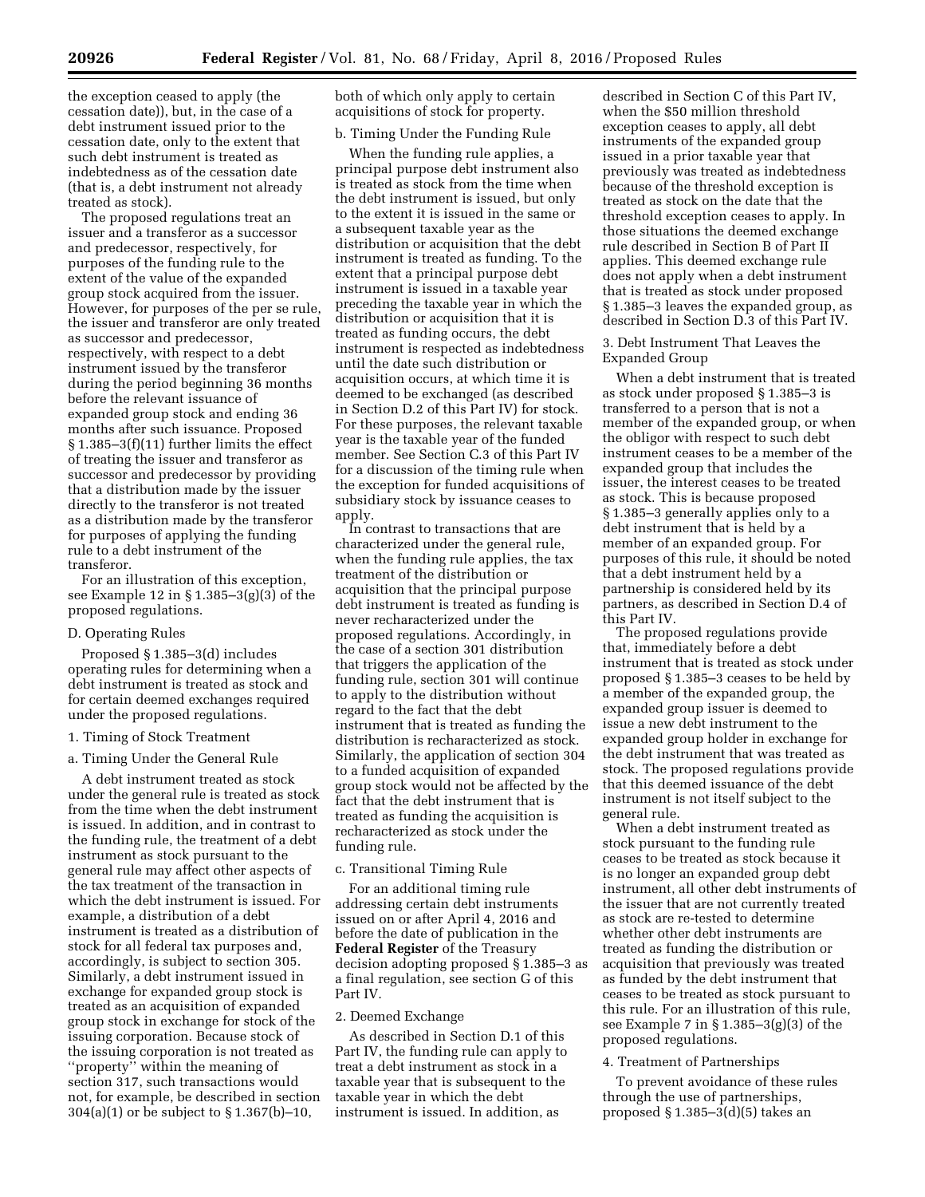the exception ceased to apply (the cessation date)), but, in the case of a debt instrument issued prior to the cessation date, only to the extent that such debt instrument is treated as indebtedness as of the cessation date (that is, a debt instrument not already treated as stock).

The proposed regulations treat an issuer and a transferor as a successor and predecessor, respectively, for purposes of the funding rule to the extent of the value of the expanded group stock acquired from the issuer. However, for purposes of the per se rule, the issuer and transferor are only treated as successor and predecessor, respectively, with respect to a debt instrument issued by the transferor during the period beginning 36 months before the relevant issuance of expanded group stock and ending 36 months after such issuance. Proposed § 1.385–3(f)(11) further limits the effect of treating the issuer and transferor as successor and predecessor by providing that a distribution made by the issuer directly to the transferor is not treated as a distribution made by the transferor for purposes of applying the funding rule to a debt instrument of the transferor.

For an illustration of this exception, see Example 12 in § 1.385–3(g)(3) of the proposed regulations.

### D. Operating Rules

Proposed § 1.385–3(d) includes operating rules for determining when a debt instrument is treated as stock and for certain deemed exchanges required under the proposed regulations.

#### 1. Timing of Stock Treatment

##### a. Timing Under the General Rule

A debt instrument treated as stock under the general rule is treated as stock from the time when the debt instrument is issued. In addition, and in contrast to the funding rule, the treatment of a debt instrument as stock pursuant to the general rule may affect other aspects of the tax treatment of the transaction in which the debt instrument is issued. For example, a distribution of a debt instrument is treated as a distribution of stock for all federal tax purposes and, accordingly, is subject to section 305. Similarly, a debt instrument issued in exchange for expanded group stock is treated as an acquisition of expanded group stock in exchange for stock of the issuing corporation. Because stock of the issuing corporation is not treated as ''property'' within the meaning of section 317, such transactions would not, for example, be described in section 304(a)(1) or be subject to § 1.367(b)–10, both of which only apply to certain acquisitions of stock for property.

##### b. Timing Under the Funding Rule

When the funding rule applies, a principal purpose debt instrument also is treated as stock from the time when the debt instrument is issued, but only to the extent it is issued in the same or a subsequent taxable year as the distribution or acquisition that the debt instrument is treated as funding. To the extent that a principal purpose debt instrument is issued in a taxable year preceding the taxable year in which the distribution or acquisition that it is treated as funding occurs, the debt instrument is respected as indebtedness until the date such distribution or acquisition occurs, at which time it is deemed to be exchanged (as described in Section D.2 of this Part IV) for stock. For these purposes, the relevant taxable year is the taxable year of the funded member. See Section C.3 of this Part IV for a discussion of the timing rule when the exception for funded acquisitions of subsidiary stock by issuance ceases to apply.

In contrast to transactions that are characterized under the general rule, when the funding rule applies, the tax treatment of the distribution or acquisition that the principal purpose debt instrument is treated as funding is never recharacterized under the proposed regulations. Accordingly, in the case of a section 301 distribution that triggers the application of the funding rule, section 301 will continue to apply to the distribution without regard to the fact that the debt instrument that is treated as funding the distribution is recharacterized as stock. Similarly, the application of section 304 to a funded acquisition of expanded group stock would not be affected by the fact that the debt instrument that is treated as funding the acquisition is recharacterized as stock under the funding rule.

##### c. Transitional Timing Rule

For an additional timing rule addressing certain debt instruments issued on or after April 4, 2016 and before the date of publication in the **Federal Register** of the Treasury decision adopting proposed § 1.385–3 as a final regulation, see section G of this Part IV.

#### 2. Deemed Exchange

As described in Section D.1 of this Part IV, the funding rule can apply to treat a debt instrument as stock in a taxable year that is subsequent to the taxable year in which the debt instrument is issued. In addition, as described in Section C of this Part IV, when the $50 million threshold exception ceases to apply, all debt instruments of the expanded group issued in a prior taxable year that previously was treated as indebtedness because of the threshold exception is treated as stock on the date that the threshold exception ceases to apply. In those situations the deemed exchange rule described in Section B of Part II applies. This deemed exchange rule does not apply when a debt instrument that is treated as stock under proposed § 1.385–3 leaves the expanded group, as described in Section D.3 of this Part IV.

#### 3. Debt Instrument That Leaves the Expanded Group

When a debt instrument that is treated as stock under proposed § 1.385–3 is transferred to a person that is not a member of the expanded group, or when the obligor with respect to such debt instrument ceases to be a member of the expanded group that includes the issuer, the interest ceases to be treated as stock. This is because proposed § 1.385–3 generally applies only to a debt instrument that is held by a member of an expanded group. For purposes of this rule, it should be noted that a debt instrument held by a partnership is considered held by its partners, as described in Section D.4 of this Part IV.

The proposed regulations provide that, immediately before a debt instrument that is treated as stock under proposed § 1.385–3 ceases to be held by a member of the expanded group, the expanded group issuer is deemed to issue a new debt instrument to the expanded group holder in exchange for the debt instrument that was treated as stock. The proposed regulations provide that this deemed issuance of the debt instrument is not itself subject to the general rule.

When a debt instrument treated as stock pursuant to the funding rule ceases to be treated as stock because it is no longer an expanded group debt instrument, all other debt instruments of the issuer that are not currently treated as stock are re-tested to determine whether other debt instruments are treated as funding the distribution or acquisition that previously was treated as funded by the debt instrument that ceases to be treated as stock pursuant to this rule. For an illustration of this rule, see Example 7 in § 1.385–3(g)(3) of the proposed regulations.

#### 4. Treatment of Partnerships

To prevent avoidance of these rules through the use of partnerships, proposed § 1.385–3(d)(5) takes an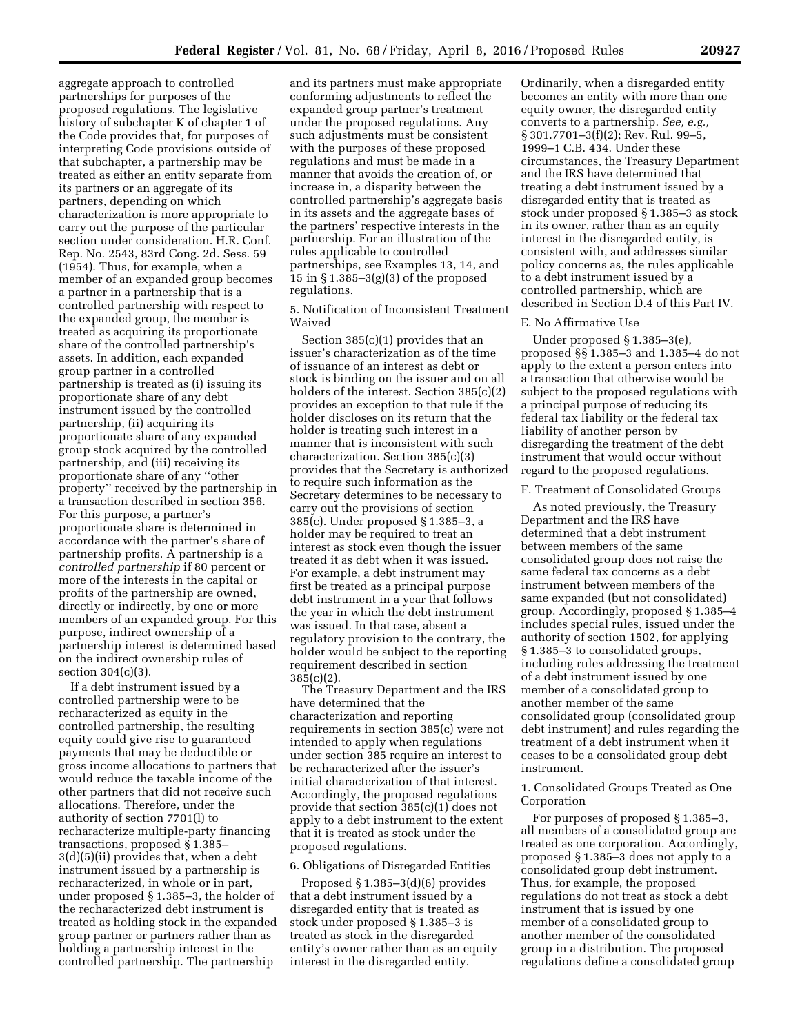aggregate approach to controlled partnerships for purposes of the proposed regulations. The legislative history of subchapter K of chapter 1 of the Code provides that, for purposes of interpreting Code provisions outside of that subchapter, a partnership may be treated as either an entity separate from its partners or an aggregate of its partners, depending on which characterization is more appropriate to carry out the purpose of the particular section under consideration. H.R. Conf. Rep. No. 2543, 83rd Cong. 2d. Sess. 59 (1954). Thus, for example, when a member of an expanded group becomes a partner in a partnership that is a controlled partnership with respect to the expanded group, the member is treated as acquiring its proportionate share of the controlled partnership's assets. In addition, each expanded group partner in a controlled partnership is treated as (i) issuing its proportionate share of any debt instrument issued by the controlled partnership, (ii) acquiring its proportionate share of any expanded group stock acquired by the controlled partnership, and (iii) receiving its proportionate share of any ''other property'' received by the partnership in a transaction described in section 356. For this purpose, a partner's proportionate share is determined in accordance with the partner's share of partnership profits. A partnership is a *controlled partnership* if 80 percent or more of the interests in the capital or profits of the partnership are owned, directly or indirectly, by one or more members of an expanded group. For this purpose, indirect ownership of a partnership interest is determined based on the indirect ownership rules of section 304(c)(3).

If a debt instrument issued by a controlled partnership were to be recharacterized as equity in the controlled partnership, the resulting equity could give rise to guaranteed payments that may be deductible or gross income allocations to partners that would reduce the taxable income of the other partners that did not receive such allocations. Therefore, under the authority of section 7701(l) to recharacterize multiple-party financing transactions, proposed § 1.385–3(d)(5)(ii) provides that, when a debt instrument issued by a partnership is recharacterized, in whole or in part, under proposed § 1.385–3, the holder of the recharacterized debt instrument is treated as holding stock in the expanded group partner or partners rather than as holding a partnership interest in the controlled partnership. The partnership and its partners must make appropriate conforming adjustments to reflect the expanded group partner's treatment under the proposed regulations. Any such adjustments must be consistent with the purposes of these proposed regulations and must be made in a manner that avoids the creation of, or increase in, a disparity between the controlled partnership's aggregate basis in its assets and the aggregate bases of the partners' respective interests in the partnership. For an illustration of the rules applicable to controlled partnerships, see Examples 13, 14, and 15 in § 1.385–3(g)(3) of the proposed regulations.

5. Notification of Inconsistent Treatment Waived

Section 385(c)(1) provides that an issuer's characterization as of the time of issuance of an interest as debt or stock is binding on the issuer and on all holders of the interest. Section 385(c)(2) provides an exception to that rule if the holder discloses on its return that the holder is treating such interest in a manner that is inconsistent with such characterization. Section 385(c)(3) provides that the Secretary is authorized to require such information as the Secretary determines to be necessary to carry out the provisions of section 385(c). Under proposed § 1.385–3, a holder may be required to treat an interest as stock even though the issuer treated it as debt when it was issued. For example, a debt instrument may first be treated as a principal purpose debt instrument in a year that follows the year in which the debt instrument was issued. In that case, absent a regulatory provision to the contrary, the holder would be subject to the reporting requirement described in section 385(c)(2).

The Treasury Department and the IRS have determined that the characterization and reporting requirements in section 385(c) were not intended to apply when regulations under section 385 require an interest to be recharacterized after the issuer's initial characterization of that interest. Accordingly, the proposed regulations provide that section 385(c)(1) does not apply to a debt instrument to the extent that it is treated as stock under the proposed regulations.

6. Obligations of Disregarded Entities

Proposed § 1.385–3(d)(6) provides that a debt instrument issued by a disregarded entity that is treated as stock under proposed § 1.385–3 is treated as stock in the disregarded entity's owner rather than as an equity interest in the disregarded entity. Ordinarily, when a disregarded entity becomes an entity with more than one equity owner, the disregarded entity converts to a partnership. *See, e.g.,* § 301.7701–3(f)(2); Rev. Rul. 99–5, 1999–1 C.B. 434. Under these circumstances, the Treasury Department and the IRS have determined that treating a debt instrument issued by a disregarded entity that is treated as stock under proposed § 1.385–3 as stock in its owner, rather than as an equity interest in the disregarded entity, is consistent with, and addresses similar policy concerns as, the rules applicable to a debt instrument issued by a controlled partnership, which are described in Section D.4 of this Part IV.

E. No Affirmative Use

Under proposed § 1.385–3(e), proposed §§ 1.385–3 and 1.385–4 do not apply to the extent a person enters into a transaction that otherwise would be subject to the proposed regulations with a principal purpose of reducing its federal tax liability or the federal tax liability of another person by disregarding the treatment of the debt instrument that would occur without regard to the proposed regulations.

F. Treatment of Consolidated Groups

As noted previously, the Treasury Department and the IRS have determined that a debt instrument between members of the same consolidated group does not raise the same federal tax concerns as a debt instrument between members of the same expanded (but not consolidated) group. Accordingly, proposed § 1.385–4 includes special rules, issued under the authority of section 1502, for applying § 1.385–3 to consolidated groups, including rules addressing the treatment of a debt instrument issued by one member of a consolidated group to another member of the same consolidated group (consolidated group debt instrument) and rules regarding the treatment of a debt instrument when it ceases to be a consolidated group debt instrument.

1. Consolidated Groups Treated as One Corporation

For purposes of proposed § 1.385–3, all members of a consolidated group are treated as one corporation. Accordingly, proposed § 1.385–3 does not apply to a consolidated group debt instrument. Thus, for example, the proposed regulations do not treat as stock a debt instrument that is issued by one member of a consolidated group to another member of the consolidated group in a distribution. The proposed regulations define a consolidated group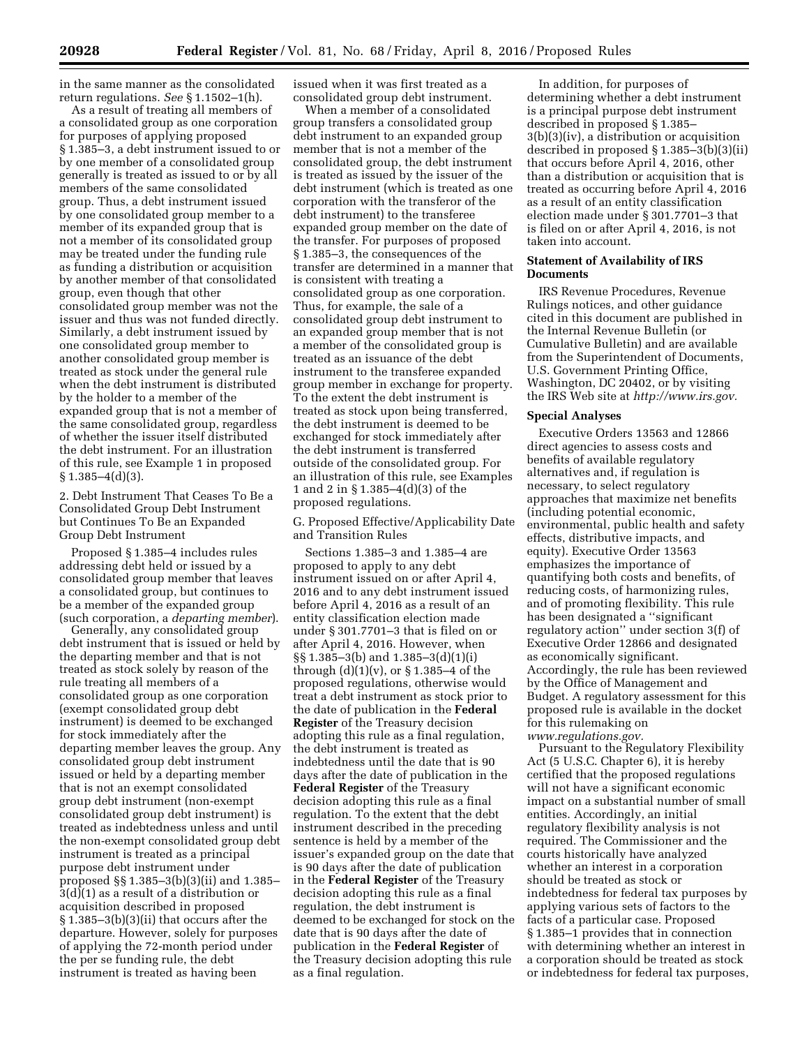in the same manner as the consolidated return regulations. *See* § 1.1502–1(h).

As a result of treating all members of a consolidated group as one corporation for purposes of applying proposed § 1.385–3, a debt instrument issued to or by one member of a consolidated group generally is treated as issued to or by all members of the same consolidated group. Thus, a debt instrument issued by one consolidated group member to a member of its expanded group that is not a member of its consolidated group may be treated under the funding rule as funding a distribution or acquisition by another member of that consolidated group, even though that other consolidated group member was not the issuer and thus was not funded directly. Similarly, a debt instrument issued by one consolidated group member to another consolidated group member is treated as stock under the general rule when the debt instrument is distributed by the holder to a member of the expanded group that is not a member of the same consolidated group, regardless of whether the issuer itself distributed the debt instrument. For an illustration of this rule, see Example 1 in proposed § 1.385–4(d)(3).

2. Debt Instrument That Ceases To Be a Consolidated Group Debt Instrument but Continues To Be an Expanded Group Debt Instrument

Proposed § 1.385–4 includes rules addressing debt held or issued by a consolidated group member that leaves a consolidated group, but continues to be a member of the expanded group (such corporation, a *departing member*).

Generally, any consolidated group debt instrument that is issued or held by the departing member and that is not treated as stock solely by reason of the rule treating all members of a consolidated group as one corporation (exempt consolidated group debt instrument) is deemed to be exchanged for stock immediately after the departing member leaves the group. Any consolidated group debt instrument issued or held by a departing member that is not an exempt consolidated group debt instrument (non-exempt consolidated group debt instrument) is treated as indebtedness unless and until the non-exempt consolidated group debt instrument is treated as a principal purpose debt instrument under proposed §§ 1.385–3(b)(3)(ii) and 1.385–3(d)(1) as a result of a distribution or acquisition described in proposed § 1.385–3(b)(3)(ii) that occurs after the departure. However, solely for purposes of applying the 72-month period under the per se funding rule, the debt instrument is treated as having been issued when it was first treated as a consolidated group debt instrument.

When a member of a consolidated group transfers a consolidated group debt instrument to an expanded group member that is not a member of the consolidated group, the debt instrument is treated as issued by the issuer of the debt instrument (which is treated as one corporation with the transferor of the debt instrument) to the transferee expanded group member on the date of the transfer. For purposes of proposed § 1.385–3, the consequences of the transfer are determined in a manner that is consistent with treating a consolidated group as one corporation. Thus, for example, the sale of a consolidated group debt instrument to an expanded group member that is not a member of the consolidated group is treated as an issuance of the debt instrument to the transferee expanded group member in exchange for property. To the extent the debt instrument is treated as stock upon being transferred, the debt instrument is deemed to be exchanged for stock immediately after the debt instrument is transferred outside of the consolidated group. For an illustration of this rule, see Examples 1 and 2 in § 1.385–4(d)(3) of the proposed regulations.

G. Proposed Effective/Applicability Date and Transition Rules

Sections 1.385–3 and 1.385–4 are proposed to apply to any debt instrument issued on or after April 4, 2016 and to any debt instrument issued before April 4, 2016 as a result of an entity classification election made under § 301.7701–3 that is filed on or after April 4, 2016. However, when §§ 1.385–3(b) and 1.385–3(d)(1)(i) through (d)(1)(v), or § 1.385–4 of the proposed regulations, otherwise would treat a debt instrument as stock prior to the date of publication in the **Federal Register** of the Treasury decision adopting this rule as a final regulation, the debt instrument is treated as indebtedness until the date that is 90 days after the date of publication in the **Federal Register** of the Treasury decision adopting this rule as a final regulation. To the extent that the debt instrument described in the preceding sentence is held by a member of the issuer's expanded group on the date that is 90 days after the date of publication in the **Federal Register** of the Treasury decision adopting this rule as a final regulation, the debt instrument is deemed to be exchanged for stock on the date that is 90 days after the date of publication in the **Federal Register** of the Treasury decision adopting this rule as a final regulation.

In addition, for purposes of determining whether a debt instrument is a principal purpose debt instrument described in proposed § 1.385–3(b)(3)(iv), a distribution or acquisition described in proposed § 1.385–3(b)(3)(ii) that occurs before April 4, 2016, other than a distribution or acquisition that is treated as occurring before April 4, 2016 as a result of an entity classification election made under § 301.7701–3 that is filed on or after April 4, 2016, is not taken into account.

## Statement of Availability of IRS Documents

IRS Revenue Procedures, Revenue Rulings notices, and other guidance cited in this document are published in the Internal Revenue Bulletin (or Cumulative Bulletin) and are available from the Superintendent of Documents, U.S. Government Printing Office, Washington, DC 20402, or by visiting the IRS Web site at *http://www.irs.gov.*

## Special Analyses

Executive Orders 13563 and 12866 direct agencies to assess costs and benefits of available regulatory alternatives and, if regulation is necessary, to select regulatory approaches that maximize net benefits (including potential economic, environmental, public health and safety effects, distributive impacts, and equity). Executive Order 13563 emphasizes the importance of quantifying both costs and benefits, of reducing costs, of harmonizing rules, and of promoting flexibility. This rule has been designated a "significant regulatory action" under section 3(f) of Executive Order 12866 and designated as economically significant. Accordingly, the rule has been reviewed by the Office of Management and Budget. A regulatory assessment for this proposed rule is available in the docket for this rulemaking on *www.regulations.gov.*

Pursuant to the Regulatory Flexibility Act (5 U.S.C. Chapter 6), it is hereby certified that the proposed regulations will not have a significant economic impact on a substantial number of small entities. Accordingly, an initial regulatory flexibility analysis is not required. The Commissioner and the courts historically have analyzed whether an interest in a corporation should be treated as stock or indebtedness for federal tax purposes by applying various sets of factors to the facts of a particular case. Proposed § 1.385–1 provides that in connection with determining whether an interest in a corporation should be treated as stock or indebtedness for federal tax purposes,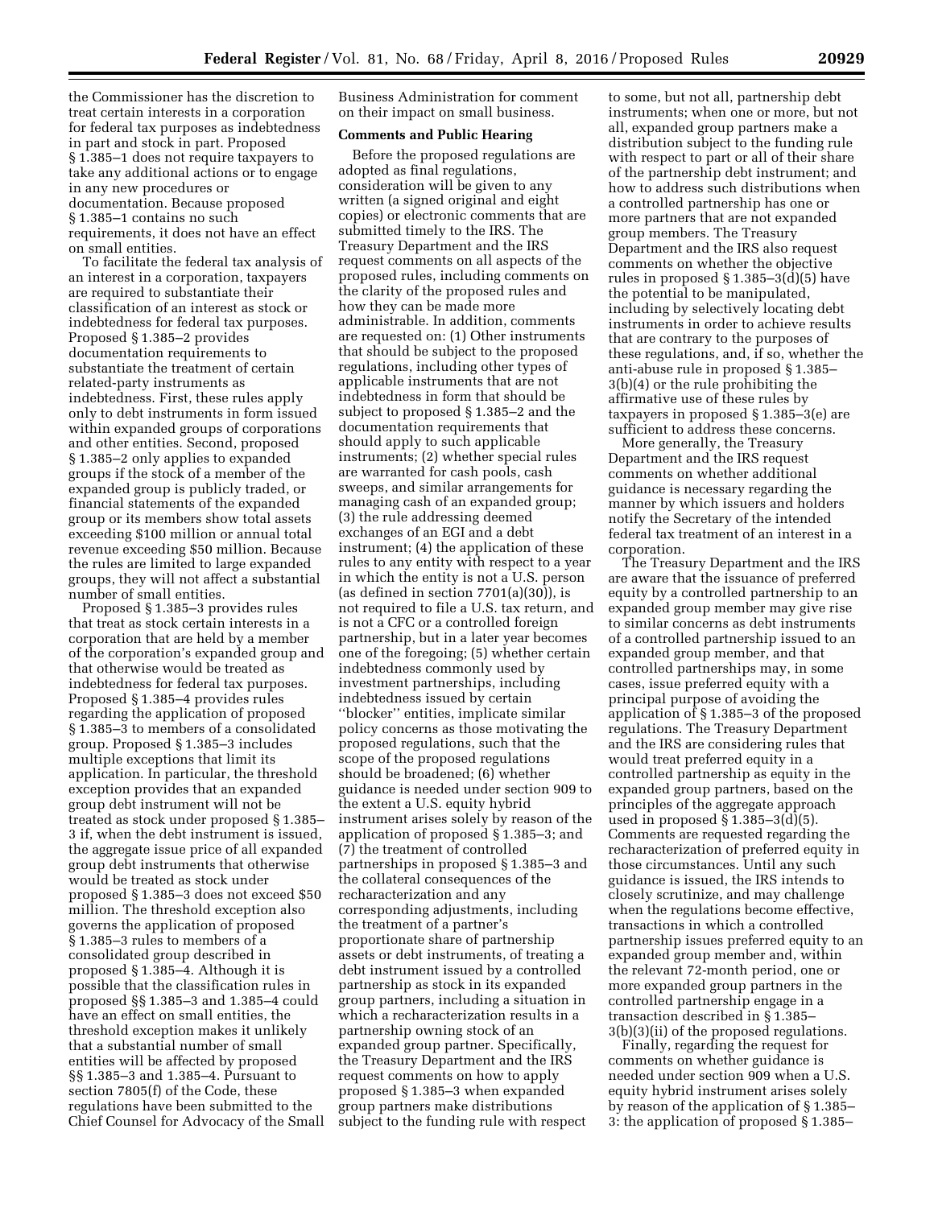the Commissioner has the discretion to treat certain interests in a corporation for federal tax purposes as indebtedness in part and stock in part. Proposed § 1.385–1 does not require taxpayers to take any additional actions or to engage in any new procedures or documentation. Because proposed § 1.385–1 contains no such requirements, it does not have an effect on small entities.

To facilitate the federal tax analysis of an interest in a corporation, taxpayers are required to substantiate their classification of an interest as stock or indebtedness for federal tax purposes. Proposed § 1.385–2 provides documentation requirements to substantiate the treatment of certain related-party instruments as indebtedness. First, these rules apply only to debt instruments in form issued within expanded groups of corporations and other entities. Second, proposed § 1.385–2 only applies to expanded groups if the stock of a member of the expanded group is publicly traded, or financial statements of the expanded group or its members show total assets exceeding $100 million or annual total revenue exceeding $50 million. Because the rules are limited to large expanded groups, they will not affect a substantial number of small entities.

Proposed § 1.385–3 provides rules that treat as stock certain interests in a corporation that are held by a member of the corporation's expanded group and that otherwise would be treated as indebtedness for federal tax purposes. Proposed § 1.385–4 provides rules regarding the application of proposed § 1.385–3 to members of a consolidated group. Proposed § 1.385–3 includes multiple exceptions that limit its application. In particular, the threshold exception provides that an expanded group debt instrument will not be treated as stock under proposed § 1.385–3 if, when the debt instrument is issued, the aggregate issue price of all expanded group debt instruments that otherwise would be treated as stock under proposed § 1.385–3 does not exceed $50 million. The threshold exception also governs the application of proposed § 1.385–3 rules to members of a consolidated group described in proposed § 1.385–4. Although it is possible that the classification rules in proposed §§ 1.385–3 and 1.385–4 could have an effect on small entities, the threshold exception makes it unlikely that a substantial number of small entities will be affected by proposed §§ 1.385–3 and 1.385–4. Pursuant to section 7805(f) of the Code, these regulations have been submitted to the Chief Counsel for Advocacy of the Small Business Administration for comment on their impact on small business.

## Comments and Public Hearing

Before the proposed regulations are adopted as final regulations, consideration will be given to any written (a signed original and eight copies) or electronic comments that are submitted timely to the IRS. The Treasury Department and the IRS request comments on all aspects of the proposed rules, including comments on the clarity of the proposed rules and how they can be made more administrable. In addition, comments are requested on: (1) Other instruments that should be subject to the proposed regulations, including other types of applicable instruments that are not indebtedness in form that should be subject to proposed § 1.385–2 and the documentation requirements that should apply to such applicable instruments; (2) whether special rules are warranted for cash pools, cash sweeps, and similar arrangements for managing cash of an expanded group; (3) the rule addressing deemed exchanges of an EGI and a debt instrument; (4) the application of these rules to any entity with respect to a year in which the entity is not a U.S. person (as defined in section 7701(a)(30)), is not required to file a U.S. tax return, and is not a CFC or a controlled foreign partnership, but in a later year becomes one of the foregoing; (5) whether certain indebtedness commonly used by investment partnerships, including indebtedness issued by certain "blocker" entities, implicate similar policy concerns as those motivating the proposed regulations, such that the scope of the proposed regulations should be broadened; (6) whether guidance is needed under section 909 to the extent a U.S. equity hybrid instrument arises solely by reason of the application of proposed § 1.385–3; and (7) the treatment of controlled partnerships in proposed § 1.385–3 and the collateral consequences of the recharacterization and any corresponding adjustments, including the treatment of a partner's proportionate share of partnership assets or debt instruments, of treating a debt instrument issued by a controlled partnership as stock in its expanded group partners, including a situation in which a recharacterization results in a partnership owning stock of an expanded group partner. Specifically, the Treasury Department and the IRS request comments on how to apply proposed § 1.385–3 when expanded group partners make distributions subject to the funding rule with respect to some, but not all, partnership debt instruments; when one or more, but not all, expanded group partners make a distribution subject to the funding rule with respect to part or all of their share of the partnership debt instrument; and how to address such distributions when a controlled partnership has one or more partners that are not expanded group members. The Treasury Department and the IRS also request comments on whether the objective rules in proposed § 1.385–3(d)(5) have the potential to be manipulated, including by selectively locating debt instruments in order to achieve results that are contrary to the purposes of these regulations, and, if so, whether the anti-abuse rule in proposed § 1.385–3(b)(4) or the rule prohibiting the affirmative use of these rules by taxpayers in proposed § 1.385–3(e) are sufficient to address these concerns.

More generally, the Treasury Department and the IRS request comments on whether additional guidance is necessary regarding the manner by which issuers and holders notify the Secretary of the intended federal tax treatment of an interest in a corporation.

The Treasury Department and the IRS are aware that the issuance of preferred equity by a controlled partnership to an expanded group member may give rise to similar concerns as debt instruments of a controlled partnership issued to an expanded group member, and that controlled partnerships may, in some cases, issue preferred equity with a principal purpose of avoiding the application of § 1.385–3 of the proposed regulations. The Treasury Department and the IRS are considering rules that would treat preferred equity in a controlled partnership as equity in the expanded group partners, based on the principles of the aggregate approach used in proposed § 1.385–3(d)(5). Comments are requested regarding the recharacterization of preferred equity in those circumstances. Until any such guidance is issued, the IRS intends to closely scrutinize, and may challenge when the regulations become effective, transactions in which a controlled partnership issues preferred equity to an expanded group member and, within the relevant 72-month period, one or more expanded group partners in the controlled partnership engage in a transaction described in § 1.385–3(b)(3)(ii) of the proposed regulations.

Finally, regarding the request for comments on whether guidance is needed under section 909 when a U.S. equity hybrid instrument arises solely by reason of the application of § 1.385–3: the application of proposed § 1.385–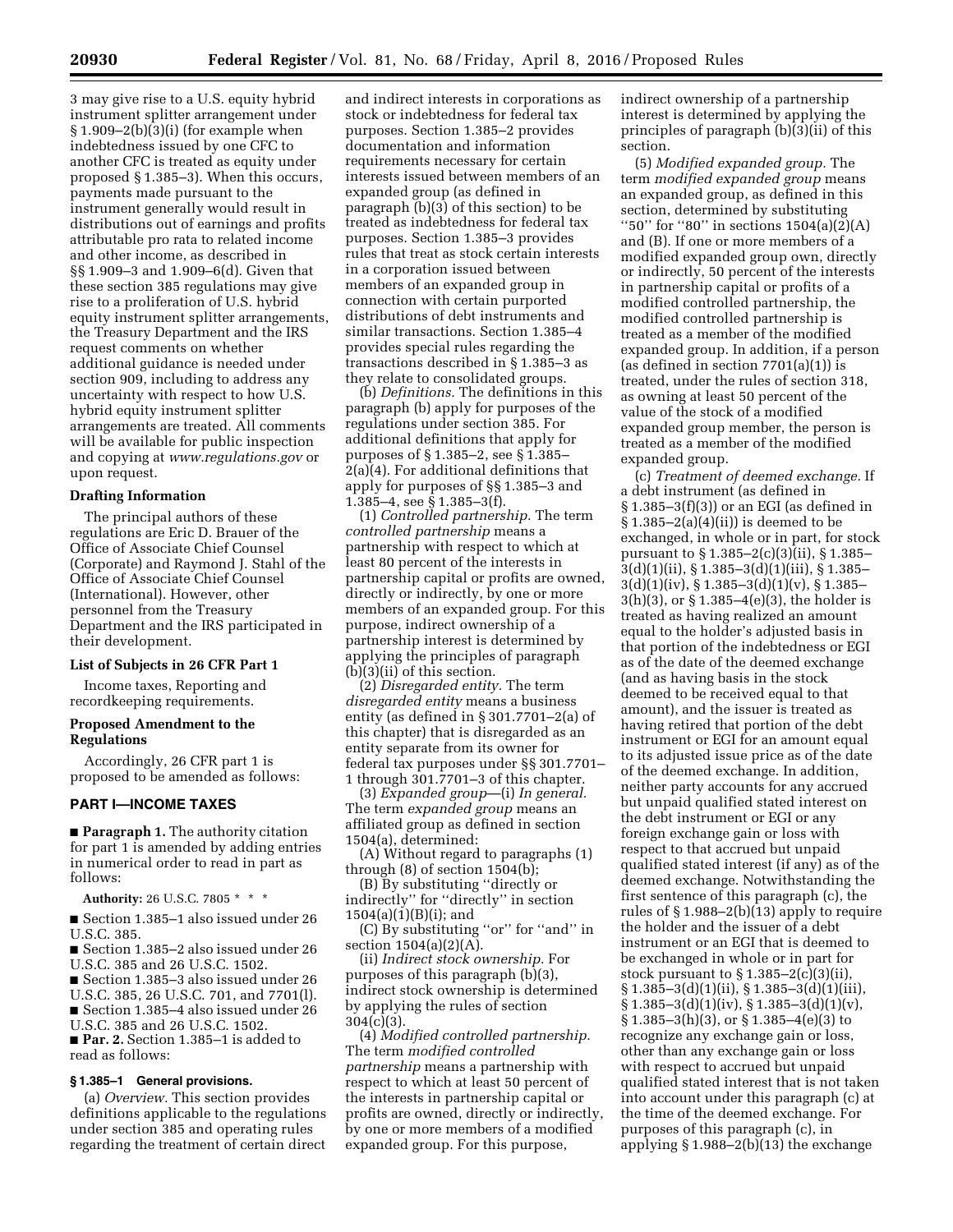3 may give rise to a U.S. equity hybrid instrument splitter arrangement under § 1.909–2(b)(3)(i) (for example when indebtedness issued by one CFC to another CFC is treated as equity under proposed § 1.385–3). When this occurs, payments made pursuant to the instrument generally would result in distributions out of earnings and profits attributable pro rata to related income and other income, as described in §§ 1.909–3 and 1.909–6(d). Given that these section 385 regulations may give rise to a proliferation of U.S. hybrid equity instrument splitter arrangements, the Treasury Department and the IRS request comments on whether additional guidance is needed under section 909, including to address any uncertainty with respect to how U.S. hybrid equity instrument splitter arrangements are treated. All comments will be available for public inspection and copying at *www.regulations.gov* or upon request.

### Drafting Information

The principal authors of these regulations are Eric D. Brauer of the Office of Associate Chief Counsel (Corporate) and Raymond J. Stahl of the Office of Associate Chief Counsel (International). However, other personnel from the Treasury Department and the IRS participated in their development.

### List of Subjects in 26 CFR Part 1

Income taxes, Reporting and recordkeeping requirements.

### Proposed Amendment to the Regulations

Accordingly, 26 CFR part 1 is proposed to be amended as follows:

## PART I—INCOME TAXES

■ **Paragraph 1.** The authority citation for part 1 is amended by adding entries in numerical order to read in part as follows:

**Authority:** 26 U.S.C. 7805 * * *

■ Section 1.385–1 also issued under 26 U.S.C. 385.

■ Section 1.385–2 also issued under 26 U.S.C. 385 and 26 U.S.C. 1502.

■ Section 1.385–3 also issued under 26 U.S.C. 385, 26 U.S.C. 701, and 7701(l).

■ Section 1.385–4 also issued under 26 U.S.C. 385 and 26 U.S.C. 1502.

■ **Par. 2.** Section 1.385–1 is added to read as follows:

### § 1.385–1 General provisions.

(a) *Overview.* This section provides definitions applicable to the regulations under section 385 and operating rules regarding the treatment of certain direct and indirect interests in corporations as stock or indebtedness for federal tax purposes. Section 1.385–2 provides documentation and information requirements necessary for certain interests issued between members of an expanded group (as defined in paragraph (b)(3) of this section) to be treated as indebtedness for federal tax purposes. Section 1.385–3 provides rules that treat as stock certain interests in a corporation issued between members of an expanded group in connection with certain purported distributions of debt instruments and similar transactions. Section 1.385–4 provides special rules regarding the transactions described in § 1.385–3 as they relate to consolidated groups.

(b) *Definitions.* The definitions in this paragraph (b) apply for purposes of the regulations under section 385. For additional definitions that apply for purposes of § 1.385–2, see § 1.385–2(a)(4). For additional definitions that apply for purposes of §§ 1.385–3 and 1.385–4, see § 1.385–3(f).

(1) *Controlled partnership.* The term *controlled partnership* means a partnership with respect to which at least 80 percent of the interests in partnership capital or profits are owned, directly or indirectly, by one or more members of an expanded group. For this purpose, indirect ownership of a partnership interest is determined by applying the principles of paragraph (b)(3)(ii) of this section.

(2) *Disregarded entity.* The term *disregarded entity* means a business entity (as defined in § 301.7701–2(a) of this chapter) that is disregarded as an entity separate from its owner for federal tax purposes under §§ 301.7701–1 through 301.7701–3 of this chapter.

(3) *Expanded group*—(i) *In general.* The term *expanded group* means an affiliated group as defined in section 1504(a), determined:

(A) Without regard to paragraphs (1) through (8) of section 1504(b);

(B) By substituting ''directly or indirectly'' for ''directly'' in section 1504(a)(1)(B)(i); and

(C) By substituting ''or'' for ''and'' in section 1504(a)(2)(A).

(ii) *Indirect stock ownership.* For purposes of this paragraph (b)(3), indirect stock ownership is determined by applying the rules of section 304(c)(3).

(4) *Modified controlled partnership.* The term *modified controlled partnership* means a partnership with respect to which at least 50 percent of the interests in partnership capital or profits are owned, directly or indirectly, by one or more members of a modified expanded group. For this purpose, indirect ownership of a partnership interest is determined by applying the principles of paragraph (b)(3)(ii) of this section.

(5) *Modified expanded group.* The term *modified expanded group* means an expanded group, as defined in this section, determined by substituting ''50'' for ''80'' in sections 1504(a)(2)(A) and (B). If one or more members of a modified expanded group own, directly or indirectly, 50 percent of the interests in partnership capital or profits of a modified controlled partnership, the modified controlled partnership is treated as a member of the modified expanded group. In addition, if a person (as defined in section 7701(a)(1)) is treated, under the rules of section 318, as owning at least 50 percent of the value of the stock of a modified expanded group member, the person is treated as a member of the modified expanded group.

(c) *Treatment of deemed exchange.* If a debt instrument (as defined in § 1.385–3(f)(3)) or an EGI (as defined in § 1.385–2(a)(4)(ii)) is deemed to be exchanged, in whole or in part, for stock pursuant to § 1.385–2(c)(3)(ii), § 1.385–3(d)(1)(ii), § 1.385–3(d)(1)(iii), § 1.385–3(d)(1)(iv), § 1.385–3(d)(1)(v), § 1.385–3(h)(3), or § 1.385–4(e)(3), the holder is treated as having realized an amount equal to the holder's adjusted basis in that portion of the indebtedness or EGI as of the date of the deemed exchange (and as having basis in the stock deemed to be received equal to that amount), and the issuer is treated as having retired that portion of the debt instrument or EGI for an amount equal to its adjusted issue price as of the date of the deemed exchange. In addition, neither party accounts for any accrued but unpaid qualified stated interest on the debt instrument or EGI or any foreign exchange gain or loss with respect to that accrued but unpaid qualified stated interest (if any) as of the deemed exchange. Notwithstanding the first sentence of this paragraph (c), the rules of § 1.988–2(b)(13) apply to require the holder and the issuer of a debt instrument or an EGI that is deemed to be exchanged in whole or in part for stock pursuant to § 1.385–2(c)(3)(ii), § 1.385–3(d)(1)(ii), § 1.385–3(d)(1)(iii), § 1.385–3(d)(1)(iv), § 1.385–3(d)(1)(v), § 1.385–3(h)(3), or § 1.385–4(e)(3) to recognize any exchange gain or loss, other than any exchange gain or loss with respect to accrued but unpaid qualified stated interest that is not taken into account under this paragraph (c) at the time of the deemed exchange. For purposes of this paragraph (c), in applying § 1.988–2(b)(13) the exchange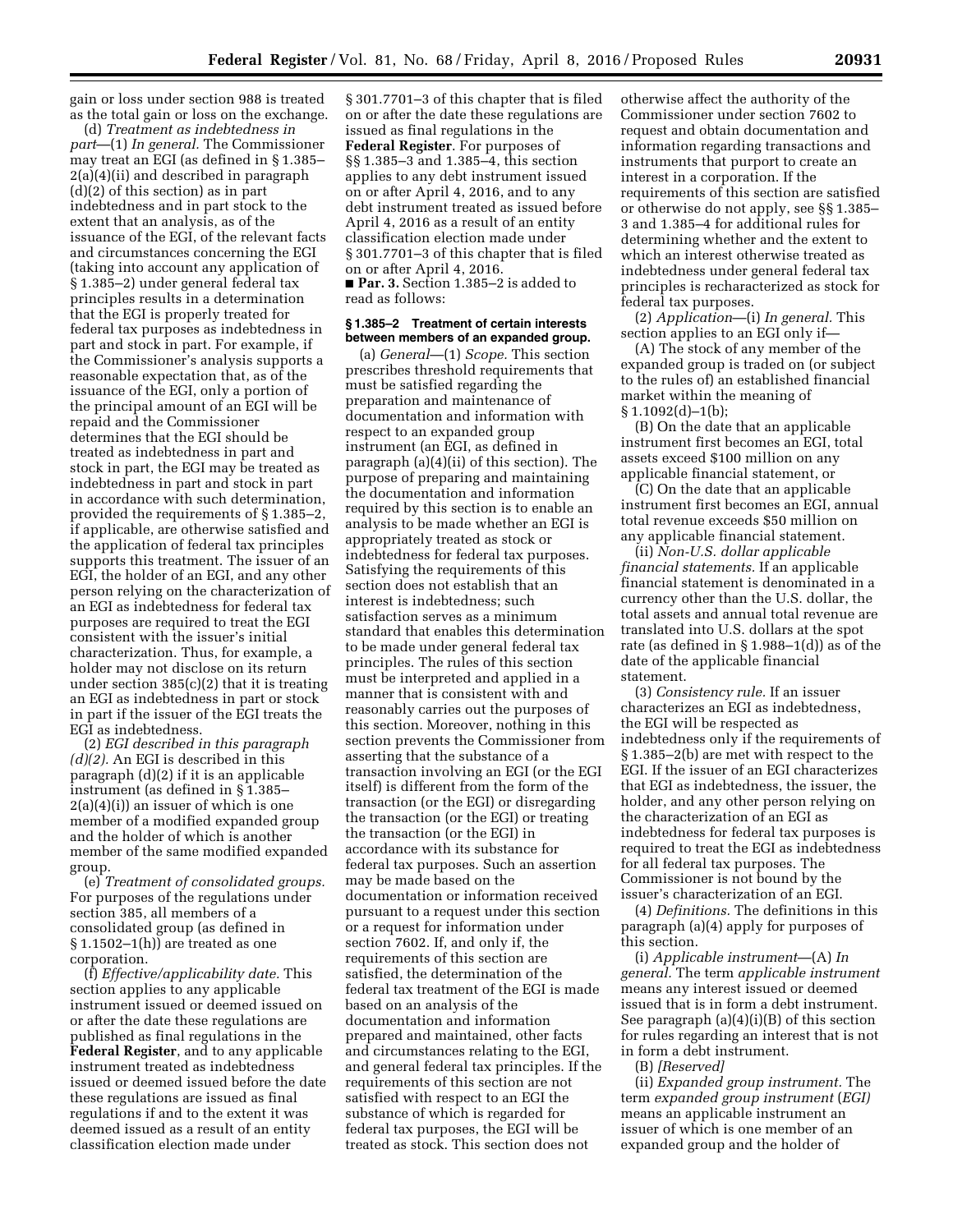gain or loss under section 988 is treated as the total gain or loss on the exchange.

(d) *Treatment as indebtedness in part*—(1) *In general.* The Commissioner may treat an EGI (as defined in § 1.385–2(a)(4)(ii) and described in paragraph (d)(2) of this section) as in part indebtedness and in part stock to the extent that an analysis, as of the issuance of the EGI, of the relevant facts and circumstances concerning the EGI (taking into account any application of § 1.385–2) under general federal tax principles results in a determination that the EGI is properly treated for federal tax purposes as indebtedness in part and stock in part. For example, if the Commissioner's analysis supports a reasonable expectation that, as of the issuance of the EGI, only a portion of the principal amount of an EGI will be repaid and the Commissioner determines that the EGI should be treated as indebtedness in part and stock in part, the EGI may be treated as indebtedness in part and stock in part in accordance with such determination, provided the requirements of § 1.385–2, if applicable, are otherwise satisfied and the application of federal tax principles supports this treatment. The issuer of an EGI, the holder of an EGI, and any other person relying on the characterization of an EGI as indebtedness for federal tax purposes are required to treat the EGI consistent with the issuer's initial characterization. Thus, for example, a holder may not disclose on its return under section 385(c)(2) that it is treating an EGI as indebtedness in part or stock in part if the issuer of the EGI treats the EGI as indebtedness.

(2) *EGI described in this paragraph (d)(2).* An EGI is described in this paragraph (d)(2) if it is an applicable instrument (as defined in § 1.385–2(a)(4)(i)) an issuer of which is one member of a modified expanded group and the holder of which is another member of the same modified expanded group.

(e) *Treatment of consolidated groups.* For purposes of the regulations under section 385, all members of a consolidated group (as defined in § 1.1502–1(h)) are treated as one corporation.

(f) *Effective/applicability date.* This section applies to any applicable instrument issued or deemed issued on or after the date these regulations are published as final regulations in the **Federal Register**, and to any applicable instrument treated as indebtedness issued or deemed issued before the date these regulations are issued as final regulations if and to the extent it was deemed issued as a result of an entity classification election made under § 301.7701–3 of this chapter that is filed on or after the date these regulations are issued as final regulations in the **Federal Register**. For purposes of §§ 1.385–3 and 1.385–4, this section applies to any debt instrument issued on or after April 4, 2016, and to any debt instrument treated as issued before April 4, 2016 as a result of an entity classification election made under § 301.7701–3 of this chapter that is filed on or after April 4, 2016.

■ **Par. 3.** Section 1.385–2 is added to read as follows:

**§ 1.385–2 Treatment of certain interests between members of an expanded group.**

(a) *General*—(1) *Scope.* This section prescribes threshold requirements that must be satisfied regarding the preparation and maintenance of documentation and information with respect to an expanded group instrument (an EGI, as defined in paragraph (a)(4)(ii) of this section). The purpose of preparing and maintaining the documentation and information required by this section is to enable an analysis to be made whether an EGI is appropriately treated as stock or indebtedness for federal tax purposes. Satisfying the requirements of this section does not establish that an interest is indebtedness; such satisfaction serves as a minimum standard that enables this determination to be made under general federal tax principles. The rules of this section must be interpreted and applied in a manner that is consistent with and reasonably carries out the purposes of this section. Moreover, nothing in this section prevents the Commissioner from asserting that the substance of a transaction involving an EGI (or the EGI itself) is different from the form of the transaction (or the EGI) or disregarding the transaction (or the EGI) or treating the transaction (or the EGI) in accordance with its substance for federal tax purposes. Such an assertion may be made based on the documentation or information received pursuant to a request under this section or a request for information under section 7602. If, and only if, the requirements of this section are satisfied, the determination of the federal tax treatment of the EGI is made based on an analysis of the documentation and information prepared and maintained, other facts and circumstances relating to the EGI, and general federal tax principles. If the requirements of this section are not satisfied with respect to an EGI the substance of which is regarded for federal tax purposes, the EGI will be treated as stock. This section does not otherwise affect the authority of the Commissioner under section 7602 to request and obtain documentation and information regarding transactions and instruments that purport to create an interest in a corporation. If the requirements of this section are satisfied or otherwise do not apply, see §§ 1.385–3 and 1.385–4 for additional rules for determining whether and the extent to which an interest otherwise treated as indebtedness under general federal tax principles is recharacterized as stock for federal tax purposes.

(2) *Application*—(i) *In general.* This section applies to an EGI only if—

(A) The stock of any member of the expanded group is traded on (or subject to the rules of) an established financial market within the meaning of § 1.1092(d)–1(b);

(B) On the date that an applicable instrument first becomes an EGI, total assets exceed $100 million on any applicable financial statement, or

(C) On the date that an applicable instrument first becomes an EGI, annual total revenue exceeds $50 million on any applicable financial statement.

(ii) *Non-U.S. dollar applicable financial statements.* If an applicable financial statement is denominated in a currency other than the U.S. dollar, the total assets and annual total revenue are translated into U.S. dollars at the spot rate (as defined in § 1.988–1(d)) as of the date of the applicable financial statement.

(3) *Consistency rule.* If an issuer characterizes an EGI as indebtedness, the EGI will be respected as indebtedness only if the requirements of § 1.385–2(b) are met with respect to the EGI. If the issuer of an EGI characterizes that EGI as indebtedness, the issuer, the holder, and any other person relying on the characterization of an EGI as indebtedness for federal tax purposes is required to treat the EGI as indebtedness for all federal tax purposes. The Commissioner is not bound by the issuer's characterization of an EGI.

(4) *Definitions.* The definitions in this paragraph (a)(4) apply for purposes of this section.

(i) *Applicable instrument*—(A) *In general.* The term *applicable instrument* means any interest issued or deemed issued that is in form a debt instrument. See paragraph (a)(4)(i)(B) of this section for rules regarding an interest that is not in form a debt instrument.

(B) *[Reserved]*

(ii) *Expanded group instrument.* The term *expanded group instrument (EGI)* means an applicable instrument an issuer of which is one member of an expanded group and the holder of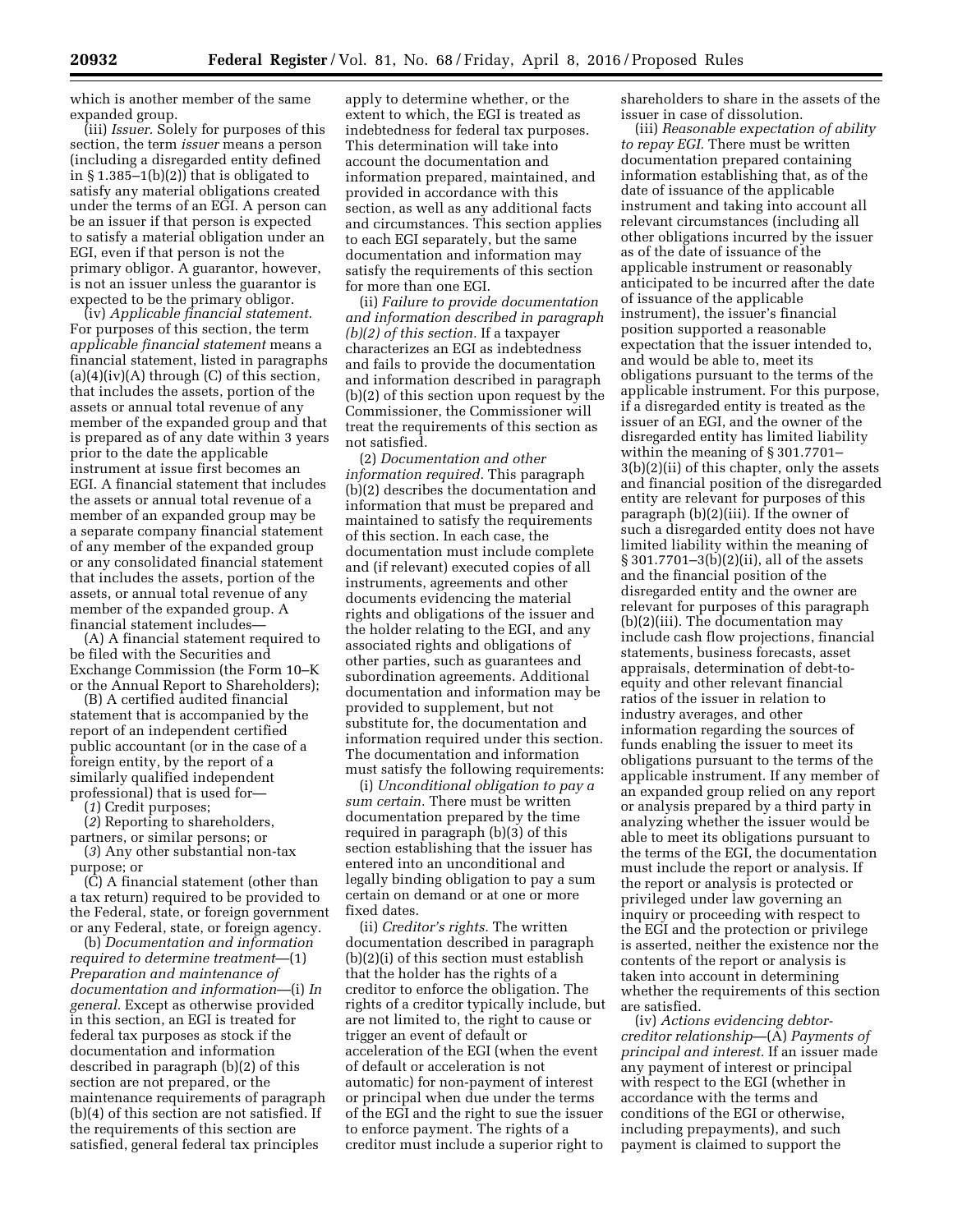which is another member of the same expanded group.

(iii) *Issuer.* Solely for purposes of this section, the term *issuer* means a person (including a disregarded entity defined in § 1.385–1(b)(2)) that is obligated to satisfy any material obligations created under the terms of an EGI. A person can be an issuer if that person is expected to satisfy a material obligation under an EGI, even if that person is not the primary obligor. A guarantor, however, is not an issuer unless the guarantor is expected to be the primary obligor.

(iv) *Applicable financial statement.* For purposes of this section, the term *applicable financial statement* means a financial statement, listed in paragraphs (a)(4)(iv)(A) through (C) of this section, that includes the assets, portion of the assets or annual total revenue of any member of the expanded group and that is prepared as of any date within 3 years prior to the date the applicable instrument at issue first becomes an EGI. A financial statement that includes the assets or annual total revenue of a member of an expanded group may be a separate company financial statement of any member of the expanded group or any consolidated financial statement that includes the assets, portion of the assets, or annual total revenue of any member of the expanded group. A financial statement includes—

(A) A financial statement required to be filed with the Securities and Exchange Commission (the Form 10–K or the Annual Report to Shareholders);

(B) A certified audited financial statement that is accompanied by the report of an independent certified public accountant (or in the case of a foreign entity, by the report of a similarly qualified independent professional) that is used for—

(*1*) Credit purposes;

(*2*) Reporting to shareholders, partners, or similar persons; or

(*3*) Any other substantial non-tax purpose; or

(C) A financial statement (other than a tax return) required to be provided to the Federal, state, or foreign government or any Federal, state, or foreign agency.

(b) *Documentation and information required to determine treatment*—(1) *Preparation and maintenance of documentation and information*—(i) *In general.* Except as otherwise provided in this section, an EGI is treated for federal tax purposes as stock if the documentation and information described in paragraph (b)(2) of this section are not prepared, or the maintenance requirements of paragraph (b)(4) of this section are not satisfied. If the requirements of this section are satisfied, general federal tax principles apply to determine whether, or the extent to which, the EGI is treated as indebtedness for federal tax purposes. This determination will take into account the documentation and information prepared, maintained, and provided in accordance with this section, as well as any additional facts and circumstances. This section applies to each EGI separately, but the same documentation and information may satisfy the requirements of this section for more than one EGI.

(ii) *Failure to provide documentation and information described in paragraph (b)(2) of this section.* If a taxpayer characterizes an EGI as indebtedness and fails to provide the documentation and information described in paragraph (b)(2) of this section upon request by the Commissioner, the Commissioner will treat the requirements of this section as not satisfied.

(2) *Documentation and other information required.* This paragraph (b)(2) describes the documentation and information that must be prepared and maintained to satisfy the requirements of this section. In each case, the documentation must include complete and (if relevant) executed copies of all instruments, agreements and other documents evidencing the material rights and obligations of the issuer and the holder relating to the EGI, and any associated rights and obligations of other parties, such as guarantees and subordination agreements. Additional documentation and information may be provided to supplement, but not substitute for, the documentation and information required under this section. The documentation and information must satisfy the following requirements:

(i) *Unconditional obligation to pay a sum certain.* There must be written documentation prepared by the time required in paragraph (b)(3) of this section establishing that the issuer has entered into an unconditional and legally binding obligation to pay a sum certain on demand or at one or more fixed dates.

(ii) *Creditor's rights.* The written documentation described in paragraph (b)(2)(i) of this section must establish that the holder has the rights of a creditor to enforce the obligation. The rights of a creditor typically include, but are not limited to, the right to cause or trigger an event of default or acceleration of the EGI (when the event of default or acceleration is not automatic) for non-payment of interest or principal when due under the terms of the EGI and the right to sue the issuer to enforce payment. The rights of a creditor must include a superior right to shareholders to share in the assets of the issuer in case of dissolution.

(iii) *Reasonable expectation of ability to repay EGI.* There must be written documentation prepared containing information establishing that, as of the date of issuance of the applicable instrument and taking into account all relevant circumstances (including all other obligations incurred by the issuer as of the date of issuance of the applicable instrument or reasonably anticipated to be incurred after the date of issuance of the applicable instrument), the issuer's financial position supported a reasonable expectation that the issuer intended to, and would be able to, meet its obligations pursuant to the terms of the applicable instrument. For this purpose, if a disregarded entity is treated as the issuer of an EGI, and the owner of the disregarded entity has limited liability within the meaning of § 301.7701–3(b)(2)(ii) of this chapter, only the assets and financial position of the disregarded entity are relevant for purposes of this paragraph (b)(2)(iii). If the owner of such a disregarded entity does not have limited liability within the meaning of § 301.7701–3(b)(2)(ii), all of the assets and the financial position of the disregarded entity and the owner are relevant for purposes of this paragraph (b)(2)(iii). The documentation may include cash flow projections, financial statements, business forecasts, asset appraisals, determination of debt-to-equity and other relevant financial ratios of the issuer in relation to industry averages, and other information regarding the sources of funds enabling the issuer to meet its obligations pursuant to the terms of the applicable instrument. If any member of an expanded group relied on any report or analysis prepared by a third party in analyzing whether the issuer would be able to meet its obligations pursuant to the terms of the EGI, the documentation must include the report or analysis. If the report or analysis is protected or privileged under law governing an inquiry or proceeding with respect to the EGI and the protection or privilege is asserted, neither the existence nor the contents of the report or analysis is taken into account in determining whether the requirements of this section are satisfied.

(iv) *Actions evidencing debtor-creditor relationship*—(A) *Payments of principal and interest.* If an issuer made any payment of interest or principal with respect to the EGI (whether in accordance with the terms and conditions of the EGI or otherwise, including prepayments), and such payment is claimed to support the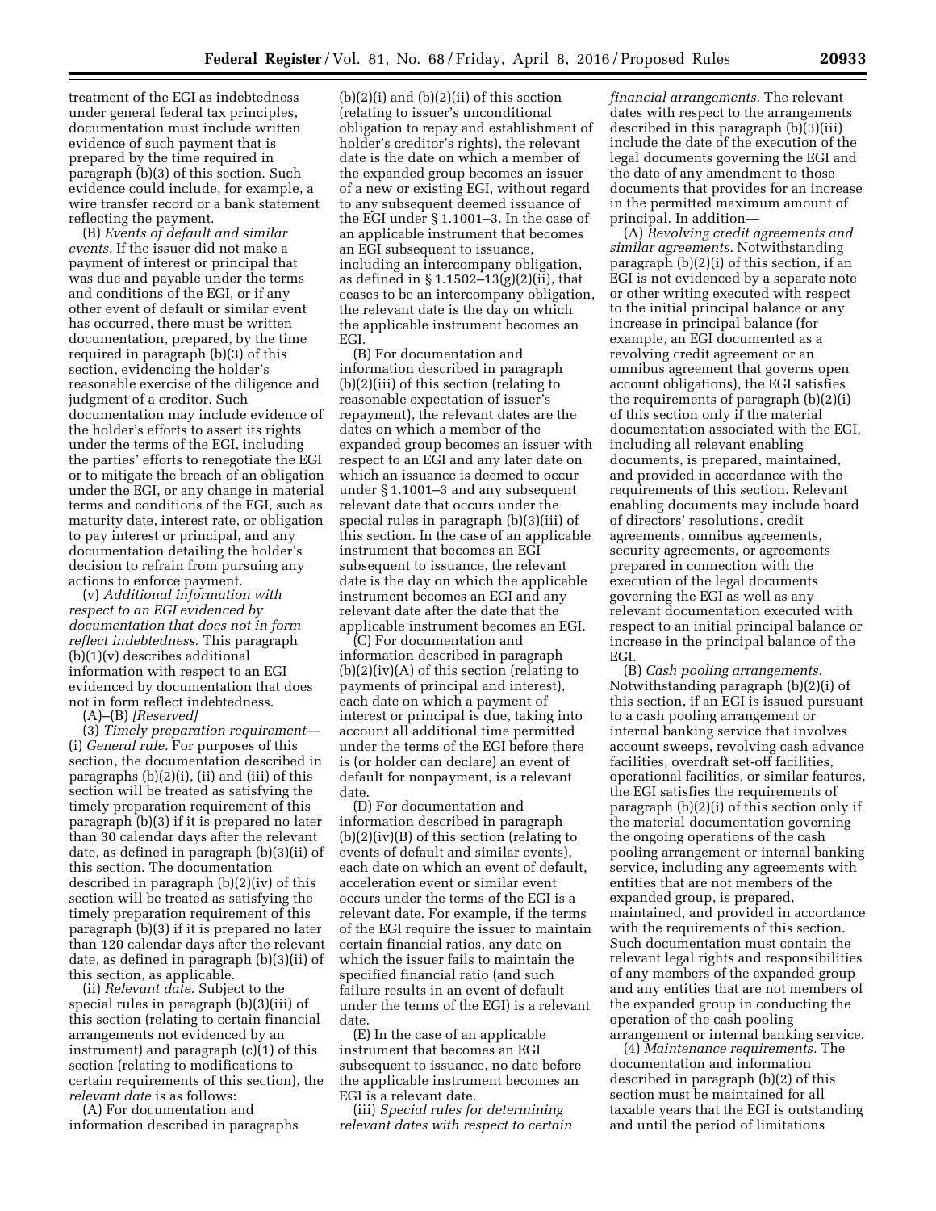treatment of the EGI as indebtedness under general federal tax principles, documentation must include written evidence of such payment that is prepared by the time required in paragraph (b)(3) of this section. Such evidence could include, for example, a wire transfer record or a bank statement reflecting the payment.

(B) *Events of default and similar events.* If the issuer did not make a payment of interest or principal that was due and payable under the terms and conditions of the EGI, or if any other event of default or similar event has occurred, there must be written documentation, prepared, by the time required in paragraph (b)(3) of this section, evidencing the holder's reasonable exercise of the diligence and judgment of a creditor. Such documentation may include evidence of the holder's efforts to assert its rights under the terms of the EGI, including the parties' efforts to renegotiate the EGI or to mitigate the breach of an obligation under the EGI, or any change in material terms and conditions of the EGI, such as maturity date, interest rate, or obligation to pay interest or principal, and any documentation detailing the holder's decision to refrain from pursuing any actions to enforce payment.

(v) *Additional information with respect to an EGI evidenced by documentation that does not in form reflect indebtedness.* This paragraph (b)(1)(v) describes additional information with respect to an EGI evidenced by documentation that does not in form reflect indebtedness.

(A)–(B) *[Reserved]*

(3) *Timely preparation requirement*—(i) *General rule.* For purposes of this section, the documentation described in paragraphs (b)(2)(i), (ii) and (iii) of this section will be treated as satisfying the timely preparation requirement of this paragraph (b)(3) if it is prepared no later than 30 calendar days after the relevant date, as defined in paragraph (b)(3)(ii) of this section. The documentation described in paragraph (b)(2)(iv) of this section will be treated as satisfying the timely preparation requirement of this paragraph (b)(3) if it is prepared no later than 120 calendar days after the relevant date, as defined in paragraph (b)(3)(ii) of this section, as applicable.

(ii) *Relevant date.* Subject to the special rules in paragraph (b)(3)(iii) of this section (relating to certain financial arrangements not evidenced by an instrument) and paragraph (c)(1) of this section (relating to modifications to certain requirements of this section), the *relevant date* is as follows:

(A) For documentation and information described in paragraphs (b)(2)(i) and (b)(2)(ii) of this section (relating to issuer's unconditional obligation to repay and establishment of holder's creditor's rights), the relevant date is the date on which a member of the expanded group becomes an issuer of a new or existing EGI, without regard to any subsequent deemed issuance of the EGI under § 1.1001–3. In the case of an applicable instrument that becomes an EGI subsequent to issuance, including an intercompany obligation, as defined in § 1.1502–13(g)(2)(ii), that ceases to be an intercompany obligation, the relevant date is the day on which the applicable instrument becomes an EGI.

(B) For documentation and information described in paragraph (b)(2)(iii) of this section (relating to reasonable expectation of issuer's repayment), the relevant dates are the dates on which a member of the expanded group becomes an issuer with respect to an EGI and any later date on which an issuance is deemed to occur under § 1.1001–3 and any subsequent relevant date that occurs under the special rules in paragraph (b)(3)(iii) of this section. In the case of an applicable instrument that becomes an EGI subsequent to issuance, the relevant date is the day on which the applicable instrument becomes an EGI and any relevant date after the date that the applicable instrument becomes an EGI.

(C) For documentation and information described in paragraph (b)(2)(iv)(A) of this section (relating to payments of principal and interest), each date on which a payment of interest or principal is due, taking into account all additional time permitted under the terms of the EGI before there is (or holder can declare) an event of default for nonpayment, is a relevant date.

(D) For documentation and information described in paragraph (b)(2)(iv)(B) of this section (relating to events of default and similar events), each date on which an event of default, acceleration event or similar event occurs under the terms of the EGI is a relevant date. For example, if the terms of the EGI require the issuer to maintain certain financial ratios, any date on which the issuer fails to maintain the specified financial ratio (and such failure results in an event of default under the terms of the EGI) is a relevant date.

(E) In the case of an applicable instrument that becomes an EGI subsequent to issuance, no date before the applicable instrument becomes an EGI is a relevant date.

(iii) *Special rules for determining relevant dates with respect to certain financial arrangements.* The relevant dates with respect to the arrangements described in this paragraph (b)(3)(iii) include the date of the execution of the legal documents governing the EGI and the date of any amendment to those documents that provides for an increase in the permitted maximum amount of principal. In addition—

(A) *Revolving credit agreements and similar agreements.* Notwithstanding paragraph (b)(2)(i) of this section, if an EGI is not evidenced by a separate note or other writing executed with respect to the initial principal balance or any increase in principal balance (for example, an EGI documented as a revolving credit agreement or an omnibus agreement that governs open account obligations), the EGI satisfies the requirements of paragraph (b)(2)(i) of this section only if the material documentation associated with the EGI, including all relevant enabling documents, is prepared, maintained, and provided in accordance with the requirements of this section. Relevant enabling documents may include board of directors' resolutions, credit agreements, omnibus agreements, security agreements, or agreements prepared in connection with the execution of the legal documents governing the EGI as well as any relevant documentation executed with respect to an initial principal balance or increase in the principal balance of the EGI.

(B) *Cash pooling arrangements.* Notwithstanding paragraph (b)(2)(i) of this section, if an EGI is issued pursuant to a cash pooling arrangement or internal banking service that involves account sweeps, revolving cash advance facilities, overdraft set-off facilities, operational facilities, or similar features, the EGI satisfies the requirements of paragraph (b)(2)(i) of this section only if the material documentation governing the ongoing operations of the cash pooling arrangement or internal banking service, including any agreements with entities that are not members of the expanded group, is prepared, maintained, and provided in accordance with the requirements of this section. Such documentation must contain the relevant legal rights and responsibilities of any members of the expanded group and any entities that are not members of the expanded group in conducting the operation of the cash pooling arrangement or internal banking service.

(4) *Maintenance requirements.* The documentation and information described in paragraph (b)(2) of this section must be maintained for all taxable years that the EGI is outstanding and until the period of limitations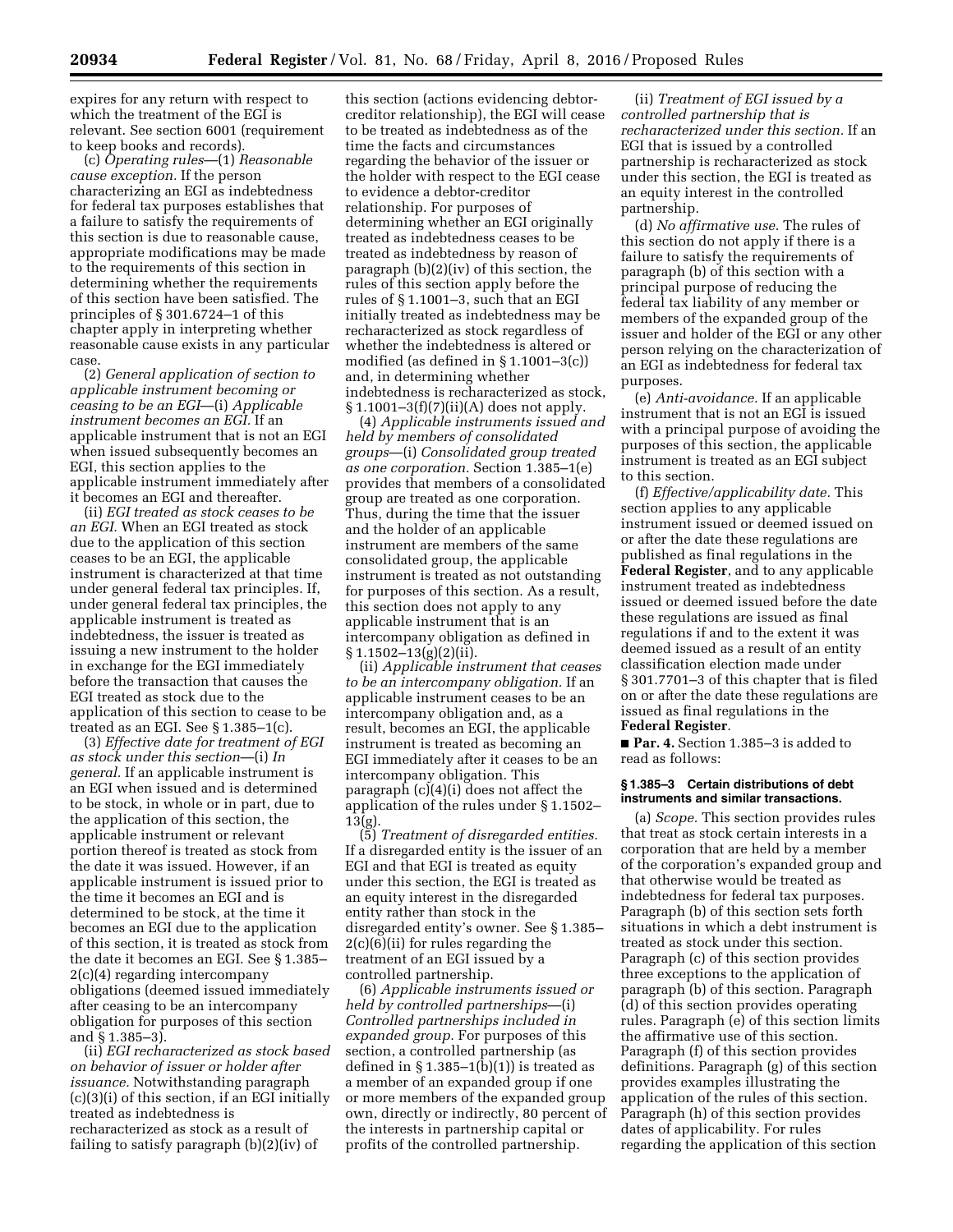expires for any return with respect to which the treatment of the EGI is relevant. See section 6001 (requirement to keep books and records).

(c) *Operating rules*—(1) *Reasonable cause exception.* If the person characterizing an EGI as indebtedness for federal tax purposes establishes that a failure to satisfy the requirements of this section is due to reasonable cause, appropriate modifications may be made to the requirements of this section in determining whether the requirements of this section have been satisfied. The principles of § 301.6724–1 of this chapter apply in interpreting whether reasonable cause exists in any particular case.

(2) *General application of section to applicable instrument becoming or ceasing to be an EGI*—(i) *Applicable instrument becomes an EGI.* If an applicable instrument that is not an EGI when issued subsequently becomes an EGI, this section applies to the applicable instrument immediately after it becomes an EGI and thereafter.

(ii) *EGI treated as stock ceases to be an EGI.* When an EGI treated as stock due to the application of this section ceases to be an EGI, the applicable instrument is characterized at that time under general federal tax principles. If, under general federal tax principles, the applicable instrument is treated as indebtedness, the issuer is treated as issuing a new instrument to the holder in exchange for the EGI immediately before the transaction that causes the EGI treated as stock due to the application of this section to cease to be treated as an EGI. See § 1.385–1(c).

(3) *Effective date for treatment of EGI as stock under this section*—(i) *In general.* If an applicable instrument is an EGI when issued and is determined to be stock, in whole or in part, due to the application of this section, the applicable instrument or relevant portion thereof is treated as stock from the date it was issued. However, if an applicable instrument is issued prior to the time it becomes an EGI and is determined to be stock, at the time it becomes an EGI due to the application of this section, it is treated as stock from the date it becomes an EGI. See § 1.385–2(c)(4) regarding intercompany obligations (deemed issued immediately after ceasing to be an intercompany obligation for purposes of this section and § 1.385–3).

(ii) *EGI recharacterized as stock based on behavior of issuer or holder after issuance.* Notwithstanding paragraph (c)(3)(i) of this section, if an EGI initially treated as indebtedness is recharacterized as stock as a result of failing to satisfy paragraph (b)(2)(iv) of this section (actions evidencing debtor-creditor relationship), the EGI will cease to be treated as indebtedness as of the time the facts and circumstances regarding the behavior of the issuer or the holder with respect to the EGI cease to evidence a debtor-creditor relationship. For purposes of determining whether an EGI originally treated as indebtedness ceases to be treated as indebtedness by reason of paragraph (b)(2)(iv) of this section, the rules of this section apply before the rules of § 1.1001–3, such that an EGI initially treated as indebtedness may be recharacterized as stock regardless of whether the indebtedness is altered or modified (as defined in § 1.1001–3(c)) and, in determining whether indebtedness is recharacterized as stock, § 1.1001–3(f)(7)(ii)(A) does not apply.

(4) *Applicable instruments issued and held by members of consolidated groups*—(i) *Consolidated group treated as one corporation.* Section 1.385–1(e) provides that members of a consolidated group are treated as one corporation. Thus, during the time that the issuer and the holder of an applicable instrument are members of the same consolidated group, the applicable instrument is treated as not outstanding for purposes of this section. As a result, this section does not apply to any applicable instrument that is an intercompany obligation as defined in § 1.1502–13(g)(2)(ii).

(ii) *Applicable instrument that ceases to be an intercompany obligation.* If an applicable instrument ceases to be an intercompany obligation and, as a result, becomes an EGI, the applicable instrument is treated as becoming an EGI immediately after it ceases to be an intercompany obligation. This paragraph (c)(4)(i) does not affect the application of the rules under § 1.1502–13(g).

(5) *Treatment of disregarded entities.* If a disregarded entity is the issuer of an EGI and that EGI is treated as equity under this section, the EGI is treated as an equity interest in the disregarded entity rather than stock in the disregarded entity's owner. See § 1.385–2(c)(6)(ii) for rules regarding the treatment of an EGI issued by a controlled partnership.

(6) *Applicable instruments issued or held by controlled partnerships*—(i) *Controlled partnerships included in expanded group.* For purposes of this section, a controlled partnership (as defined in § 1.385–1(b)(1)) is treated as a member of an expanded group if one or more members of the expanded group own, directly or indirectly, 80 percent of the interests in partnership capital or profits of the controlled partnership.

(ii) *Treatment of EGI issued by a controlled partnership that is recharacterized under this section.* If an EGI that is issued by a controlled partnership is recharacterized as stock under this section, the EGI is treated as an equity interest in the controlled partnership.

(d) *No affirmative use.* The rules of this section do not apply if there is a failure to satisfy the requirements of paragraph (b) of this section with a principal purpose of reducing the federal tax liability of any member or members of the expanded group of the issuer and holder of the EGI or any other person relying on the characterization of an EGI as indebtedness for federal tax purposes.

(e) *Anti-avoidance.* If an applicable instrument that is not an EGI is issued with a principal purpose of avoiding the purposes of this section, the applicable instrument is treated as an EGI subject to this section.

(f) *Effective/applicability date.* This section applies to any applicable instrument issued or deemed issued on or after the date these regulations are published as final regulations in the **Federal Register**, and to any applicable instrument treated as indebtedness issued or deemed issued before the date these regulations are issued as final regulations if and to the extent it was deemed issued as a result of an entity classification election made under § 301.7701–3 of this chapter that is filed on or after the date these regulations are issued as final regulations in the **Federal Register**.

■ **Par. 4.** Section 1.385–3 is added to read as follows:

**§ 1.385–3 Certain distributions of debt instruments and similar transactions.**

(a) *Scope.* This section provides rules that treat as stock certain interests in a corporation that are held by a member of the corporation's expanded group and that otherwise would be treated as indebtedness for federal tax purposes. Paragraph (b) of this section sets forth situations in which a debt instrument is treated as stock under this section. Paragraph (c) of this section provides three exceptions to the application of paragraph (b) of this section. Paragraph (d) of this section provides operating rules. Paragraph (e) of this section limits the affirmative use of this section. Paragraph (f) of this section provides definitions. Paragraph (g) of this section provides examples illustrating the application of the rules of this section. Paragraph (h) of this section provides dates of applicability. For rules regarding the application of this section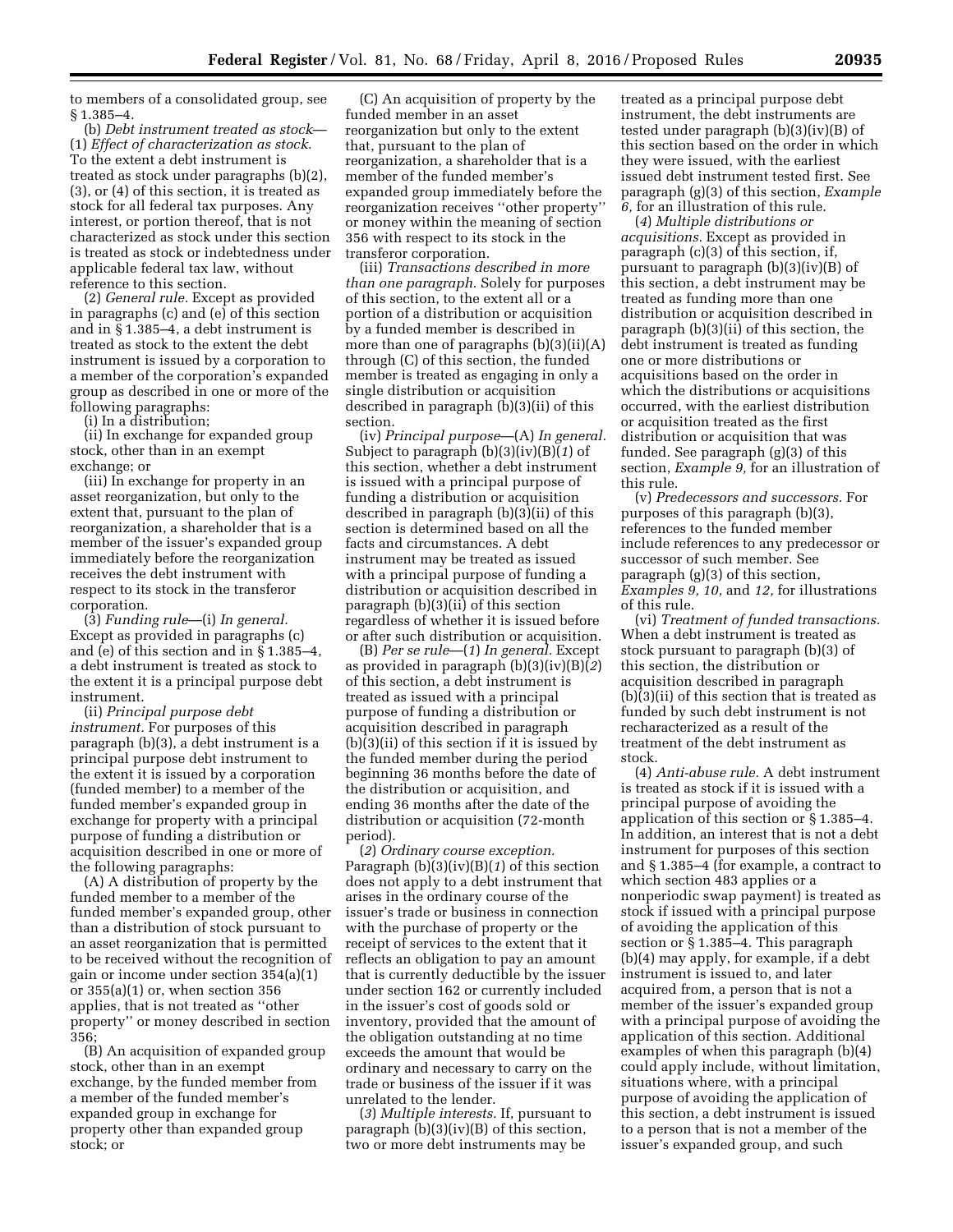to members of a consolidated group, see § 1.385–4.

(b) *Debt instrument treated as stock*—(1) *Effect of characterization as stock.* To the extent a debt instrument is treated as stock under paragraphs (b)(2), (3), or (4) of this section, it is treated as stock for all federal tax purposes. Any interest, or portion thereof, that is not characterized as stock under this section is treated as stock or indebtedness under applicable federal tax law, without reference to this section.

(2) *General rule.* Except as provided in paragraphs (c) and (e) of this section and in § 1.385–4, a debt instrument is treated as stock to the extent the debt instrument is issued by a corporation to a member of the corporation's expanded group as described in one or more of the following paragraphs:

(i) In a distribution;

(ii) In exchange for expanded group stock, other than in an exempt exchange; or

(iii) In exchange for property in an asset reorganization, but only to the extent that, pursuant to the plan of reorganization, a shareholder that is a member of the issuer's expanded group immediately before the reorganization receives the debt instrument with respect to its stock in the transferor corporation.

(3) *Funding rule*—(i) *In general.* Except as provided in paragraphs (c) and (e) of this section and in § 1.385–4, a debt instrument is treated as stock to the extent it is a principal purpose debt instrument.

(ii) *Principal purpose debt instrument.* For purposes of this paragraph (b)(3), a debt instrument is a principal purpose debt instrument to the extent it is issued by a corporation (funded member) to a member of the funded member's expanded group in exchange for property with a principal purpose of funding a distribution or acquisition described in one or more of the following paragraphs:

(A) A distribution of property by the funded member to a member of the funded member's expanded group, other than a distribution of stock pursuant to an asset reorganization that is permitted to be received without the recognition of gain or income under section 354(a)(1) or 355(a)(1) or, when section 356 applies, that is not treated as "other property" or money described in section 356;

(B) An acquisition of expanded group stock, other than in an exempt exchange, by the funded member from a member of the funded member's expanded group in exchange for property other than expanded group stock; or

(C) An acquisition of property by the funded member in an asset reorganization but only to the extent that, pursuant to the plan of reorganization, a shareholder that is a member of the funded member's expanded group immediately before the reorganization receives "other property" or money within the meaning of section 356 with respect to its stock in the transferor corporation.

(iii) *Transactions described in more than one paragraph.* Solely for purposes of this section, to the extent all or a portion of a distribution or acquisition by a funded member is described in more than one of paragraphs (b)(3)(ii)(A) through (C) of this section, the funded member is treated as engaging in only a single distribution or acquisition described in paragraph (b)(3)(ii) of this section.

(iv) *Principal purpose*—(A) *In general.* Subject to paragraph (b)(3)(iv)(B)(*1*) of this section, whether a debt instrument is issued with a principal purpose of funding a distribution or acquisition described in paragraph (b)(3)(ii) of this section is determined based on all the facts and circumstances. A debt instrument may be treated as issued with a principal purpose of funding a distribution or acquisition described in paragraph (b)(3)(ii) of this section regardless of whether it is issued before or after such distribution or acquisition.

(B) *Per se rule*—(*1*) *In general.* Except as provided in paragraph (b)(3)(iv)(B)(*2*) of this section, a debt instrument is treated as issued with a principal purpose of funding a distribution or acquisition described in paragraph (b)(3)(ii) of this section if it is issued by the funded member during the period beginning 36 months before the date of the distribution or acquisition, and ending 36 months after the date of the distribution or acquisition (72-month period).

(*2*) *Ordinary course exception.* Paragraph (b)(3)(iv)(B)(*1*) of this section does not apply to a debt instrument that arises in the ordinary course of the issuer's trade or business in connection with the purchase of property or the receipt of services to the extent that it reflects an obligation to pay an amount that is currently deductible by the issuer under section 162 or currently included in the issuer's cost of goods sold or inventory, provided that the amount of the obligation outstanding at no time exceeds the amount that would be ordinary and necessary to carry on the trade or business of the issuer if it was unrelated to the lender.

(*3*) *Multiple interests.* If, pursuant to paragraph (b)(3)(iv)(B) of this section, two or more debt instruments may be treated as a principal purpose debt instrument, the debt instruments are tested under paragraph (b)(3)(iv)(B) of this section based on the order in which they were issued, with the earliest issued debt instrument tested first. See paragraph (g)(3) of this section, *Example 6,* for an illustration of this rule.

(*4*) *Multiple distributions or acquisitions.* Except as provided in paragraph (c)(3) of this section, if, pursuant to paragraph (b)(3)(iv)(B) of this section, a debt instrument may be treated as funding more than one distribution or acquisition described in paragraph (b)(3)(ii) of this section, the debt instrument is treated as funding one or more distributions or acquisitions based on the order in which the distributions or acquisitions occurred, with the earliest distribution or acquisition treated as the first distribution or acquisition that was funded. See paragraph (g)(3) of this section, *Example 9,* for an illustration of this rule.

(v) *Predecessors and successors.* For purposes of this paragraph (b)(3), references to the funded member include references to any predecessor or successor of such member. See paragraph (g)(3) of this section, *Examples 9, 10,* and *12,* for illustrations of this rule.

(vi) *Treatment of funded transactions.* When a debt instrument is treated as stock pursuant to paragraph (b)(3) of this section, the distribution or acquisition described in paragraph (b)(3)(ii) of this section that is treated as funded by such debt instrument is not recharacterized as a result of the treatment of the debt instrument as stock.

(4) *Anti-abuse rule.* A debt instrument is treated as stock if it is issued with a principal purpose of avoiding the application of this section or § 1.385–4. In addition, an interest that is not a debt instrument for purposes of this section and § 1.385–4 (for example, a contract to which section 483 applies or a nonperiodic swap payment) is treated as stock if issued with a principal purpose of avoiding the application of this section or § 1.385–4. This paragraph (b)(4) may apply, for example, if a debt instrument is issued to, and later acquired from, a person that is not a member of the issuer's expanded group with a principal purpose of avoiding the application of this section. Additional examples of when this paragraph (b)(4) could apply include, without limitation, situations where, with a principal purpose of avoiding the application of this section, a debt instrument is issued to a person that is not a member of the issuer's expanded group, and such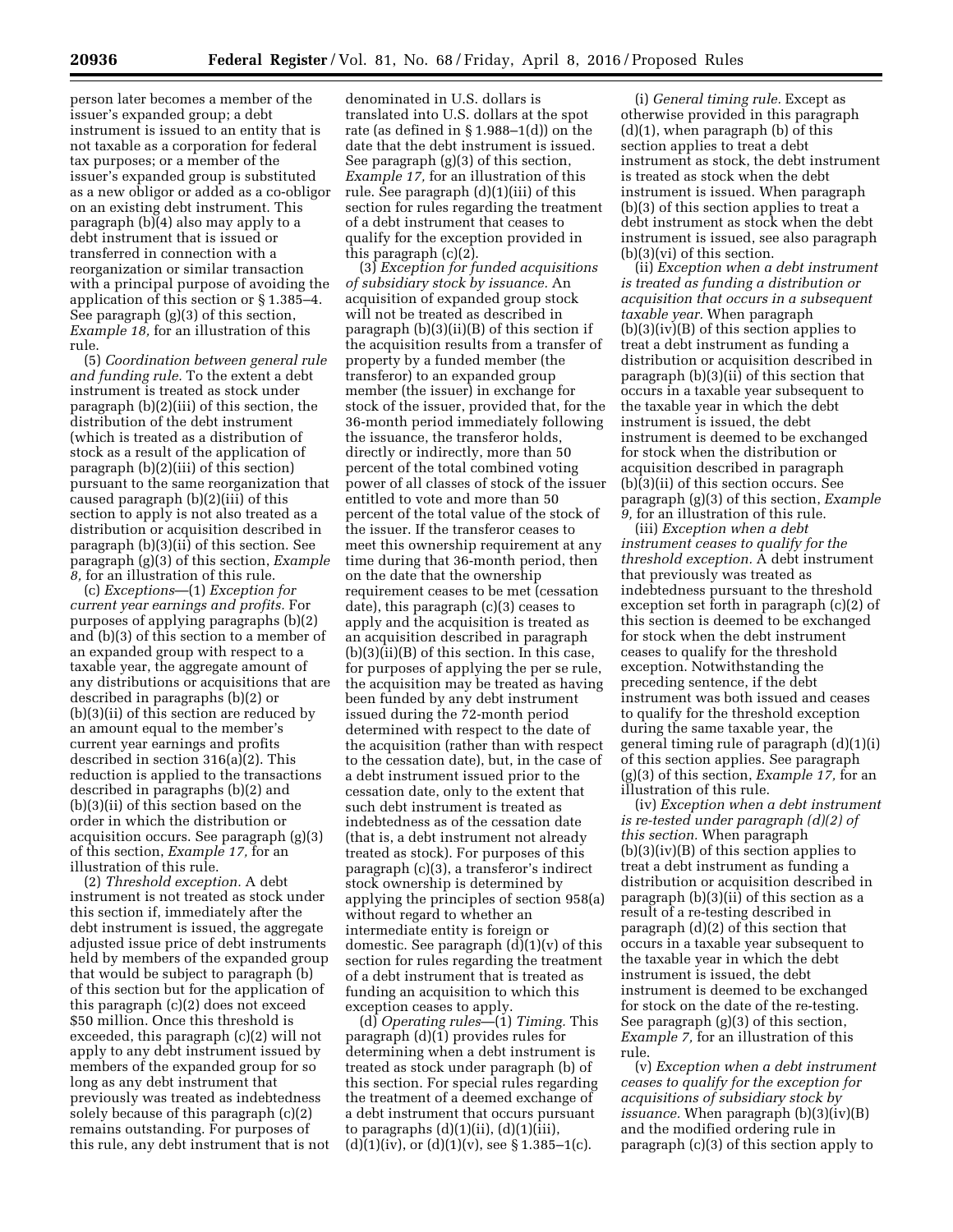person later becomes a member of the issuer's expanded group; a debt instrument is issued to an entity that is not taxable as a corporation for federal tax purposes; or a member of the issuer's expanded group is substituted as a new obligor or added as a co-obligor on an existing debt instrument. This paragraph (b)(4) also may apply to a debt instrument that is issued or transferred in connection with a reorganization or similar transaction with a principal purpose of avoiding the application of this section or § 1.385–4. See paragraph (g)(3) of this section, *Example 18,* for an illustration of this rule.

(5) *Coordination between general rule and funding rule.* To the extent a debt instrument is treated as stock under paragraph (b)(2)(iii) of this section, the distribution of the debt instrument (which is treated as a distribution of stock as a result of the application of paragraph (b)(2)(iii) of this section) pursuant to the same reorganization that caused paragraph (b)(2)(iii) of this section to apply is not also treated as a distribution or acquisition described in paragraph (b)(3)(ii) of this section. See paragraph (g)(3) of this section, *Example 8,* for an illustration of this rule.

(c) *Exceptions*—(1) *Exception for current year earnings and profits.* For purposes of applying paragraphs (b)(2) and (b)(3) of this section to a member of an expanded group with respect to a taxable year, the aggregate amount of any distributions or acquisitions that are described in paragraphs (b)(2) or (b)(3)(ii) of this section are reduced by an amount equal to the member's current year earnings and profits described in section 316(a)(2). This reduction is applied to the transactions described in paragraphs (b)(2) and (b)(3)(ii) of this section based on the order in which the distribution or acquisition occurs. See paragraph (g)(3) of this section, *Example 17,* for an illustration of this rule.

(2) *Threshold exception.* A debt instrument is not treated as stock under this section if, immediately after the debt instrument is issued, the aggregate adjusted issue price of debt instruments held by members of the expanded group that would be subject to paragraph (b) of this section but for the application of this paragraph (c)(2) does not exceed $50 million. Once this threshold is exceeded, this paragraph (c)(2) will not apply to any debt instrument issued by members of the expanded group for so long as any debt instrument that previously was treated as indebtedness solely because of this paragraph (c)(2) remains outstanding. For purposes of this rule, any debt instrument that is not denominated in U.S. dollars is translated into U.S. dollars at the spot rate (as defined in § 1.988–1(d)) on the date that the debt instrument is issued. See paragraph (g)(3) of this section, *Example 17,* for an illustration of this rule. See paragraph (d)(1)(iii) of this section for rules regarding the treatment of a debt instrument that ceases to qualify for the exception provided in this paragraph (c)(2).

(3) *Exception for funded acquisitions of subsidiary stock by issuance.* An acquisition of expanded group stock will not be treated as described in paragraph (b)(3)(ii)(B) of this section if the acquisition results from a transfer of property by a funded member (the transferor) to an expanded group member (the issuer) in exchange for stock of the issuer, provided that, for the 36-month period immediately following the issuance, the transferor holds, directly or indirectly, more than 50 percent of the total combined voting power of all classes of stock of the issuer entitled to vote and more than 50 percent of the total value of the stock of the issuer. If the transferor ceases to meet this ownership requirement at any time during that 36-month period, then on the date that the ownership requirement ceases to be met (cessation date), this paragraph (c)(3) ceases to apply and the acquisition is treated as an acquisition described in paragraph (b)(3)(ii)(B) of this section. In this case, for purposes of applying the per se rule, the acquisition may be treated as having been funded by any debt instrument issued during the 72-month period determined with respect to the date of the acquisition (rather than with respect to the cessation date), but, in the case of a debt instrument issued prior to the cessation date, only to the extent that such debt instrument is treated as indebtedness as of the cessation date (that is, a debt instrument not already treated as stock). For purposes of this paragraph (c)(3), a transferor's indirect stock ownership is determined by applying the principles of section 958(a) without regard to whether an intermediate entity is foreign or domestic. See paragraph (d)(1)(v) of this section for rules regarding the treatment of a debt instrument that is treated as funding an acquisition to which this exception ceases to apply.

(d) *Operating rules*—(1) *Timing.* This paragraph (d)(1) provides rules for determining when a debt instrument is treated as stock under paragraph (b) of this section. For special rules regarding the treatment of a deemed exchange of a debt instrument that occurs pursuant to paragraphs (d)(1)(ii), (d)(1)(iii), (d)(1)(iv), or (d)(1)(v), see § 1.385–1(c).

(i) *General timing rule.* Except as otherwise provided in this paragraph (d)(1), when paragraph (b) of this section applies to treat a debt instrument as stock, the debt instrument is treated as stock when the debt instrument is issued. When paragraph (b)(3) of this section applies to treat a debt instrument as stock when the debt instrument is issued, see also paragraph (b)(3)(vi) of this section.

(ii) *Exception when a debt instrument is treated as funding a distribution or acquisition that occurs in a subsequent taxable year.* When paragraph (b)(3)(iv)(B) of this section applies to treat a debt instrument as funding a distribution or acquisition described in paragraph (b)(3)(ii) of this section that occurs in a taxable year subsequent to the taxable year in which the debt instrument is issued, the debt instrument is deemed to be exchanged for stock when the distribution or acquisition described in paragraph (b)(3)(ii) of this section occurs. See paragraph (g)(3) of this section, *Example 9,* for an illustration of this rule.

(iii) *Exception when a debt instrument ceases to qualify for the threshold exception.* A debt instrument that previously was treated as indebtedness pursuant to the threshold exception set forth in paragraph (c)(2) of this section is deemed to be exchanged for stock when the debt instrument ceases to qualify for the threshold exception. Notwithstanding the preceding sentence, if the debt instrument was both issued and ceases to qualify for the threshold exception during the same taxable year, the general timing rule of paragraph (d)(1)(i) of this section applies. See paragraph (g)(3) of this section, *Example 17,* for an illustration of this rule.

(iv) *Exception when a debt instrument is re-tested under paragraph (d)(2) of this section.* When paragraph (b)(3)(iv)(B) of this section applies to treat a debt instrument as funding a distribution or acquisition described in paragraph (b)(3)(ii) of this section as a result of a re-testing described in paragraph (d)(2) of this section that occurs in a taxable year subsequent to the taxable year in which the debt instrument is issued, the debt instrument is deemed to be exchanged for stock on the date of the re-testing. See paragraph (g)(3) of this section, *Example 7,* for an illustration of this rule.

(v) *Exception when a debt instrument ceases to qualify for the exception for acquisitions of subsidiary stock by issuance.* When paragraph (b)(3)(iv)(B) and the modified ordering rule in paragraph (c)(3) of this section apply to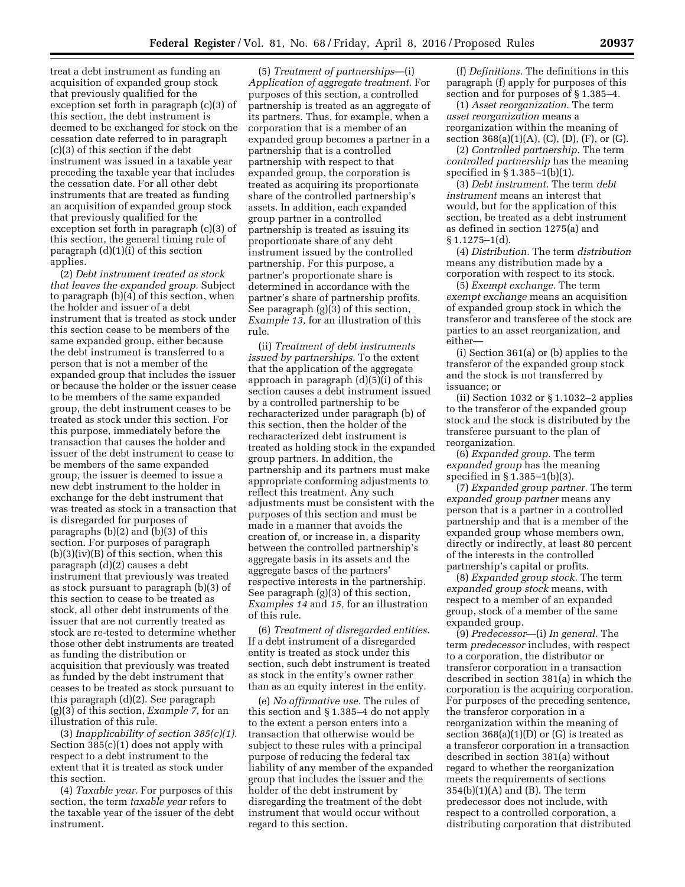treat a debt instrument as funding an acquisition of expanded group stock that previously qualified for the exception set forth in paragraph (c)(3) of this section, the debt instrument is deemed to be exchanged for stock on the cessation date referred to in paragraph (c)(3) of this section if the debt instrument was issued in a taxable year preceding the taxable year that includes the cessation date. For all other debt instruments that are treated as funding an acquisition of expanded group stock that previously qualified for the exception set forth in paragraph (c)(3) of this section, the general timing rule of paragraph (d)(1)(i) of this section applies.

(2) *Debt instrument treated as stock that leaves the expanded group.* Subject to paragraph (b)(4) of this section, when the holder and issuer of a debt instrument that is treated as stock under this section cease to be members of the same expanded group, either because the debt instrument is transferred to a person that is not a member of the expanded group that includes the issuer or because the holder or the issuer cease to be members of the same expanded group, the debt instrument ceases to be treated as stock under this section. For this purpose, immediately before the transaction that causes the holder and issuer of the debt instrument to cease to be members of the same expanded group, the issuer is deemed to issue a new debt instrument to the holder in exchange for the debt instrument that was treated as stock in a transaction that is disregarded for purposes of paragraphs (b)(2) and (b)(3) of this section. For purposes of paragraph (b)(3)(iv)(B) of this section, when this paragraph (d)(2) causes a debt instrument that previously was treated as stock pursuant to paragraph (b)(3) of this section to cease to be treated as stock, all other debt instruments of the issuer that are not currently treated as stock are re-tested to determine whether those other debt instruments are treated as funding the distribution or acquisition that previously was treated as funded by the debt instrument that ceases to be treated as stock pursuant to this paragraph (d)(2). See paragraph (g)(3) of this section, *Example 7,* for an illustration of this rule.

(3) *Inapplicability of section 385(c)(1).* Section 385(c)(1) does not apply with respect to a debt instrument to the extent that it is treated as stock under this section.

(4) *Taxable year.* For purposes of this section, the term *taxable year* refers to the taxable year of the issuer of the debt instrument.

(5) *Treatment of partnerships*—(i) *Application of aggregate treatment.* For purposes of this section, a controlled partnership is treated as an aggregate of its partners. Thus, for example, when a corporation that is a member of an expanded group becomes a partner in a partnership that is a controlled partnership with respect to that expanded group, the corporation is treated as acquiring its proportionate share of the controlled partnership's assets. In addition, each expanded group partner in a controlled partnership is treated as issuing its proportionate share of any debt instrument issued by the controlled partnership. For this purpose, a partner's proportionate share is determined in accordance with the partner's share of partnership profits. See paragraph (g)(3) of this section, *Example 13,* for an illustration of this rule.

(ii) *Treatment of debt instruments issued by partnerships.* To the extent that the application of the aggregate approach in paragraph (d)(5)(i) of this section causes a debt instrument issued by a controlled partnership to be recharacterized under paragraph (b) of this section, then the holder of the recharacterized debt instrument is treated as holding stock in the expanded group partners. In addition, the partnership and its partners must make appropriate conforming adjustments to reflect this treatment. Any such adjustments must be consistent with the purposes of this section and must be made in a manner that avoids the creation of, or increase in, a disparity between the controlled partnership's aggregate basis in its assets and the aggregate bases of the partners' respective interests in the partnership. See paragraph (g)(3) of this section, *Examples 14* and *15,* for an illustration of this rule.

(6) *Treatment of disregarded entities.* If a debt instrument of a disregarded entity is treated as stock under this section, such debt instrument is treated as stock in the entity's owner rather than as an equity interest in the entity.

(e) *No affirmative use.* The rules of this section and § 1.385–4 do not apply to the extent a person enters into a transaction that otherwise would be subject to these rules with a principal purpose of reducing the federal tax liability of any member of the expanded group that includes the issuer and the holder of the debt instrument by disregarding the treatment of the debt instrument that would occur without regard to this section.

(f) *Definitions.* The definitions in this paragraph (f) apply for purposes of this section and for purposes of § 1.385–4.

(1) *Asset reorganization.* The term *asset reorganization* means a reorganization within the meaning of section 368(a)(1)(A), (C), (D), (F), or (G).

(2) *Controlled partnership.* The term *controlled partnership* has the meaning specified in § 1.385–1(b)(1).

(3) *Debt instrument.* The term *debt instrument* means an interest that would, but for the application of this section, be treated as a debt instrument as defined in section 1275(a) and § 1.1275–1(d).

(4) *Distribution.* The term *distribution* means any distribution made by a corporation with respect to its stock.

(5) *Exempt exchange.* The term *exempt exchange* means an acquisition of expanded group stock in which the transferor and transferee of the stock are parties to an asset reorganization, and either—

(i) Section 361(a) or (b) applies to the transferor of the expanded group stock and the stock is not transferred by issuance; or

(ii) Section 1032 or § 1.1032–2 applies to the transferor of the expanded group stock and the stock is distributed by the transferee pursuant to the plan of reorganization.

(6) *Expanded group.* The term *expanded group* has the meaning specified in § 1.385–1(b)(3).

(7) *Expanded group partner.* The term *expanded group partner* means any person that is a partner in a controlled partnership and that is a member of the expanded group whose members own, directly or indirectly, at least 80 percent of the interests in the controlled partnership's capital or profits.

(8) *Expanded group stock.* The term *expanded group stock* means, with respect to a member of an expanded group, stock of a member of the same expanded group.

(9) *Predecessor*—(i) *In general.* The term *predecessor* includes, with respect to a corporation, the distributor or transferor corporation in a transaction described in section 381(a) in which the corporation is the acquiring corporation. For purposes of the preceding sentence, the transferor corporation in a reorganization within the meaning of section 368(a)(1)(D) or (G) is treated as a transferor corporation in a transaction described in section 381(a) without regard to whether the reorganization meets the requirements of sections 354(b)(1)(A) and (B). The term predecessor does not include, with respect to a controlled corporation, a distributing corporation that distributed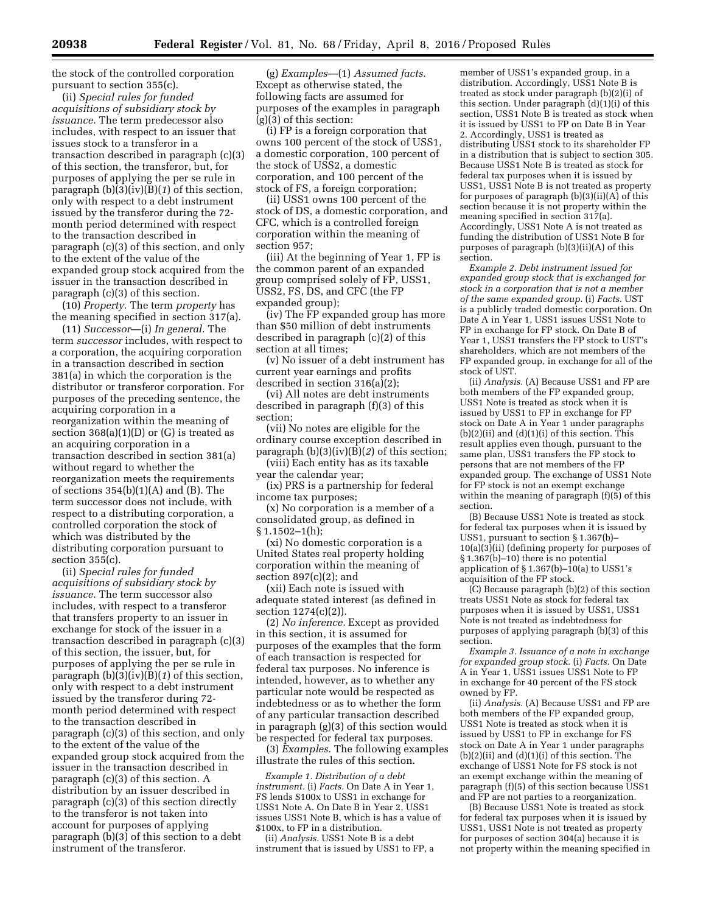the stock of the controlled corporation pursuant to section 355(c).

(ii) *Special rules for funded acquisitions of subsidiary stock by issuance.* The term predecessor also includes, with respect to an issuer that issues stock to a transferor in a transaction described in paragraph (c)(3) of this section, the transferor, but, for purposes of applying the per se rule in paragraph (b)(3)(iv)(B)(*1*) of this section, only with respect to a debt instrument issued by the transferor during the 72-month period determined with respect to the transaction described in paragraph (c)(3) of this section, and only to the extent of the value of the expanded group stock acquired from the issuer in the transaction described in paragraph (c)(3) of this section.

(10) *Property.* The term *property* has the meaning specified in section 317(a).

(11) *Successor*—(i) *In general.* The term *successor* includes, with respect to a corporation, the acquiring corporation in a transaction described in section 381(a) in which the corporation is the distributor or transferor corporation. For purposes of the preceding sentence, the acquiring corporation in a reorganization within the meaning of section 368(a)(1)(D) or (G) is treated as an acquiring corporation in a transaction described in section 381(a) without regard to whether the reorganization meets the requirements of sections 354(b)(1)(A) and (B). The term successor does not include, with respect to a distributing corporation, a controlled corporation the stock of which was distributed by the distributing corporation pursuant to section 355(c).

(ii) *Special rules for funded acquisitions of subsidiary stock by issuance.* The term successor also includes, with respect to a transferor that transfers property to an issuer in exchange for stock of the issuer in a transaction described in paragraph (c)(3) of this section, the issuer, but, for purposes of applying the per se rule in paragraph (b)(3)(iv)(B)(*1*) of this section, only with respect to a debt instrument issued by the transferor during 72-month period determined with respect to the transaction described in paragraph (c)(3) of this section, and only to the extent of the value of the expanded group stock acquired from the issuer in the transaction described in paragraph (c)(3) of this section. A distribution by an issuer described in paragraph (c)(3) of this section directly to the transferor is not taken into account for purposes of applying paragraph (b)(3) of this section to a debt instrument of the transferor.

(g) *Examples*—(1) *Assumed facts.* Except as otherwise stated, the following facts are assumed for purposes of the examples in paragraph (g)(3) of this section:

(i) FP is a foreign corporation that owns 100 percent of the stock of USS1, a domestic corporation, 100 percent of the stock of USS2, a domestic corporation, and 100 percent of the stock of FS, a foreign corporation;

(ii) USS1 owns 100 percent of the stock of DS, a domestic corporation, and CFC, which is a controlled foreign corporation within the meaning of section 957;

(iii) At the beginning of Year 1, FP is the common parent of an expanded group comprised solely of FP, USS1, USS2, FS, DS, and CFC (the FP expanded group);

(iv) The FP expanded group has more than $50 million of debt instruments described in paragraph (c)(2) of this section at all times;

(v) No issuer of a debt instrument has current year earnings and profits described in section 316(a)(2);

(vi) All notes are debt instruments described in paragraph (f)(3) of this section;

(vii) No notes are eligible for the ordinary course exception described in paragraph (b)(3)(iv)(B)(*2*) of this section;

(viii) Each entity has as its taxable year the calendar year;

(ix) PRS is a partnership for federal income tax purposes;

(x) No corporation is a member of a consolidated group, as defined in § 1.1502–1(h);

(xi) No domestic corporation is a United States real property holding corporation within the meaning of section 897(c)(2); and

(xii) Each note is issued with adequate stated interest (as defined in section 1274(c)(2)).

(2) *No inference.* Except as provided in this section, it is assumed for purposes of the examples that the form of each transaction is respected for federal tax purposes. No inference is intended, however, as to whether any particular note would be respected as indebtedness or as to whether the form of any particular transaction described in paragraph (g)(3) of this section would be respected for federal tax purposes.

(3) *Examples.* The following examples illustrate the rules of this section.

*Example 1. Distribution of a debt instrument.* (i) *Facts.* On Date A in Year 1, FS lends $100x to USS1 in exchange for USS1 Note A. On Date B in Year 2, USS1 issues USS1 Note B, which is has a value of $100x, to FP in a distribution.

(ii) *Analysis.* USS1 Note B is a debt instrument that is issued by USS1 to FP, a member of USS1's expanded group, in a distribution. Accordingly, USS1 Note B is treated as stock under paragraph (b)(2)(i) of this section. Under paragraph (d)(1)(i) of this section, USS1 Note B is treated as stock when it is issued by USS1 to FP on Date B in Year 2. Accordingly, USS1 is treated as distributing USS1 stock to its shareholder FP in a distribution that is subject to section 305. Because USS1 Note B is treated as stock for federal tax purposes when it is issued by USS1, USS1 Note B is not treated as property for purposes of paragraph (b)(3)(ii)(A) of this section because it is not property within the meaning specified in section 317(a). Accordingly, USS1 Note A is not treated as funding the distribution of USS1 Note B for purposes of paragraph (b)(3)(ii)(A) of this section.

*Example 2. Debt instrument issued for expanded group stock that is exchanged for stock in a corporation that is not a member of the same expanded group.* (i) *Facts.* UST is a publicly traded domestic corporation. On Date A in Year 1, USS1 issues USS1 Note to FP in exchange for FP stock. On Date B of Year 1, USS1 transfers the FP stock to UST's shareholders, which are not members of the FP expanded group, in exchange for all of the stock of UST.

(ii) *Analysis.* (A) Because USS1 and FP are both members of the FP expanded group, USS1 Note is treated as stock when it is issued by USS1 to FP in exchange for FP stock on Date A in Year 1 under paragraphs (b)(2)(ii) and (d)(1)(i) of this section. This result applies even though, pursuant to the same plan, USS1 transfers the FP stock to persons that are not members of the FP expanded group. The exchange of USS1 Note for FP stock is not an exempt exchange within the meaning of paragraph (f)(5) of this section.

(B) Because USS1 Note is treated as stock for federal tax purposes when it is issued by USS1, pursuant to section § 1.367(b)–10(a)(3)(ii) (defining property for purposes of § 1.367(b)–10) there is no potential application of § 1.367(b)–10(a) to USS1's acquisition of the FP stock.

(C) Because paragraph (b)(2) of this section treats USS1 Note as stock for federal tax purposes when it is issued by USS1, USS1 Note is not treated as indebtedness for purposes of applying paragraph (b)(3) of this section.

*Example 3. Issuance of a note in exchange for expanded group stock.* (i) *Facts.* On Date A in Year 1, USS1 issues USS1 Note to FP in exchange for 40 percent of the FS stock owned by FP.

(ii) *Analysis.* (A) Because USS1 and FP are both members of the FP expanded group, USS1 Note is treated as stock when it is issued by USS1 to FP in exchange for FS stock on Date A in Year 1 under paragraphs (b)(2)(ii) and (d)(1)(i) of this section. The exchange of USS1 Note for FS stock is not an exempt exchange within the meaning of paragraph (f)(5) of this section because USS1 and FP are not parties to a reorganization.

(B) Because USS1 Note is treated as stock for federal tax purposes when it is issued by USS1, USS1 Note is not treated as property for purposes of section 304(a) because it is not property within the meaning specified in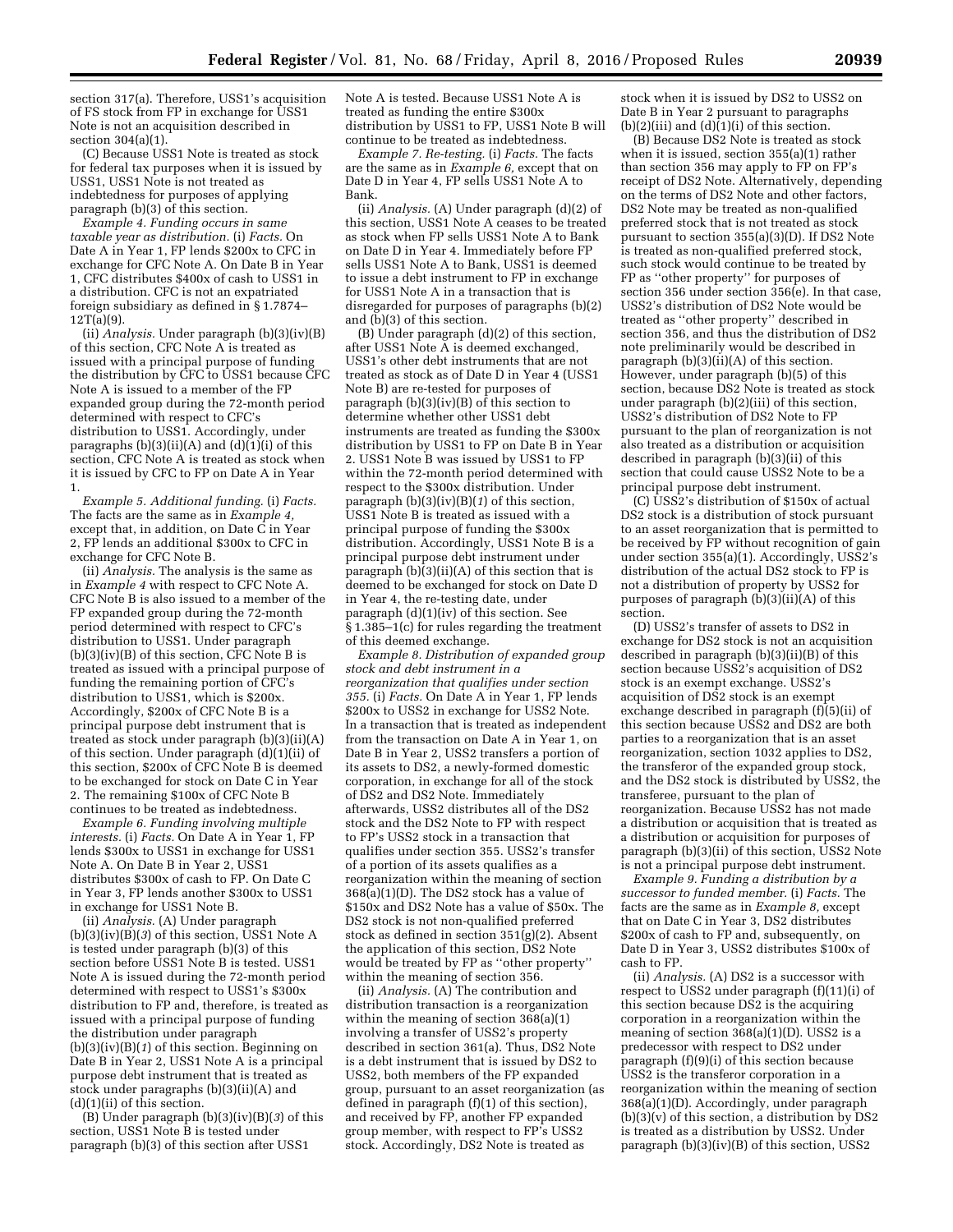section 317(a). Therefore, USS1's acquisition of FS stock from FP in exchange for USS1 Note is not an acquisition described in section 304(a)(1).

(C) Because USS1 Note is treated as stock for federal tax purposes when it is issued by USS1, USS1 Note is not treated as indebtedness for purposes of applying paragraph (b)(3) of this section.

*Example 4. Funding occurs in same taxable year as distribution.* (i) *Facts.* On Date A in Year 1, FP lends $200x to CFC in exchange for CFC Note A. On Date B in Year 1, CFC distributes $400x of cash to USS1 in a distribution. CFC is not an expatriated foreign subsidiary as defined in § 1.7874–12T(a)(9).

(ii) *Analysis.* Under paragraph (b)(3)(iv)(B) of this section, CFC Note A is treated as issued with a principal purpose of funding the distribution by CFC to USS1 because CFC Note A is issued to a member of the FP expanded group during the 72-month period determined with respect to CFC's distribution to USS1. Accordingly, under paragraphs (b)(3)(ii)(A) and (d)(1)(i) of this section, CFC Note A is treated as stock when it is issued by CFC to FP on Date A in Year 1.

*Example 5. Additional funding.* (i) *Facts.* The facts are the same as in *Example 4*, except that, in addition, on Date C in Year 2, FP lends an additional $300x to CFC in exchange for CFC Note B.

(ii) *Analysis.* The analysis is the same as in *Example 4* with respect to CFC Note A. CFC Note B is also issued to a member of the FP expanded group during the 72-month period determined with respect to CFC's distribution to USS1. Under paragraph (b)(3)(iv)(B) of this section, CFC Note B is treated as issued with a principal purpose of funding the remaining portion of CFC's distribution to USS1, which is $200x. Accordingly, $200x of CFC Note B is a principal purpose debt instrument that is treated as stock under paragraph (b)(3)(ii)(A) of this section. Under paragraph (d)(1)(ii) of this section, $200x of CFC Note B is deemed to be exchanged for stock on Date C in Year 2. The remaining $100x of CFC Note B continues to be treated as indebtedness.

*Example 6. Funding involving multiple interests.* (i) *Facts.* On Date A in Year 1, FP lends $300x to USS1 in exchange for USS1 Note A. On Date B in Year 2, USS1 distributes $300x of cash to FP. On Date C in Year 3, FP lends another $300x to USS1 in exchange for USS1 Note B.

(ii) *Analysis.* (A) Under paragraph (b)(3)(iv)(B)(*3*) of this section, USS1 Note A is tested under paragraph (b)(3) of this section before USS1 Note B is tested. USS1 Note A is issued during the 72-month period determined with respect to USS1's $300x distribution to FP and, therefore, is treated as issued with a principal purpose of funding the distribution under paragraph (b)(3)(iv)(B)(*1*) of this section. Beginning on Date B in Year 2, USS1 Note A is a principal purpose debt instrument that is treated as stock under paragraphs (b)(3)(ii)(A) and (d)(1)(ii) of this section.

(B) Under paragraph (b)(3)(iv)(B)(*3*) of this section, USS1 Note B is tested under paragraph (b)(3) of this section after USS1 Note A is tested. Because USS1 Note A is treated as funding the entire $300x distribution by USS1 to FP, USS1 Note B will continue to be treated as indebtedness.

*Example 7. Re-testing.* (i) *Facts.* The facts are the same as in *Example 6*, except that on Date D in Year 4, FP sells USS1 Note A to Bank.

(ii) *Analysis.* (A) Under paragraph (d)(2) of this section, USS1 Note A ceases to be treated as stock when FP sells USS1 Note A to Bank on Date D in Year 4. Immediately before FP sells USS1 Note A to Bank, USS1 is deemed to issue a debt instrument to FP in exchange for USS1 Note A in a transaction that is disregarded for purposes of paragraphs (b)(2) and (b)(3) of this section.

(B) Under paragraph (d)(2) of this section, after USS1 Note A is deemed exchanged, USS1's other debt instruments that are not treated as stock as of Date D in Year 4 (USS1 Note B) are re-tested for purposes of paragraph (b)(3)(iv)(B) of this section to determine whether other USS1 debt instruments are treated as funding the $300x distribution by USS1 to FP on Date B in Year 2. USS1 Note B was issued by USS1 to FP within the 72-month period determined with respect to the $300x distribution. Under paragraph (b)(3)(iv)(B)(*1*) of this section, USS1 Note B is treated as issued with a principal purpose of funding the $300x distribution. Accordingly, USS1 Note B is a principal purpose debt instrument under paragraph (b)(3)(ii)(A) of this section that is deemed to be exchanged for stock on Date D in Year 4, the re-testing date, under paragraph (d)(1)(iv) of this section. See § 1.385–1(c) for rules regarding the treatment of this deemed exchange.

*Example 8. Distribution of expanded group stock and debt instrument in a reorganization that qualifies under section 355.* (i) *Facts.* On Date A in Year 1, FP lends $200x to USS2 in exchange for USS2 Note. In a transaction that is treated as independent from the transaction on Date A in Year 1, on Date B in Year 2, USS2 transfers a portion of its assets to DS2, a newly-formed domestic corporation, in exchange for all of the stock of DS2 and DS2 Note. Immediately afterwards, USS2 distributes all of the DS2 stock and the DS2 Note to FP with respect to FP's USS2 stock in a transaction that qualifies under section 355. USS2's transfer of a portion of its assets qualifies as a reorganization within the meaning of section 368(a)(1)(D). The DS2 stock has a value of $150x and DS2 Note has a value of $50x. The DS2 stock is not non-qualified preferred stock as defined in section 351(g)(2). Absent the application of this section, DS2 Note would be treated by FP as ''other property'' within the meaning of section 356.

(ii) *Analysis.* (A) The contribution and distribution transaction is a reorganization within the meaning of section 368(a)(1) involving a transfer of USS2's property described in section 361(a). Thus, DS2 Note is a debt instrument that is issued by DS2 to USS2, both members of the FP expanded group, pursuant to an asset reorganization (as defined in paragraph (f)(1) of this section), and received by FP, another FP expanded group member, with respect to FP's USS2 stock. Accordingly, DS2 Note is treated as stock when it is issued by DS2 to USS2 on Date B in Year 2 pursuant to paragraphs (b)(2)(iii) and (d)(1)(i) of this section.

(B) Because DS2 Note is treated as stock when it is issued, section 355(a)(1) rather than section 356 may apply to FP on FP's receipt of DS2 Note. Alternatively, depending on the terms of DS2 Note and other factors, DS2 Note may be treated as non-qualified preferred stock that is not treated as stock pursuant to section 355(a)(3)(D). If DS2 Note is treated as non-qualified preferred stock, such stock would continue to be treated by FP as ''other property'' for purposes of section 356 under section 356(e). In that case, USS2's distribution of DS2 Note would be treated as ''other property'' described in section 356, and thus the distribution of DS2 note preliminarily would be described in paragraph (b)(3)(ii)(A) of this section. However, under paragraph (b)(5) of this section, because DS2 Note is treated as stock under paragraph (b)(2)(iii) of this section, USS2's distribution of DS2 Note to FP pursuant to the plan of reorganization is not also treated as a distribution or acquisition described in paragraph (b)(3)(ii) of this section that could cause USS2 Note to be a principal purpose debt instrument.

(C) USS2's distribution of $150x of actual DS2 stock is a distribution of stock pursuant to an asset reorganization that is permitted to be received by FP without recognition of gain under section 355(a)(1). Accordingly, USS2's distribution of the actual DS2 stock to FP is not a distribution of property by USS2 for purposes of paragraph (b)(3)(ii)(A) of this section.

(D) USS2's transfer of assets to DS2 in exchange for DS2 stock is not an acquisition described in paragraph (b)(3)(ii)(B) of this section because USS2's acquisition of DS2 stock is an exempt exchange. USS2's acquisition of DS2 stock is an exempt exchange described in paragraph (f)(5)(ii) of this section because USS2 and DS2 are both parties to a reorganization that is an asset reorganization, section 1032 applies to DS2, the transferor of the expanded group stock, and the DS2 stock is distributed by USS2, the transferee, pursuant to the plan of reorganization. Because USS2 has not made a distribution or acquisition that is treated as a distribution or acquisition for purposes of paragraph (b)(3)(ii) of this section, USS2 Note is not a principal purpose debt instrument.

*Example 9. Funding a distribution by a successor to funded member.* (i) *Facts.* The facts are the same as in *Example 8*, except that on Date C in Year 3, DS2 distributes $200x of cash to FP and, subsequently, on Date D in Year 3, USS2 distributes $100x of cash to FP.

(ii) *Analysis.* (A) DS2 is a successor with respect to USS2 under paragraph (f)(11)(i) of this section because DS2 is the acquiring corporation in a reorganization within the meaning of section 368(a)(1)(D). USS2 is a predecessor with respect to DS2 under paragraph (f)(9)(i) of this section because USS2 is the transferor corporation in a reorganization within the meaning of section 368(a)(1)(D). Accordingly, under paragraph (b)(3)(v) of this section, a distribution by DS2 is treated as a distribution by USS2. Under paragraph (b)(3)(iv)(B) of this section, USS2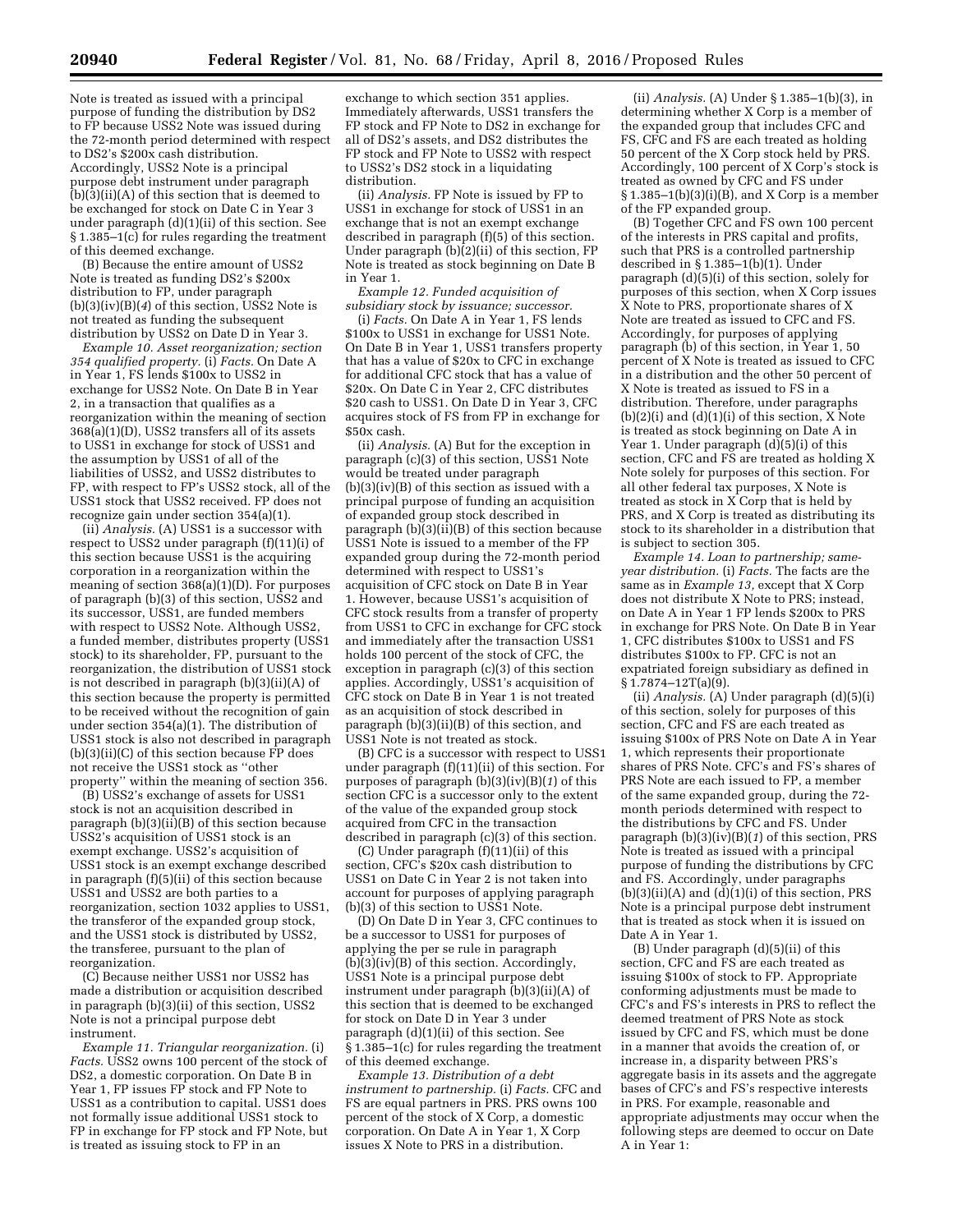Note is treated as issued with a principal purpose of funding the distribution by DS2 to FP because USS2 Note was issued during the 72-month period determined with respect to DS2's $200x cash distribution. Accordingly, USS2 Note is a principal purpose debt instrument under paragraph (b)(3)(ii)(A) of this section that is deemed to be exchanged for stock on Date C in Year 3 under paragraph (d)(1)(ii) of this section. See § 1.385–1(c) for rules regarding the treatment of this deemed exchange.

(B) Because the entire amount of USS2 Note is treated as funding DS2's $200x distribution to FP, under paragraph (b)(3)(iv)(B)(*4*) of this section, USS2 Note is not treated as funding the subsequent distribution by USS2 on Date D in Year 3.

*Example 10. Asset reorganization; section 354 qualified property.* (i) *Facts.* On Date A in Year 1, FS lends $100x to USS2 in exchange for USS2 Note. On Date B in Year 2, in a transaction that qualifies as a reorganization within the meaning of section 368(a)(1)(D), USS2 transfers all of its assets to USS1 in exchange for stock of USS1 and the assumption by USS1 of all of the liabilities of USS2, and USS2 distributes to FP, with respect to FP's USS2 stock, all of the USS1 stock that USS2 received. FP does not recognize gain under section 354(a)(1).

(ii) *Analysis.* (A) USS1 is a successor with respect to USS2 under paragraph (f)(11)(i) of this section because USS1 is the acquiring corporation in a reorganization within the meaning of section 368(a)(1)(D). For purposes of paragraph (b)(3) of this section, USS2 and its successor, USS1, are funded members with respect to USS2 Note. Although USS2, a funded member, distributes property (USS1 stock) to its shareholder, FP, pursuant to the reorganization, the distribution of USS1 stock is not described in paragraph (b)(3)(ii)(A) of this section because the property is permitted to be received without the recognition of gain under section 354(a)(1). The distribution of USS1 stock is also not described in paragraph (b)(3)(ii)(C) of this section because FP does not receive the USS1 stock as "other property" within the meaning of section 356.

(B) USS2's exchange of assets for USS1 stock is not an acquisition described in paragraph (b)(3)(ii)(B) of this section because USS2's acquisition of USS1 stock is an exempt exchange. USS2's acquisition of USS1 stock is an exempt exchange described in paragraph (f)(5)(ii) of this section because USS1 and USS2 are both parties to a reorganization, section 1032 applies to USS1, the transferor of the expanded group stock, and the USS1 stock is distributed by USS2, the transferee, pursuant to the plan of reorganization.

(C) Because neither USS1 nor USS2 has made a distribution or acquisition described in paragraph (b)(3)(ii) of this section, USS2 Note is not a principal purpose debt instrument.

*Example 11. Triangular reorganization.* (i) *Facts.* USS2 owns 100 percent of the stock of DS2, a domestic corporation. On Date B in Year 1, FP issues FP stock and FP Note to USS1 as a contribution to capital. USS1 does not formally issue additional USS1 stock to FP in exchange for FP stock and FP Note, but is treated as issuing stock to FP in an exchange to which section 351 applies. Immediately afterwards, USS1 transfers the FP stock and FP Note to DS2 in exchange for all of DS2's assets, and DS2 distributes the FP stock and FP Note to USS2 with respect to USS2's DS2 stock in a liquidating distribution.

(ii) *Analysis.* FP Note is issued by FP to USS1 in exchange for stock of USS1 in an exchange that is not an exempt exchange described in paragraph (f)(5) of this section. Under paragraph (b)(2)(ii) of this section, FP Note is treated as stock beginning on Date B in Year 1.

*Example 12. Funded acquisition of subsidiary stock by issuance; successor.* (i) *Facts.* On Date A in Year 1, FS lends $100x to USS1 in exchange for USS1 Note. On Date B in Year 1, USS1 transfers property that has a value of $20x to CFC in exchange for additional CFC stock that has a value of $20x. On Date C in Year 2, CFC distributes $20 cash to USS1. On Date D in Year 3, CFC acquires stock of FS from FP in exchange for $50x cash.

(ii) *Analysis.* (A) But for the exception in paragraph (c)(3) of this section, USS1 Note would be treated under paragraph (b)(3)(iv)(B) of this section as issued with a principal purpose of funding an acquisition of expanded group stock described in paragraph (b)(3)(ii)(B) of this section because USS1 Note is issued to a member of the FP expanded group during the 72-month period determined with respect to USS1's acquisition of CFC stock on Date B in Year 1. However, because USS1's acquisition of CFC stock results from a transfer of property from USS1 to CFC in exchange for CFC stock and immediately after the transaction USS1 holds 100 percent of the stock of CFC, the exception in paragraph (c)(3) of this section applies. Accordingly, USS1's acquisition of CFC stock on Date B in Year 1 is not treated as an acquisition of stock described in paragraph (b)(3)(ii)(B) of this section, and USS1 Note is not treated as stock.

(B) CFC is a successor with respect to USS1 under paragraph (f)(11)(i) of this section. For purposes of paragraph (b)(3)(iv)(B)(*1*) of this section CFC is a successor only to the extent of the value of the expanded group stock acquired from CFC in the transaction described in paragraph (c)(3) of this section.

(C) Under paragraph (f)(11)(ii) of this section, CFC's $20x cash distribution to USS1 on Date C in Year 2 is not taken into account for purposes of applying paragraph (b)(3) of this section to USS1 Note.

(D) On Date D in Year 3, CFC continues to be a successor to USS1 for purposes of applying the per se rule in paragraph (b)(3)(iv)(B) of this section. Accordingly, USS1 Note is a principal purpose debt instrument under paragraph (b)(3)(ii)(A) of this section that is deemed to be exchanged for stock on Date D in Year 3 under paragraph (d)(1)(ii) of this section. See § 1.385–1(c) for rules regarding the treatment of this deemed exchange.

*Example 13. Distribution of a debt instrument to partnership.* (i) *Facts.* CFC and FS are equal partners in PRS. PRS owns 100 percent of the stock of X Corp, a domestic corporation. On Date A in Year 1, X Corp issues X Note to PRS in a distribution.

(ii) *Analysis.* (A) Under § 1.385–1(b)(3), in determining whether X Corp is a member of the expanded group that includes CFC and FS, CFC and FS are each treated as holding 50 percent of the X Corp stock held by PRS. Accordingly, 100 percent of X Corp's stock is treated as owned by CFC and FS under § 1.385–1(b)(3)(i)(B), and X Corp is a member of the FP expanded group.

(B) Together CFC and FS own 100 percent of the interests in PRS capital and profits, such that PRS is a controlled partnership described in § 1.385–1(b)(1). Under paragraph (d)(5)(i) of this section, solely for purposes of this section, when X Corp issues X Note to PRS, proportionate shares of X Note are treated as issued to CFC and FS. Accordingly, for purposes of applying paragraph (b) of this section, in Year 1, 50 percent of X Note is treated as issued to CFC in a distribution and the other 50 percent of X Note is treated as issued to FS in a distribution. Therefore, under paragraphs (b)(2)(i) and (d)(1)(i) of this section, X Note is treated as stock beginning on Date A in Year 1. Under paragraph (d)(5)(i) of this section, CFC and FS are treated as holding X Note solely for purposes of this section. For all other federal tax purposes, X Note is treated as stock in X Corp that is held by PRS, and X Corp is treated as distributing its stock to its shareholder in a distribution that is subject to section 305.

*Example 14. Loan to partnership; same-year distribution.* (i) *Facts.* The facts are the same as in *Example 13,* except that X Corp does not distribute X Note to PRS; instead, on Date A in Year 1 FP lends $200x to PRS in exchange for PRS Note. On Date B in Year 1, CFC distributes $100x to USS1 and FS distributes $100x to FP. CFC is not an expatriated foreign subsidiary as defined in § 1.7874–12T(a)(9).

(ii) *Analysis.* (A) Under paragraph (d)(5)(i) of this section, solely for purposes of this section, CFC and FS are each treated as issuing $100x of PRS Note on Date A in Year 1, which represents their proportionate shares of PRS Note. CFC's and FS's shares of PRS Note are each issued to FP, a member of the same expanded group, during the 72-month periods determined with respect to the distributions by CFC and FS. Under paragraph (b)(3)(iv)(B)(*1*) of this section, PRS Note is treated as issued with a principal purpose of funding the distributions by CFC and FS. Accordingly, under paragraphs (b)(3)(ii)(A) and (d)(1)(i) of this section, PRS Note is a principal purpose debt instrument that is treated as stock when it is issued on Date A in Year 1.

(B) Under paragraph (d)(5)(ii) of this section, CFC and FS are each treated as issuing $100x of stock to FP. Appropriate conforming adjustments must be made to CFC's and FS's interests in PRS to reflect the deemed treatment of PRS Note as stock issued by CFC and FS, which must be done in a manner that avoids the creation of, or increase in, a disparity between PRS's aggregate basis in its assets and the aggregate bases of CFC's and FS's respective interests in PRS. For example, reasonable and appropriate adjustments may occur when the following steps are deemed to occur on Date A in Year 1: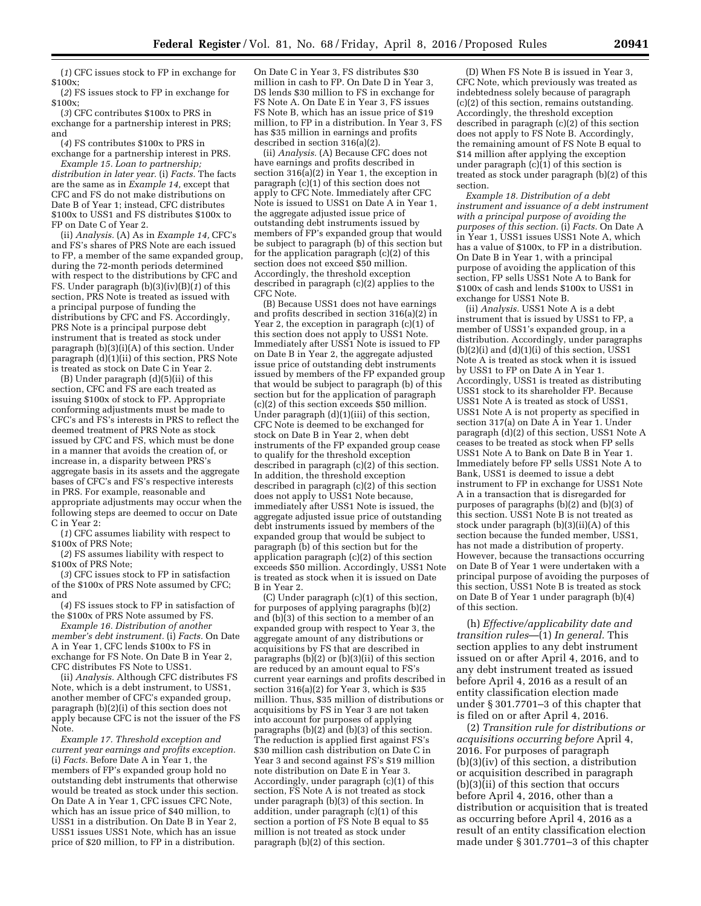(*1*) CFC issues stock to FP in exchange for $100x;

(*2*) FS issues stock to FP in exchange for $100x;

(*3*) CFC contributes $100x to PRS in exchange for a partnership interest in PRS; and

(*4*) FS contributes $100x to PRS in exchange for a partnership interest in PRS.

*Example 15. Loan to partnership; distribution in later year.* (i) *Facts.* The facts are the same as in *Example 14,* except that CFC and FS do not make distributions on Date B of Year 1; instead, CFC distributes $100x to USS1 and FS distributes $100x to FP on Date C of Year 2.

(ii) *Analysis.* (A) As in *Example 14,* CFC's and FS's shares of PRS Note are each issued to FP, a member of the same expanded group, during the 72-month periods determined with respect to the distributions by CFC and FS. Under paragraph (b)(3)(iv)(B)(*1*) of this section, PRS Note is treated as issued with a principal purpose of funding the distributions by CFC and FS. Accordingly, PRS Note is a principal purpose debt instrument that is treated as stock under paragraph (b)(3)(i)(A) of this section. Under paragraph (d)(1)(ii) of this section, PRS Note is treated as stock on Date C in Year 2.

(B) Under paragraph (d)(5)(ii) of this section, CFC and FS are each treated as issuing $100x of stock to FP. Appropriate conforming adjustments must be made to CFC's and FS's interests in PRS to reflect the deemed treatment of PRS Note as stock issued by CFC and FS, which must be done in a manner that avoids the creation of, or increase in, a disparity between PRS's aggregate basis in its assets and the aggregate bases of CFC's and FS's respective interests in PRS. For example, reasonable and appropriate adjustments may occur when the following steps are deemed to occur on Date C in Year 2:

(*1*) CFC assumes liability with respect to $100x of PRS Note;

(*2*) FS assumes liability with respect to $100x of PRS Note;

(*3*) CFC issues stock to FP in satisfaction of the $100x of PRS Note assumed by CFC; and

(*4*) FS issues stock to FP in satisfaction of the $100x of PRS Note assumed by FS.

*Example 16. Distribution of another member's debt instrument.* (i) *Facts.* On Date A in Year 1, CFC lends $100x to FS in exchange for FS Note. On Date B in Year 2, CFC distributes FS Note to USS1.

(ii) *Analysis.* Although CFC distributes FS Note, which is a debt instrument, to USS1, another member of CFC's expanded group, paragraph (b)(2)(i) of this section does not apply because CFC is not the issuer of the FS Note.

*Example 17. Threshold exception and current year earnings and profits exception.* (i) *Facts.* Before Date A in Year 1, the members of FP's expanded group hold no outstanding debt instruments that otherwise would be treated as stock under this section. On Date A in Year 1, CFC issues CFC Note, which has an issue price of $40 million, to USS1 in a distribution. On Date B in Year 2, USS1 issues USS1 Note, which has an issue price of $20 million, to FP in a distribution. On Date C in Year 3, FS distributes $30 million in cash to FP. On Date D in Year 3, DS lends $30 million to FS in exchange for FS Note A. On Date E in Year 3, FS issues FS Note B, which has an issue price of $19 million, to FP in a distribution. In Year 3, FS has $35 million in earnings and profits described in section 316(a)(2).

(ii) *Analysis.* (A) Because CFC does not have earnings and profits described in section 316(a)(2) in Year 1, the exception in paragraph (c)(1) of this section does not apply to CFC Note. Immediately after CFC Note is issued to USS1 on Date A in Year 1, the aggregate adjusted issue price of outstanding debt instruments issued by members of FP's expanded group that would be subject to paragraph (b) of this section but for the application paragraph (c)(2) of this section does not exceed $50 million. Accordingly, the threshold exception described in paragraph (c)(2) applies to the CFC Note.

(B) Because USS1 does not have earnings and profits described in section 316(a)(2) in Year 2, the exception in paragraph (c)(1) of this section does not apply to USS1 Note. Immediately after USS1 Note is issued to FP on Date B in Year 2, the aggregate adjusted issue price of outstanding debt instruments issued by members of the FP expanded group that would be subject to paragraph (b) of this section but for the application of paragraph (c)(2) of this section exceeds $50 million. Under paragraph (d)(1)(iii) of this section, CFC Note is deemed to be exchanged for stock on Date B in Year 2, when debt instruments of the FP expanded group cease to qualify for the threshold exception described in paragraph (c)(2) of this section. In addition, the threshold exception described in paragraph (c)(2) of this section does not apply to USS1 Note because, immediately after USS1 Note is issued, the aggregate adjusted issue price of outstanding debt instruments issued by members of the expanded group that would be subject to paragraph (b) of this section but for the application paragraph (c)(2) of this section exceeds $50 million. Accordingly, USS1 Note is treated as stock when it is issued on Date B in Year 2.

(C) Under paragraph (c)(1) of this section, for purposes of applying paragraphs (b)(2) and (b)(3) of this section to a member of an expanded group with respect to Year 3, the aggregate amount of any distributions or acquisitions by FS that are described in paragraphs (b)(2) or (b)(3)(ii) of this section are reduced by an amount equal to FS's current year earnings and profits described in section 316(a)(2) for Year 3, which is $35 million. Thus, $35 million of distributions or acquisitions by FS in Year 3 are not taken into account for purposes of applying paragraphs (b)(2) and (b)(3) of this section. The reduction is applied first against FS's $30 million cash distribution on Date C in Year 3 and second against FS's $19 million note distribution on Date E in Year 3. Accordingly, under paragraph (c)(1) of this section, FS Note A is not treated as stock under paragraph (b)(3) of this section. In addition, under paragraph (c)(1) of this section a portion of FS Note B equal to $5 million is not treated as stock under paragraph (b)(2) of this section.

(D) When FS Note B is issued in Year 3, CFC Note, which previously was treated as indebtedness solely because of paragraph (c)(2) of this section, remains outstanding. Accordingly, the threshold exception described in paragraph (c)(2) of this section does not apply to FS Note B. Accordingly, the remaining amount of FS Note B equal to $14 million after applying the exception under paragraph (c)(1) of this section is treated as stock under paragraph (b)(2) of this section.

*Example 18. Distribution of a debt instrument and issuance of a debt instrument with a principal purpose of avoiding the purposes of this section.* (i) *Facts.* On Date A in Year 1, USS1 issues USS1 Note A, which has a value of $100x, to FP in a distribution. On Date B in Year 1, with a principal purpose of avoiding the application of this section, FP sells USS1 Note A to Bank for $100x of cash and lends $100x to USS1 in exchange for USS1 Note B.

(ii) *Analysis.* USS1 Note A is a debt instrument that is issued by USS1 to FP, a member of USS1's expanded group, in a distribution. Accordingly, under paragraphs (b)(2)(i) and (d)(1)(i) of this section, USS1 Note A is treated as stock when it is issued by USS1 to FP on Date A in Year 1. Accordingly, USS1 is treated as distributing USS1 stock to its shareholder FP. Because USS1 Note A is treated as stock of USS1, USS1 Note A is not property as specified in section 317(a) on Date A in Year 1. Under paragraph (d)(2) of this section, USS1 Note A ceases to be treated as stock when FP sells USS1 Note A to Bank on Date B in Year 1. Immediately before FP sells USS1 Note A to Bank, USS1 is deemed to issue a debt instrument to FP in exchange for USS1 Note A in a transaction that is disregarded for purposes of paragraphs (b)(2) and (b)(3) of this section. USS1 Note B is not treated as stock under paragraph (b)(3)(ii)(A) of this section because the funded member, USS1, has not made a distribution of property. However, because the transactions occurring on Date B of Year 1 were undertaken with a principal purpose of avoiding the purposes of this section, USS1 Note B is treated as stock on Date B of Year 1 under paragraph (b)(4) of this section.

(h) *Effective/applicability date and transition rules*—(1) *In general.* This section applies to any debt instrument issued on or after April 4, 2016, and to any debt instrument treated as issued before April 4, 2016 as a result of an entity classification election made under § 301.7701–3 of this chapter that is filed on or after April 4, 2016.

(2) *Transition rule for distributions or acquisitions occurring before* April 4, 2016. For purposes of paragraph (b)(3)(iv) of this section, a distribution or acquisition described in paragraph (b)(3)(ii) of this section that occurs before April 4, 2016, other than a distribution or acquisition that is treated as occurring before April 4, 2016 as a result of an entity classification election made under § 301.7701–3 of this chapter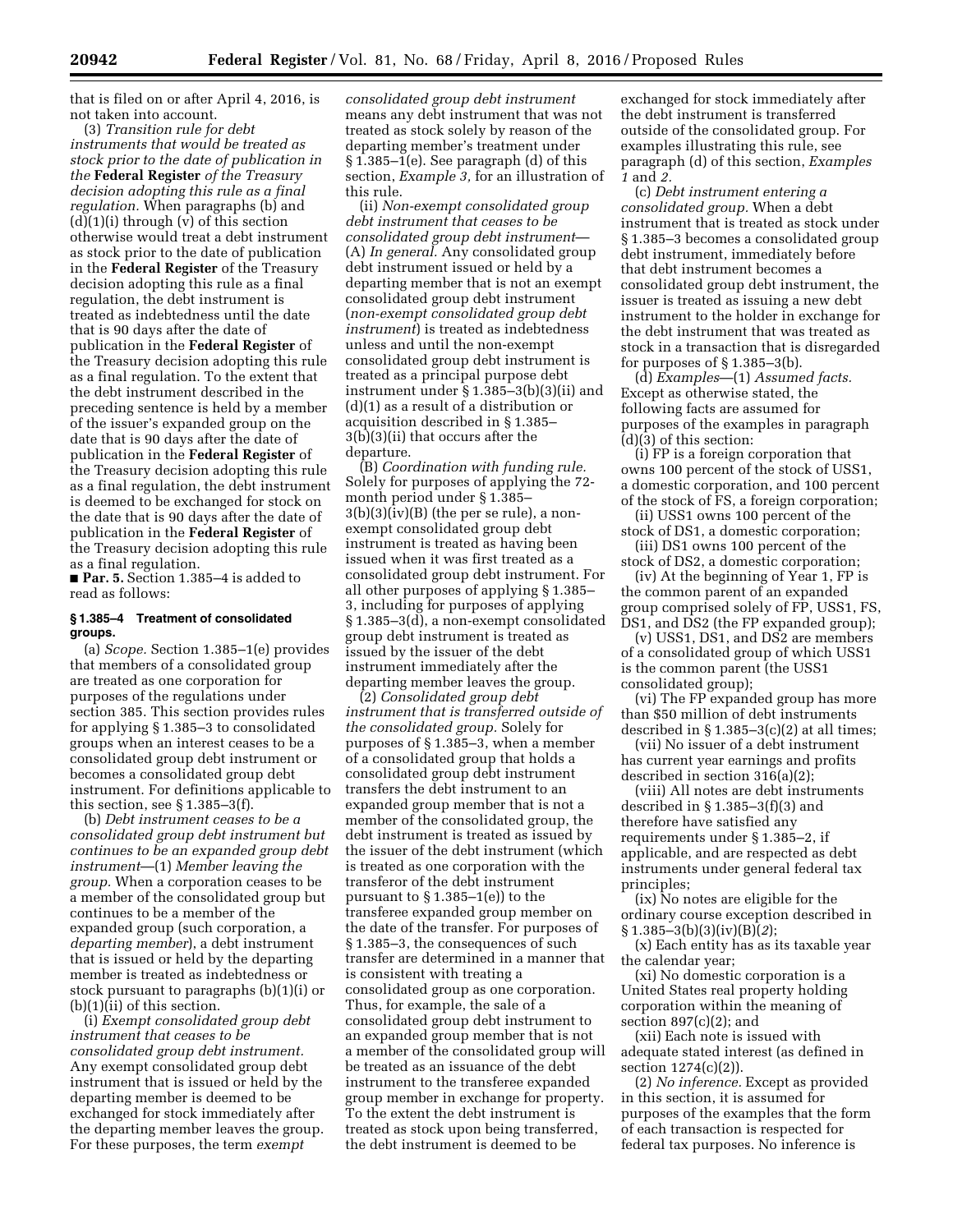that is filed on or after April 4, 2016, is not taken into account.

(3) *Transition rule for debt instruments that would be treated as stock prior to the date of publication in the* **Federal Register** *of the Treasury decision adopting this rule as a final regulation.* When paragraphs (b) and (d)(1)(i) through (v) of this section otherwise would treat a debt instrument as stock prior to the date of publication in the **Federal Register** of the Treasury decision adopting this rule as a final regulation, the debt instrument is treated as indebtedness until the date that is 90 days after the date of publication in the **Federal Register** of the Treasury decision adopting this rule as a final regulation. To the extent that the debt instrument described in the preceding sentence is held by a member of the issuer's expanded group on the date that is 90 days after the date of publication in the **Federal Register** of the Treasury decision adopting this rule as a final regulation, the debt instrument is deemed to be exchanged for stock on the date that is 90 days after the date of publication in the **Federal Register** of the Treasury decision adopting this rule as a final regulation.

■ **Par. 5.** Section 1.385–4 is added to read as follows:

### § 1.385–4 Treatment of consolidated groups.

(a) *Scope.* Section 1.385–1(e) provides that members of a consolidated group are treated as one corporation for purposes of the regulations under section 385. This section provides rules for applying § 1.385–3 to consolidated groups when an interest ceases to be a consolidated group debt instrument or becomes a consolidated group debt instrument. For definitions applicable to this section, see § 1.385–3(f).

(b) *Debt instrument ceases to be a consolidated group debt instrument but continues to be an expanded group debt instrument*—(1) *Member leaving the group.* When a corporation ceases to be a member of the consolidated group but continues to be a member of the expanded group (such corporation, a *departing member*), a debt instrument that is issued or held by the departing member is treated as indebtedness or stock pursuant to paragraphs (b)(1)(i) or (b)(1)(ii) of this section.

(i) *Exempt consolidated group debt instrument that ceases to be consolidated group debt instrument.* Any exempt consolidated group debt instrument that is issued or held by the departing member is deemed to be exchanged for stock immediately after the departing member leaves the group. For these purposes, the term *exempt consolidated group debt instrument* means any debt instrument that was not treated as stock solely by reason of the departing member's treatment under § 1.385–1(e). See paragraph (d) of this section, *Example 3,* for an illustration of this rule.

(ii) *Non-exempt consolidated group debt instrument that ceases to be consolidated group debt instrument*—(A) *In general.* Any consolidated group debt instrument issued or held by a departing member that is not an exempt consolidated group debt instrument (*non-exempt consolidated group debt instrument*) is treated as indebtedness unless and until the non-exempt consolidated group debt instrument is treated as a principal purpose debt instrument under § 1.385–3(b)(3)(ii) and (d)(1) as a result of a distribution or acquisition described in § 1.385–3(b)(3)(ii) that occurs after the departure.

(B) *Coordination with funding rule.* Solely for purposes of applying the 72-month period under § 1.385–3(b)(3)(iv)(B) (the per se rule), a non-exempt consolidated group debt instrument is treated as having been issued when it was first treated as a consolidated group debt instrument. For all other purposes of applying § 1.385–3, including for purposes of applying § 1.385–3(d), a non-exempt consolidated group debt instrument is treated as issued by the issuer of the debt instrument immediately after the departing member leaves the group.

(2) *Consolidated group debt instrument that is transferred outside of the consolidated group.* Solely for purposes of § 1.385–3, when a member of a consolidated group that holds a consolidated group debt instrument transfers the debt instrument to an expanded group member that is not a member of the consolidated group, the debt instrument is treated as issued by the issuer of the debt instrument (which is treated as one corporation with the transferor of the debt instrument pursuant to § 1.385–1(e)) to the transferee expanded group member on the date of the transfer. For purposes of § 1.385–3, the consequences of such transfer are determined in a manner that is consistent with treating a consolidated group as one corporation. Thus, for example, the sale of a consolidated group debt instrument to an expanded group member that is not a member of the consolidated group will be treated as an issuance of the debt instrument to the transferee expanded group member in exchange for property. To the extent the debt instrument is treated as stock upon being transferred, the debt instrument is deemed to be exchanged for stock immediately after the debt instrument is transferred outside of the consolidated group. For examples illustrating this rule, see paragraph (d) of this section, *Examples 1* and *2.*

(c) *Debt instrument entering a consolidated group.* When a debt instrument that is treated as stock under § 1.385–3 becomes a consolidated group debt instrument, immediately before that debt instrument becomes a consolidated group debt instrument, the issuer is treated as issuing a new debt instrument to the holder in exchange for the debt instrument that was treated as stock in a transaction that is disregarded for purposes of § 1.385–3(b).

(d) *Examples*—(1) *Assumed facts.* Except as otherwise stated, the following facts are assumed for purposes of the examples in paragraph (d)(3) of this section:

(i) FP is a foreign corporation that owns 100 percent of the stock of USS1, a domestic corporation, and 100 percent of the stock of FS, a foreign corporation;

(ii) USS1 owns 100 percent of the stock of DS1, a domestic corporation;

(iii) DS1 owns 100 percent of the stock of DS2, a domestic corporation;

(iv) At the beginning of Year 1, FP is the common parent of an expanded group comprised solely of FP, USS1, FS, DS1, and DS2 (the FP expanded group);

(v) USS1, DS1, and DS2 are members of a consolidated group of which USS1 is the common parent (the USS1 consolidated group);

(vi) The FP expanded group has more than $50 million of debt instruments described in § 1.385–3(c)(2) at all times;

(vii) No issuer of a debt instrument has current year earnings and profits described in section 316(a)(2);

(viii) All notes are debt instruments described in § 1.385–3(f)(3) and therefore have satisfied any requirements under § 1.385–2, if applicable, and are respected as debt instruments under general federal tax principles;

(ix) No notes are eligible for the ordinary course exception described in § 1.385–3(b)(3)(iv)(B)(*2*);

(x) Each entity has as its taxable year the calendar year;

(xi) No domestic corporation is a United States real property holding corporation within the meaning of section 897(c)(2); and

(xii) Each note is issued with adequate stated interest (as defined in section 1274(c)(2)).

(2) *No inference.* Except as provided in this section, it is assumed for purposes of the examples that the form of each transaction is respected for federal tax purposes. No inference is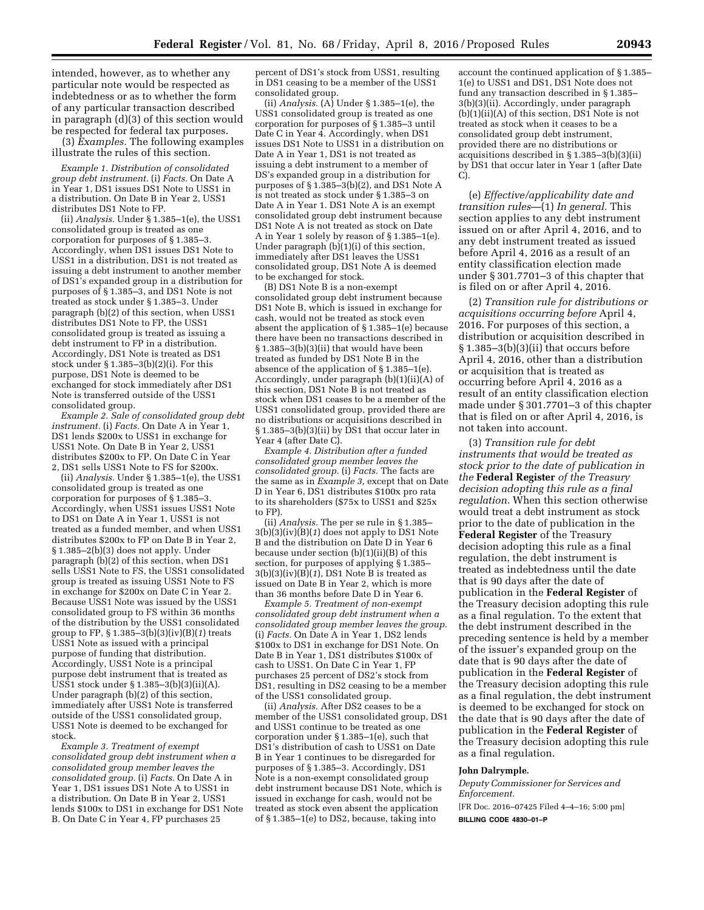intended, however, as to whether any particular note would be respected as indebtedness or as to whether the form of any particular transaction described in paragraph (d)(3) of this section would be respected for federal tax purposes.

(3) *Examples.* The following examples illustrate the rules of this section.

*Example 1. Distribution of consolidated group debt instrument.* (i) *Facts.* On Date A in Year 1, DS1 issues DS1 Note to USS1 in a distribution. On Date B in Year 2, USS1 distributes DS1 Note to FP.

(ii) *Analysis.* Under § 1.385–1(e), the USS1 consolidated group is treated as one corporation for purposes of § 1.385–3. Accordingly, when DS1 issues DS1 Note to USS1 in a distribution, DS1 is not treated as issuing a debt instrument to another member of DS1's expanded group in a distribution for purposes of § 1.385–3, and DS1 Note is not treated as stock under § 1.385–3. Under paragraph (b)(2) of this section, when USS1 distributes DS1 Note to FP, the USS1 consolidated group is treated as issuing a debt instrument to FP in a distribution. Accordingly, DS1 Note is treated as DS1 stock under § 1.385–3(b)(2)(i). For this purpose, DS1 Note is deemed to be exchanged for stock immediately after DS1 Note is transferred outside of the USS1 consolidated group.

*Example 2. Sale of consolidated group debt instrument.* (i) *Facts.* On Date A in Year 1, DS1 lends $200x to USS1 in exchange for USS1 Note. On Date B in Year 2, USS1 distributes $200x to FP. On Date C in Year 2, DS1 sells USS1 Note to FS for $200x.

(ii) *Analysis.* Under § 1.385–1(e), the USS1 consolidated group is treated as one corporation for purposes of § 1.385–3. Accordingly, when USS1 issues USS1 Note to DS1 on Date A in Year 1, USS1 is not treated as a funded member, and when USS1 distributes $200x to FP on Date B in Year 2, § 1.385–2(b)(3) does not apply. Under paragraph (b)(2) of this section, when DS1 sells USS1 Note to FS, the USS1 consolidated group is treated as issuing USS1 Note to FS in exchange for $200x on Date C in Year 2. Because USS1 Note was issued by the USS1 consolidated group to FS within 36 months of the distribution by the USS1 consolidated group to FP, § 1.385–3(b)(3)(iv)(B)(*1*) treats USS1 Note as issued with a principal purpose of funding that distribution. Accordingly, USS1 Note is a principal purpose debt instrument that is treated as USS1 stock under § 1.385–3(b)(3)(ii)(A). Under paragraph (b)(2) of this section, immediately after USS1 Note is transferred outside of the USS1 consolidated group, USS1 Note is deemed to be exchanged for stock.

*Example 3. Treatment of exempt consolidated group debt instrument when a consolidated group member leaves the consolidated group.* (i) *Facts.* On Date A in Year 1, DS1 issues DS1 Note A to USS1 in a distribution. On Date B in Year 2, USS1 lends $100x to DS1 in exchange for DS1 Note B. On Date C in Year 4, FP purchases 25 percent of DS1's stock from USS1, resulting in DS1 ceasing to be a member of the USS1 consolidated group.

(ii) *Analysis.* (A) Under § 1.385–1(e), the USS1 consolidated group is treated as one corporation for purposes of § 1.385–3 until Date C in Year 4. Accordingly, when DS1 issues DS1 Note to USS1 in a distribution on Date A in Year 1, DS1 is not treated as issuing a debt instrument to a member of DS's expanded group in a distribution for purposes of § 1.385–3(b)(2), and DS1 Note A is not treated as stock under § 1.385–3 on Date A in Year 1. DS1 Note A is an exempt consolidated group debt instrument because DS1 Note A is not treated as stock on Date A in Year 1 solely by reason of § 1.385–1(e). Under paragraph (b)(1)(i) of this section, immediately after DS1 leaves the USS1 consolidated group, DS1 Note A is deemed to be exchanged for stock.

(B) DS1 Note B is a non-exempt consolidated group debt instrument because DS1 Note B, which is issued in exchange for cash, would not be treated as stock even absent the application of § 1.385–1(e) because there have been no transactions described in § 1.385–3(b)(3)(ii) that would have been treated as funded by DS1 Note B in the absence of the application of § 1.385–1(e). Accordingly, under paragraph (b)(1)(ii)(A) of this section, DS1 Note B is not treated as stock when DS1 ceases to be a member of the USS1 consolidated group, provided there are no distributions or acquisitions described in § 1.385–3(b)(3)(ii) by DS1 that occur later in Year 4 (after Date C).

*Example 4. Distribution after a funded consolidated group member leaves the consolidated group.* (i) *Facts.* The facts are the same as in *Example 3,* except that on Date D in Year 6, DS1 distributes $100x pro rata to its shareholders ($75x to USS1 and $25x to FP).

(ii) *Analysis.* The per se rule in § 1.385–3(b)(3)(iv)(B)(*1*) does not apply to DS1 Note B and the distribution on Date D in Year 6 because under section (b)(1)(ii)(B) of this section, for purposes of applying § 1.385–3(b)(3)(iv)(B)(*1*), DS1 Note B is treated as issued on Date B in Year 2, which is more than 36 months before Date D in Year 6.

*Example 5. Treatment of non-exempt consolidated group debt instrument when a consolidated group member leaves the group.* (i) *Facts.* On Date A in Year 1, DS2 lends $100x to DS1 in exchange for DS1 Note. On Date B in Year 1, DS1 distributes $100x of cash to USS1. On Date C in Year 1, FP purchases 25 percent of DS2's stock from DS1, resulting in DS2 ceasing to be a member of the USS1 consolidated group.

(ii) *Analysis.* After DS2 ceases to be a member of the USS1 consolidated group, DS1 and USS1 continue to be treated as one corporation under § 1.385–1(e), such that DS1's distribution of cash to USS1 on Date B in Year 1 continues to be disregarded for purposes of § 1.385–3. Accordingly, DS1 Note is a non-exempt consolidated group debt instrument because DS1 Note, which is issued in exchange for cash, would not be treated as stock even absent the application of § 1.385–1(e) to DS2, because, taking into account the continued application of § 1.385–1(e) to USS1 and DS1, DS1 Note does not fund any transaction described in § 1.385–3(b)(3)(ii). Accordingly, under paragraph (b)(1)(ii)(A) of this section, DS1 Note is not treated as stock when it ceases to be a consolidated group debt instrument, provided there are no distributions or acquisitions described in § 1.385–3(b)(3)(ii) by DS1 that occur later in Year 1 (after Date C).

(e) *Effective/applicability date and transition rules*—(1) *In general.* This section applies to any debt instrument issued on or after April 4, 2016, and to any debt instrument treated as issued before April 4, 2016 as a result of an entity classification election made under § 301.7701–3 of this chapter that is filed on or after April 4, 2016.

(2) *Transition rule for distributions or acquisitions occurring before* April 4, 2016. For purposes of this section, a distribution or acquisition described in § 1.385–3(b)(3)(ii) that occurs before April 4, 2016, other than a distribution or acquisition that is treated as occurring before April 4, 2016 as a result of an entity classification election made under § 301.7701–3 of this chapter that is filed on or after April 4, 2016, is not taken into account.

(3) *Transition rule for debt instruments that would be treated as stock prior to the date of publication in the* **Federal Register** *of the Treasury decision adopting this rule as a final regulation.* When this section otherwise would treat a debt instrument as stock prior to the date of publication in the **Federal Register** of the Treasury decision adopting this rule as a final regulation, the debt instrument is treated as indebtedness until the date that is 90 days after the date of publication in the **Federal Register** of the Treasury decision adopting this rule as a final regulation. To the extent that the debt instrument described in the preceding sentence is held by a member of the issuer's expanded group on the date that is 90 days after the date of publication in the **Federal Register** of the Treasury decision adopting this rule as a final regulation, the debt instrument is deemed to be exchanged for stock on the date that is 90 days after the date of publication in the **Federal Register** of the Treasury decision adopting this rule as a final regulation.

**John Dalrymple,**

*Deputy Commissioner for Services and Enforcement.*

[FR Doc. 2016–07425 Filed 4–4–16; 5:00 pm]

**BILLING CODE 4830–01–P**